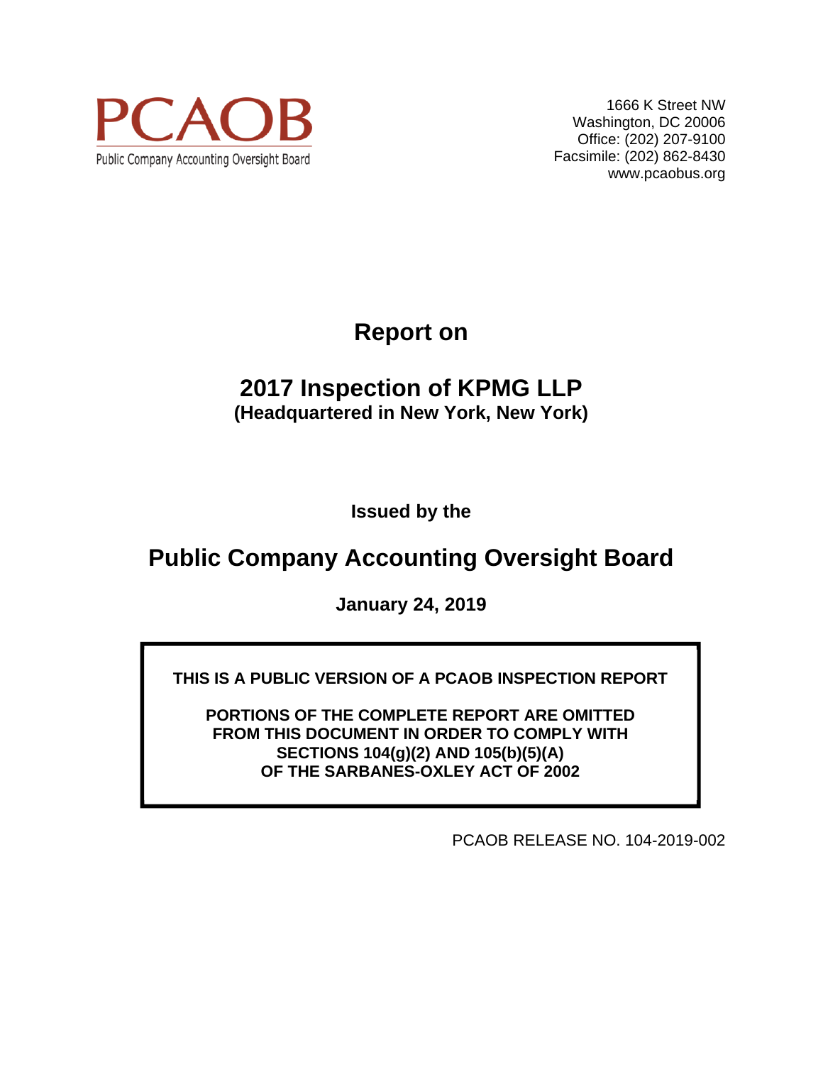PCAOB

Public Company Accounting Oversight Board

1666 K Street NW
Washington, DC 20006
Office: (202) 207-9100
Facsimile: (202) 862-8430
www.pcaobus.org

# Report on

# 2017 Inspection of KPMG LLP

**(Headquartered in New York, New York)**

**Issued by the**

## Public Company Accounting Oversight Board

**January 24, 2019**

**THIS IS A PUBLIC VERSION OF A PCAOB INSPECTION REPORT**

**PORTIONS OF THE COMPLETE REPORT ARE OMITTED FROM THIS DOCUMENT IN ORDER TO COMPLY WITH SECTIONS 104(g)(2) AND 105(b)(5)(A) OF THE SARBANES-OXLEY ACT OF 2002**

PCAOB RELEASE NO. 104-2019-002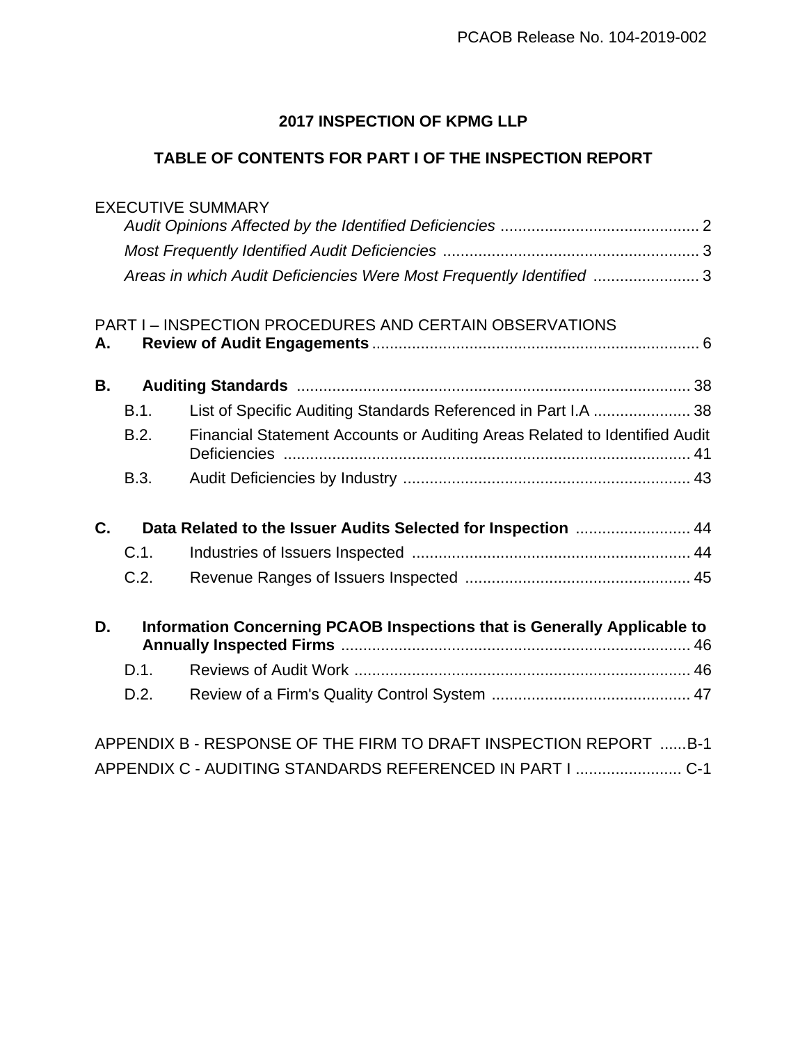## 2017 INSPECTION OF KPMG LLP

## TABLE OF CONTENTS FOR PART I OF THE INSPECTION REPORT

EXECUTIVE SUMMARY

- *Audit Opinions Affected by the Identified Deficiencies* ............................................. 2
- *Most Frequently Identified Audit Deficiencies* .......................................................... 3
- *Areas in which Audit Deficiencies Were Most Frequently Identified* ........................ 3

PART I – INSPECTION PROCEDURES AND CERTAIN OBSERVATIONS

**A. Review of Audit Engagements** ......................................................................... 6

**B. Auditing Standards** ......................................................................................... 38

- B.1. List of Specific Auditing Standards Referenced in Part I.A ...................... 38
- B.2. Financial Statement Accounts or Auditing Areas Related to Identified Audit Deficiencies ............................................................................................ 41
- B.3. Audit Deficiencies by Industry ................................................................. 43

**C. Data Related to the Issuer Audits Selected for Inspection** .......................... 44

- C.1. Industries of Issuers Inspected ............................................................... 44
- C.2. Revenue Ranges of Issuers Inspected ................................................... 45

**D. Information Concerning PCAOB Inspections that is Generally Applicable to Annually Inspected Firms** ............................................................................... 46

- D.1. Reviews of Audit Work ............................................................................ 46
- D.2. Review of a Firm's Quality Control System ............................................. 47

APPENDIX B - RESPONSE OF THE FIRM TO DRAFT INSPECTION REPORT ......B-1

APPENDIX C - AUDITING STANDARDS REFERENCED IN PART I ........................ C-1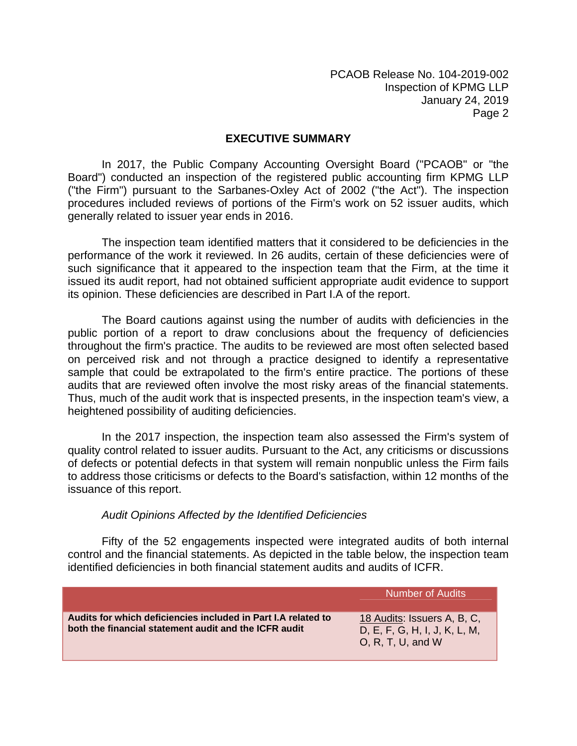## EXECUTIVE SUMMARY

In 2017, the Public Company Accounting Oversight Board ("PCAOB" or "the Board") conducted an inspection of the registered public accounting firm KPMG LLP ("the Firm") pursuant to the Sarbanes-Oxley Act of 2002 ("the Act"). The inspection procedures included reviews of portions of the Firm's work on 52 issuer audits, which generally related to issuer year ends in 2016.

The inspection team identified matters that it considered to be deficiencies in the performance of the work it reviewed. In 26 audits, certain of these deficiencies were of such significance that it appeared to the inspection team that the Firm, at the time it issued its audit report, had not obtained sufficient appropriate audit evidence to support its opinion. These deficiencies are described in Part I.A of the report.

The Board cautions against using the number of audits with deficiencies in the public portion of a report to draw conclusions about the frequency of deficiencies throughout the firm's practice. The audits to be reviewed are most often selected based on perceived risk and not through a practice designed to identify a representative sample that could be extrapolated to the firm's entire practice. The portions of these audits that are reviewed often involve the most risky areas of the financial statements. Thus, much of the audit work that is inspected presents, in the inspection team's view, a heightened possibility of auditing deficiencies.

In the 2017 inspection, the inspection team also assessed the Firm's system of quality control related to issuer audits. Pursuant to the Act, any criticisms or discussions of defects or potential defects in that system will remain nonpublic unless the Firm fails to address those criticisms or defects to the Board's satisfaction, within 12 months of the issuance of this report.

*Audit Opinions Affected by the Identified Deficiencies*

Fifty of the 52 engagements inspected were integrated audits of both internal control and the financial statements. As depicted in the table below, the inspection team identified deficiencies in both financial statement audits and audits of ICFR.

| | Number of Audits |
|---|---|
| **Audits for which deficiencies included in Part I.A related to both the financial statement audit and the ICFR audit** | 18 Audits: Issuers A, B, C, D, E, F, G, H, I, J, K, L, M, O, R, T, U, and W |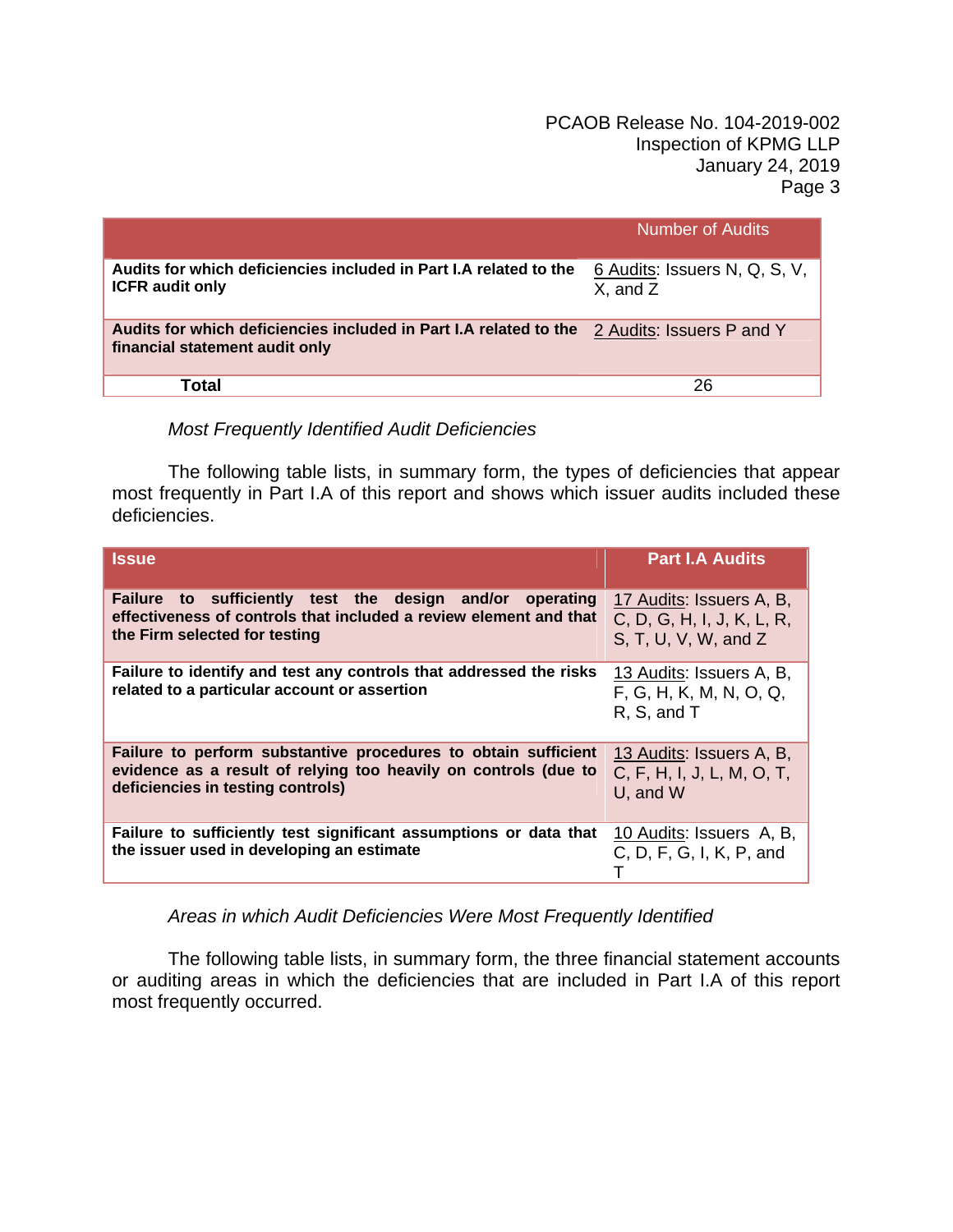| | Number of Audits |
|---|---|
| **Audits for which deficiencies included in Part I.A related to the ICFR audit only** | 6 Audits: Issuers N, Q, S, V, X, and Z |
| **Audits for which deficiencies included in Part I.A related to the financial statement audit only** | 2 Audits: Issuers P and Y |
| **Total** | 26 |

*Most Frequently Identified Audit Deficiencies*

The following table lists, in summary form, the types of deficiencies that appear most frequently in Part I.A of this report and shows which issuer audits included these deficiencies.

| Issue | Part I.A Audits |
|---|---|
| **Failure to sufficiently test the design and/or operating effectiveness of controls that included a review element and that the Firm selected for testing** | 17 Audits: Issuers A, B, C, D, G, H, I, J, K, L, R, S, T, U, V, W, and Z |
| **Failure to identify and test any controls that addressed the risks related to a particular account or assertion** | 13 Audits: Issuers A, B, F, G, H, K, M, N, O, Q, R, S, and T |
| **Failure to perform substantive procedures to obtain sufficient evidence as a result of relying too heavily on controls (due to deficiencies in testing controls)** | 13 Audits: Issuers A, B, C, F, H, I, J, L, M, O, T, U, and W |
| **Failure to sufficiently test significant assumptions or data that the issuer used in developing an estimate** | 10 Audits: Issuers A, B, C, D, F, G, I, K, P, and T |

*Areas in which Audit Deficiencies Were Most Frequently Identified*

The following table lists, in summary form, the three financial statement accounts or auditing areas in which the deficiencies that are included in Part I.A of this report most frequently occurred.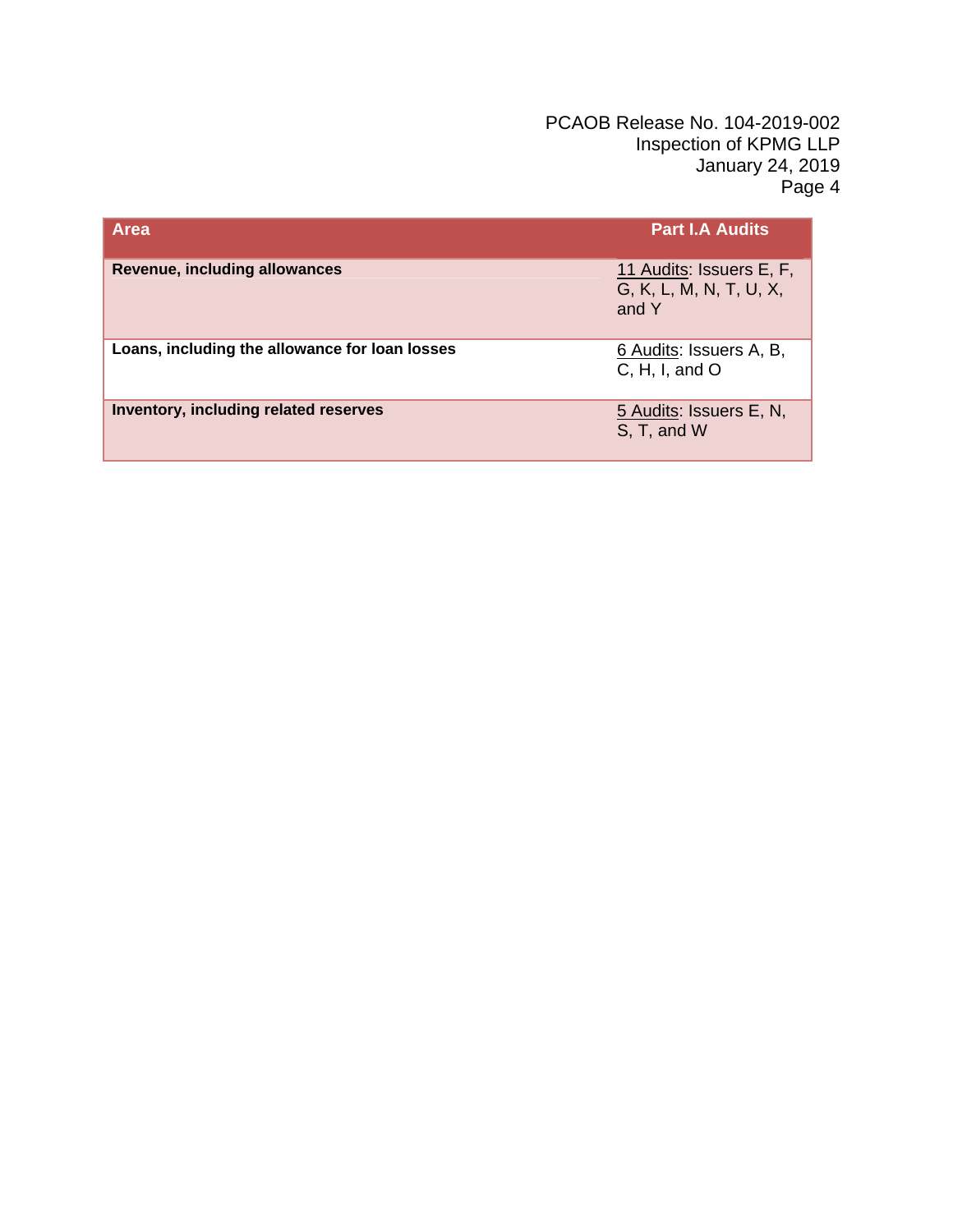| Area | Part I.A Audits |
|---|---|
| **Revenue, including allowances** | 11 Audits: Issuers E, F, G, K, L, M, N, T, U, X, and Y |
| **Loans, including the allowance for loan losses** | 6 Audits: Issuers A, B, C, H, I, and O |
| **Inventory, including related reserves** | 5 Audits: Issuers E, N, S, T, and W |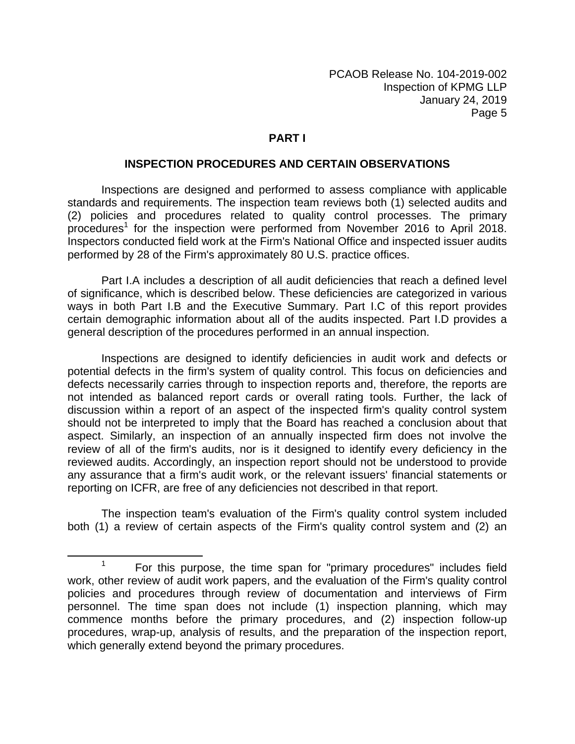## PART I

### INSPECTION PROCEDURES AND CERTAIN OBSERVATIONS

Inspections are designed and performed to assess compliance with applicable standards and requirements. The inspection team reviews both (1) selected audits and (2) policies and procedures related to quality control processes. The primary procedures[1] for the inspection were performed from November 2016 to April 2018. Inspectors conducted field work at the Firm's National Office and inspected issuer audits performed by 28 of the Firm's approximately 80 U.S. practice offices.

Part I.A includes a description of all audit deficiencies that reach a defined level of significance, which is described below. These deficiencies are categorized in various ways in both Part I.B and the Executive Summary. Part I.C of this report provides certain demographic information about all of the audits inspected. Part I.D provides a general description of the procedures performed in an annual inspection.

Inspections are designed to identify deficiencies in audit work and defects or potential defects in the firm's system of quality control. This focus on deficiencies and defects necessarily carries through to inspection reports and, therefore, the reports are not intended as balanced report cards or overall rating tools. Further, the lack of discussion within a report of an aspect of the inspected firm's quality control system should not be interpreted to imply that the Board has reached a conclusion about that aspect. Similarly, an inspection of an annually inspected firm does not involve the review of all of the firm's audits, nor is it designed to identify every deficiency in the reviewed audits. Accordingly, an inspection report should not be understood to provide any assurance that a firm's audit work, or the relevant issuers' financial statements or reporting on ICFR, are free of any deficiencies not described in that report.

The inspection team's evaluation of the Firm's quality control system included both (1) a review of certain aspects of the Firm's quality control system and (2) an

---

[1] For this purpose, the time span for "primary procedures" includes field work, other review of audit work papers, and the evaluation of the Firm's quality control policies and procedures through review of documentation and interviews of Firm personnel. The time span does not include (1) inspection planning, which may commence months before the primary procedures, and (2) inspection follow-up procedures, wrap-up, analysis of results, and the preparation of the inspection report, which generally extend beyond the primary procedures.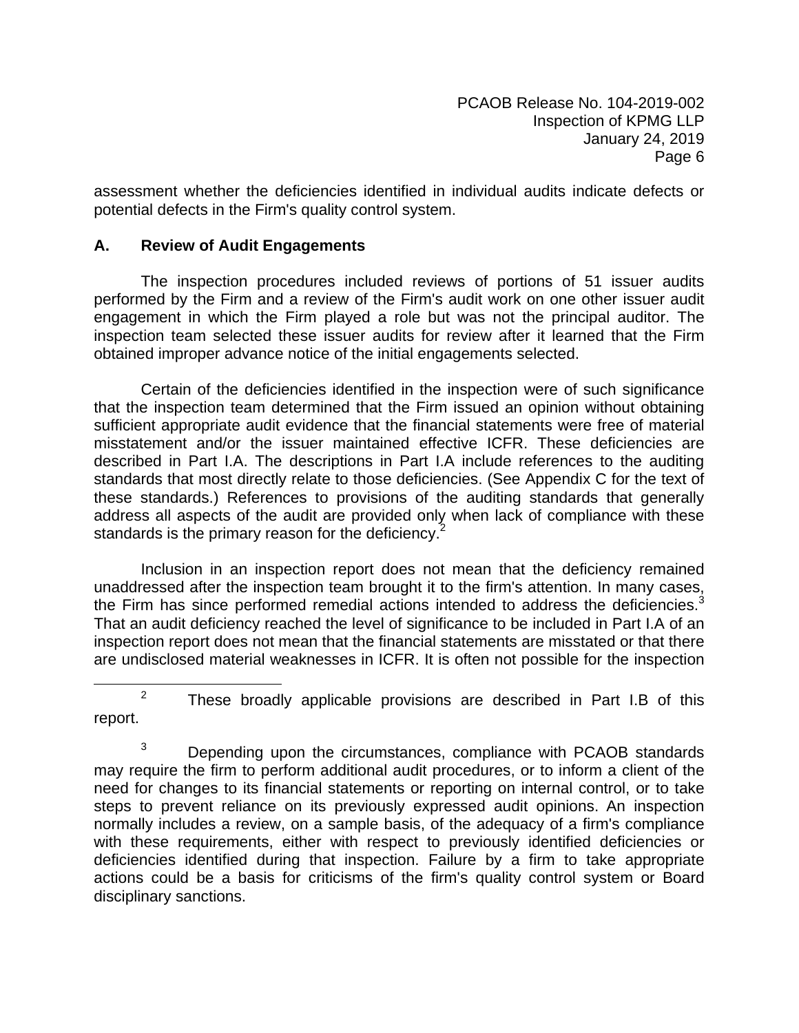assessment whether the deficiencies identified in individual audits indicate defects or potential defects in the Firm's quality control system.

## A. Review of Audit Engagements

The inspection procedures included reviews of portions of 51 issuer audits performed by the Firm and a review of the Firm's audit work on one other issuer audit engagement in which the Firm played a role but was not the principal auditor. The inspection team selected these issuer audits for review after it learned that the Firm obtained improper advance notice of the initial engagements selected.

Certain of the deficiencies identified in the inspection were of such significance that the inspection team determined that the Firm issued an opinion without obtaining sufficient appropriate audit evidence that the financial statements were free of material misstatement and/or the issuer maintained effective ICFR. These deficiencies are described in Part I.A. The descriptions in Part I.A include references to the auditing standards that most directly relate to those deficiencies. (See Appendix C for the text of these standards.) References to provisions of the auditing standards that generally address all aspects of the audit are provided only when lack of compliance with these standards is the primary reason for the deficiency.[2]

Inclusion in an inspection report does not mean that the deficiency remained unaddressed after the inspection team brought it to the firm's attention. In many cases, the Firm has since performed remedial actions intended to address the deficiencies.[3] That an audit deficiency reached the level of significance to be included in Part I.A of an inspection report does not mean that the financial statements are misstated or that there are undisclosed material weaknesses in ICFR. It is often not possible for the inspection

---

[2] These broadly applicable provisions are described in Part I.B of this report.

[3] Depending upon the circumstances, compliance with PCAOB standards may require the firm to perform additional audit procedures, or to inform a client of the need for changes to its financial statements or reporting on internal control, or to take steps to prevent reliance on its previously expressed audit opinions. An inspection normally includes a review, on a sample basis, of the adequacy of a firm's compliance with these requirements, either with respect to previously identified deficiencies or deficiencies identified during that inspection. Failure by a firm to take appropriate actions could be a basis for criticisms of the firm's quality control system or Board disciplinary sanctions.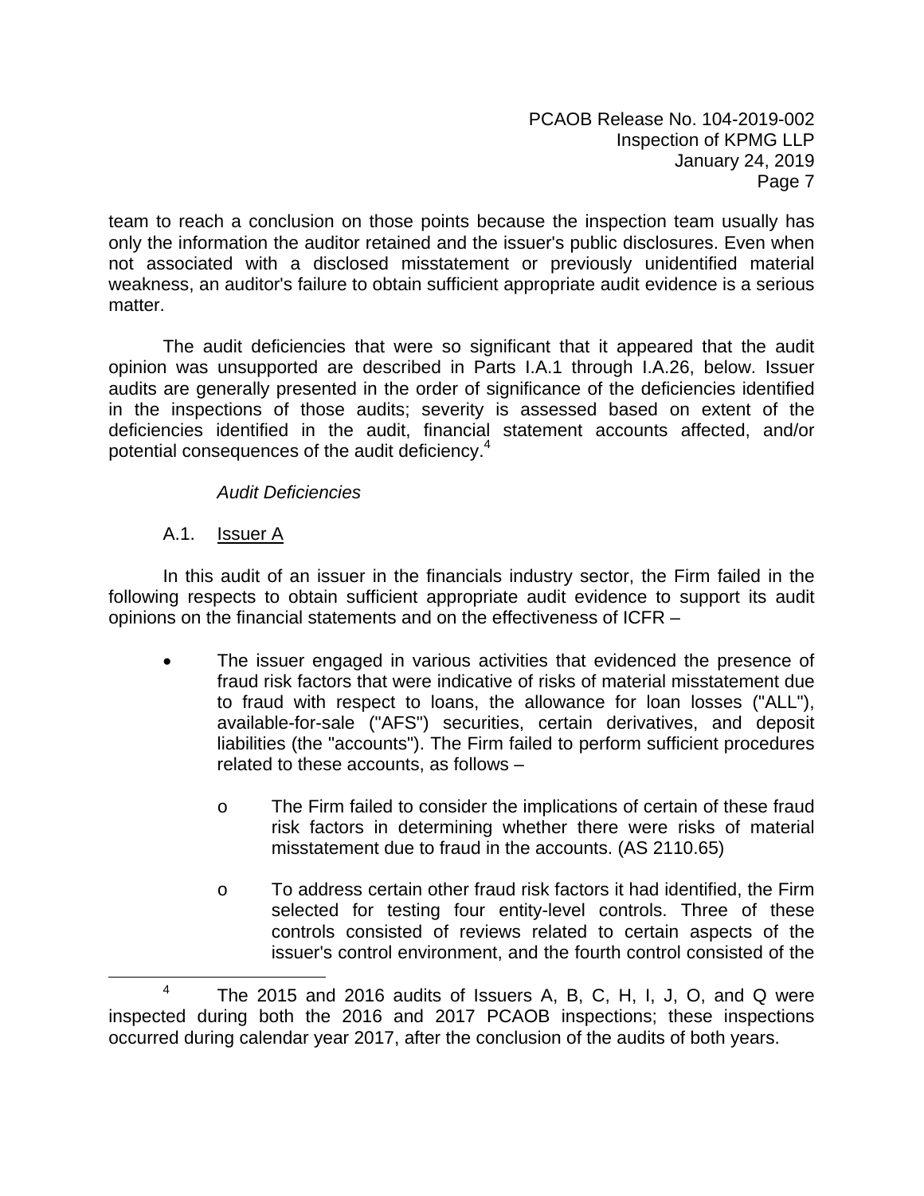team to reach a conclusion on those points because the inspection team usually has only the information the auditor retained and the issuer's public disclosures. Even when not associated with a disclosed misstatement or previously unidentified material weakness, an auditor's failure to obtain sufficient appropriate audit evidence is a serious matter.

The audit deficiencies that were so significant that it appeared that the audit opinion was unsupported are described in Parts I.A.1 through I.A.26, below. Issuer audits are generally presented in the order of significance of the deficiencies identified in the inspections of those audits; severity is assessed based on extent of the deficiencies identified in the audit, financial statement accounts affected, and/or potential consequences of the audit deficiency.[4]

*Audit Deficiencies*

A.1. Issuer A

In this audit of an issuer in the financials industry sector, the Firm failed in the following respects to obtain sufficient appropriate audit evidence to support its audit opinions on the financial statements and on the effectiveness of ICFR –

- The issuer engaged in various activities that evidenced the presence of fraud risk factors that were indicative of risks of material misstatement due to fraud with respect to loans, the allowance for loan losses ("ALL"), available-for-sale ("AFS") securities, certain derivatives, and deposit liabilities (the "accounts"). The Firm failed to perform sufficient procedures related to these accounts, as follows –
  - The Firm failed to consider the implications of certain of these fraud risk factors in determining whether there were risks of material misstatement due to fraud in the accounts. (AS 2110.65)
  - To address certain other fraud risk factors it had identified, the Firm selected for testing four entity-level controls. Three of these controls consisted of reviews related to certain aspects of the issuer's control environment, and the fourth control consisted of the

[4] The 2015 and 2016 audits of Issuers A, B, C, H, I, J, O, and Q were inspected during both the 2016 and 2017 PCAOB inspections; these inspections occurred during calendar year 2017, after the conclusion of the audits of both years.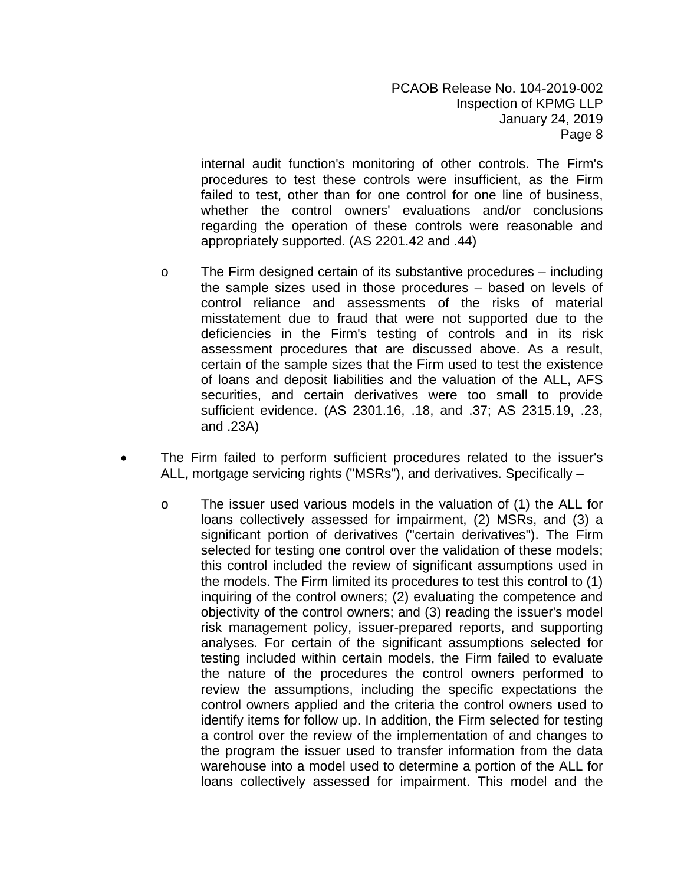internal audit function's monitoring of other controls. The Firm's procedures to test these controls were insufficient, as the Firm failed to test, other than for one control for one line of business, whether the control owners' evaluations and/or conclusions regarding the operation of these controls were reasonable and appropriately supported. (AS 2201.42 and .44)

  - The Firm designed certain of its substantive procedures – including the sample sizes used in those procedures – based on levels of control reliance and assessments of the risks of material misstatement due to fraud that were not supported due to the deficiencies in the Firm's testing of controls and in its risk assessment procedures that are discussed above. As a result, certain of the sample sizes that the Firm used to test the existence of loans and deposit liabilities and the valuation of the ALL, AFS securities, and certain derivatives were too small to provide sufficient evidence. (AS 2301.16, .18, and .37; AS 2315.19, .23, and .23A)

- The Firm failed to perform sufficient procedures related to the issuer's ALL, mortgage servicing rights ("MSRs"), and derivatives. Specifically –

  - The issuer used various models in the valuation of (1) the ALL for loans collectively assessed for impairment, (2) MSRs, and (3) a significant portion of derivatives ("certain derivatives"). The Firm selected for testing one control over the validation of these models; this control included the review of significant assumptions used in the models. The Firm limited its procedures to test this control to (1) inquiring of the control owners; (2) evaluating the competence and objectivity of the control owners; and (3) reading the issuer's model risk management policy, issuer-prepared reports, and supporting analyses. For certain of the significant assumptions selected for testing included within certain models, the Firm failed to evaluate the nature of the procedures the control owners performed to review the assumptions, including the specific expectations the control owners applied and the criteria the control owners used to identify items for follow up. In addition, the Firm selected for testing a control over the review of the implementation of and changes to the program the issuer used to transfer information from the data warehouse into a model used to determine a portion of the ALL for loans collectively assessed for impairment. This model and the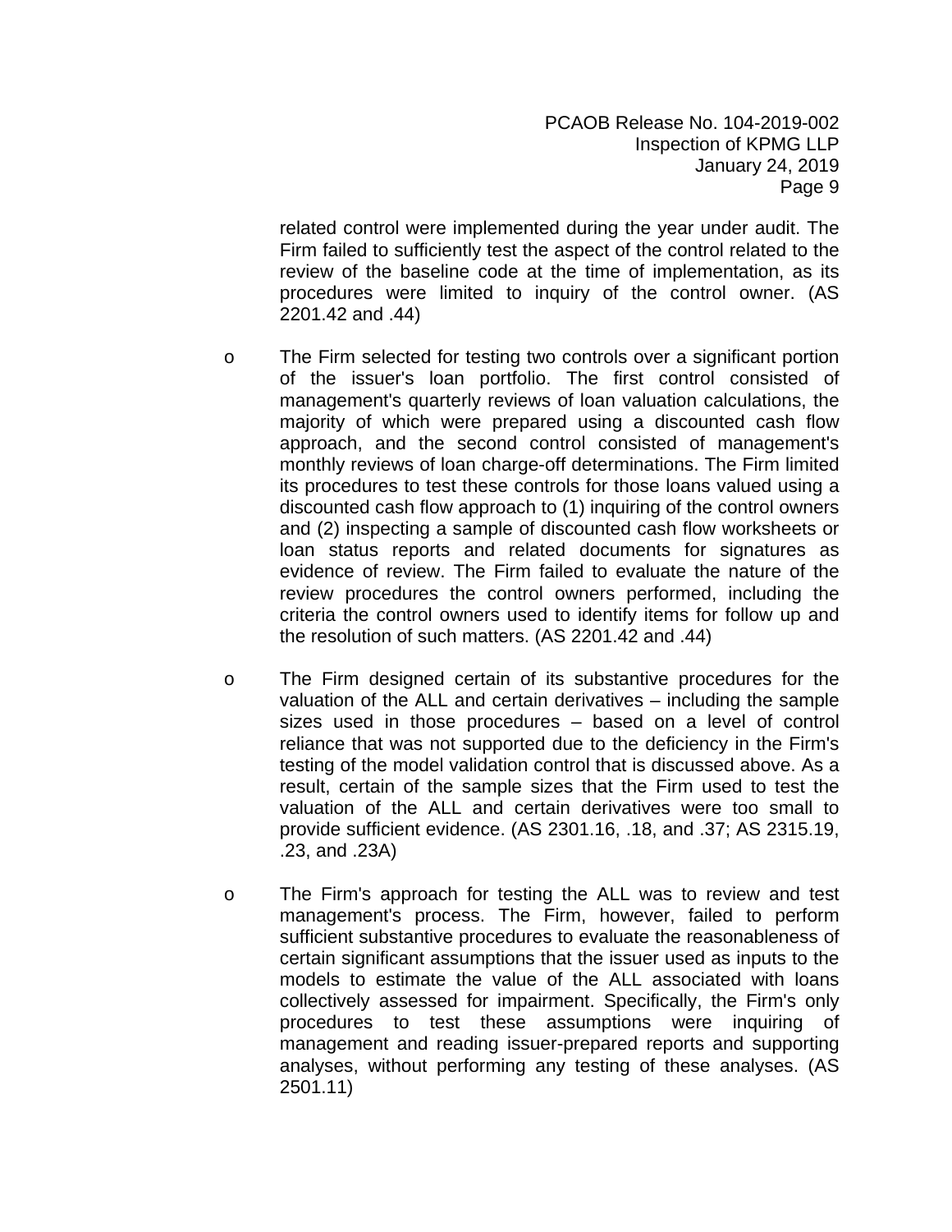related control were implemented during the year under audit. The Firm failed to sufficiently test the aspect of the control related to the review of the baseline code at the time of implementation, as its procedures were limited to inquiry of the control owner. (AS 2201.42 and .44)

- The Firm selected for testing two controls over a significant portion of the issuer's loan portfolio. The first control consisted of management's quarterly reviews of loan valuation calculations, the majority of which were prepared using a discounted cash flow approach, and the second control consisted of management's monthly reviews of loan charge-off determinations. The Firm limited its procedures to test these controls for those loans valued using a discounted cash flow approach to (1) inquiring of the control owners and (2) inspecting a sample of discounted cash flow worksheets or loan status reports and related documents for signatures as evidence of review. The Firm failed to evaluate the nature of the review procedures the control owners performed, including the criteria the control owners used to identify items for follow up and the resolution of such matters. (AS 2201.42 and .44)

- The Firm designed certain of its substantive procedures for the valuation of the ALL and certain derivatives – including the sample sizes used in those procedures – based on a level of control reliance that was not supported due to the deficiency in the Firm's testing of the model validation control that is discussed above. As a result, certain of the sample sizes that the Firm used to test the valuation of the ALL and certain derivatives were too small to provide sufficient evidence. (AS 2301.16, .18, and .37; AS 2315.19, .23, and .23A)

- The Firm's approach for testing the ALL was to review and test management's process. The Firm, however, failed to perform sufficient substantive procedures to evaluate the reasonableness of certain significant assumptions that the issuer used as inputs to the models to estimate the value of the ALL associated with loans collectively assessed for impairment. Specifically, the Firm's only procedures to test these assumptions were inquiring of management and reading issuer-prepared reports and supporting analyses, without performing any testing of these analyses. (AS 2501.11)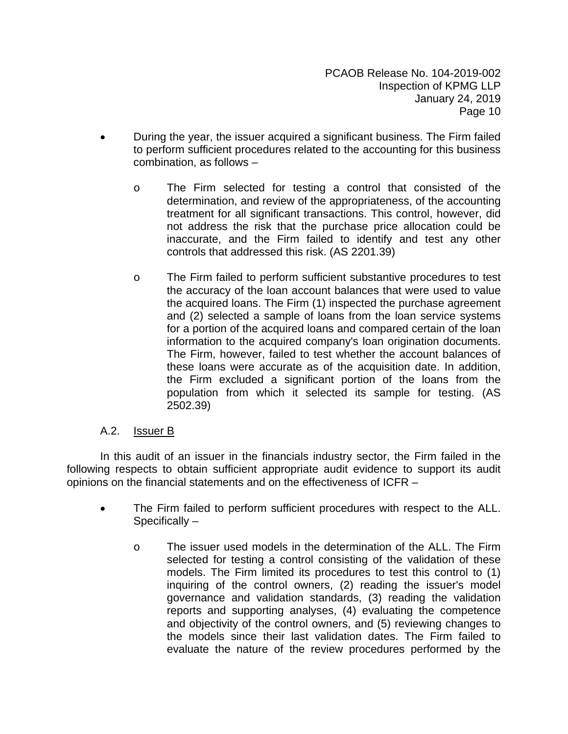- During the year, the issuer acquired a significant business. The Firm failed to perform sufficient procedures related to the accounting for this business combination, as follows –

    - The Firm selected for testing a control that consisted of the determination, and review of the appropriateness, of the accounting treatment for all significant transactions. This control, however, did not address the risk that the purchase price allocation could be inaccurate, and the Firm failed to identify and test any other controls that addressed this risk. (AS 2201.39)

    - The Firm failed to perform sufficient substantive procedures to test the accuracy of the loan account balances that were used to value the acquired loans. The Firm (1) inspected the purchase agreement and (2) selected a sample of loans from the loan service systems for a portion of the acquired loans and compared certain of the loan information to the acquired company's loan origination documents. The Firm, however, failed to test whether the account balances of these loans were accurate as of the acquisition date. In addition, the Firm excluded a significant portion of the loans from the population from which it selected its sample for testing. (AS 2502.39)

### A.2. Issuer B

In this audit of an issuer in the financials industry sector, the Firm failed in the following respects to obtain sufficient appropriate audit evidence to support its audit opinions on the financial statements and on the effectiveness of ICFR –

- The Firm failed to perform sufficient procedures with respect to the ALL. Specifically –

    - The issuer used models in the determination of the ALL. The Firm selected for testing a control consisting of the validation of these models. The Firm limited its procedures to test this control to (1) inquiring of the control owners, (2) reading the issuer's model governance and validation standards, (3) reading the validation reports and supporting analyses, (4) evaluating the competence and objectivity of the control owners, and (5) reviewing changes to the models since their last validation dates. The Firm failed to evaluate the nature of the review procedures performed by the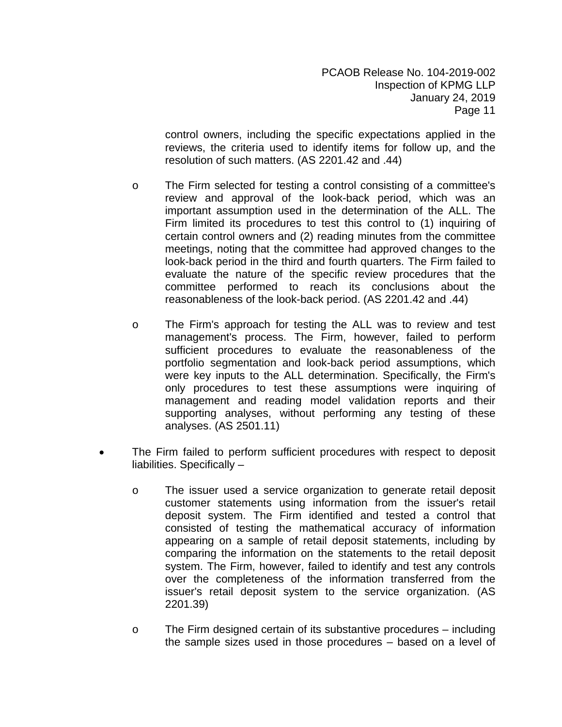control owners, including the specific expectations applied in the reviews, the criteria used to identify items for follow up, and the resolution of such matters. (AS 2201.42 and .44)

  - The Firm selected for testing a control consisting of a committee's review and approval of the look-back period, which was an important assumption used in the determination of the ALL. The Firm limited its procedures to test this control to (1) inquiring of certain control owners and (2) reading minutes from the committee meetings, noting that the committee had approved changes to the look-back period in the third and fourth quarters. The Firm failed to evaluate the nature of the specific review procedures that the committee performed to reach its conclusions about the reasonableness of the look-back period. (AS 2201.42 and .44)

  - The Firm's approach for testing the ALL was to review and test management's process. The Firm, however, failed to perform sufficient procedures to evaluate the reasonableness of the portfolio segmentation and look-back period assumptions, which were key inputs to the ALL determination. Specifically, the Firm's only procedures to test these assumptions were inquiring of management and reading model validation reports and their supporting analyses, without performing any testing of these analyses. (AS 2501.11)

- The Firm failed to perform sufficient procedures with respect to deposit liabilities. Specifically –

  - The issuer used a service organization to generate retail deposit customer statements using information from the issuer's retail deposit system. The Firm identified and tested a control that consisted of testing the mathematical accuracy of information appearing on a sample of retail deposit statements, including by comparing the information on the statements to the retail deposit system. The Firm, however, failed to identify and test any controls over the completeness of the information transferred from the issuer's retail deposit system to the service organization. (AS 2201.39)

  - The Firm designed certain of its substantive procedures – including the sample sizes used in those procedures – based on a level of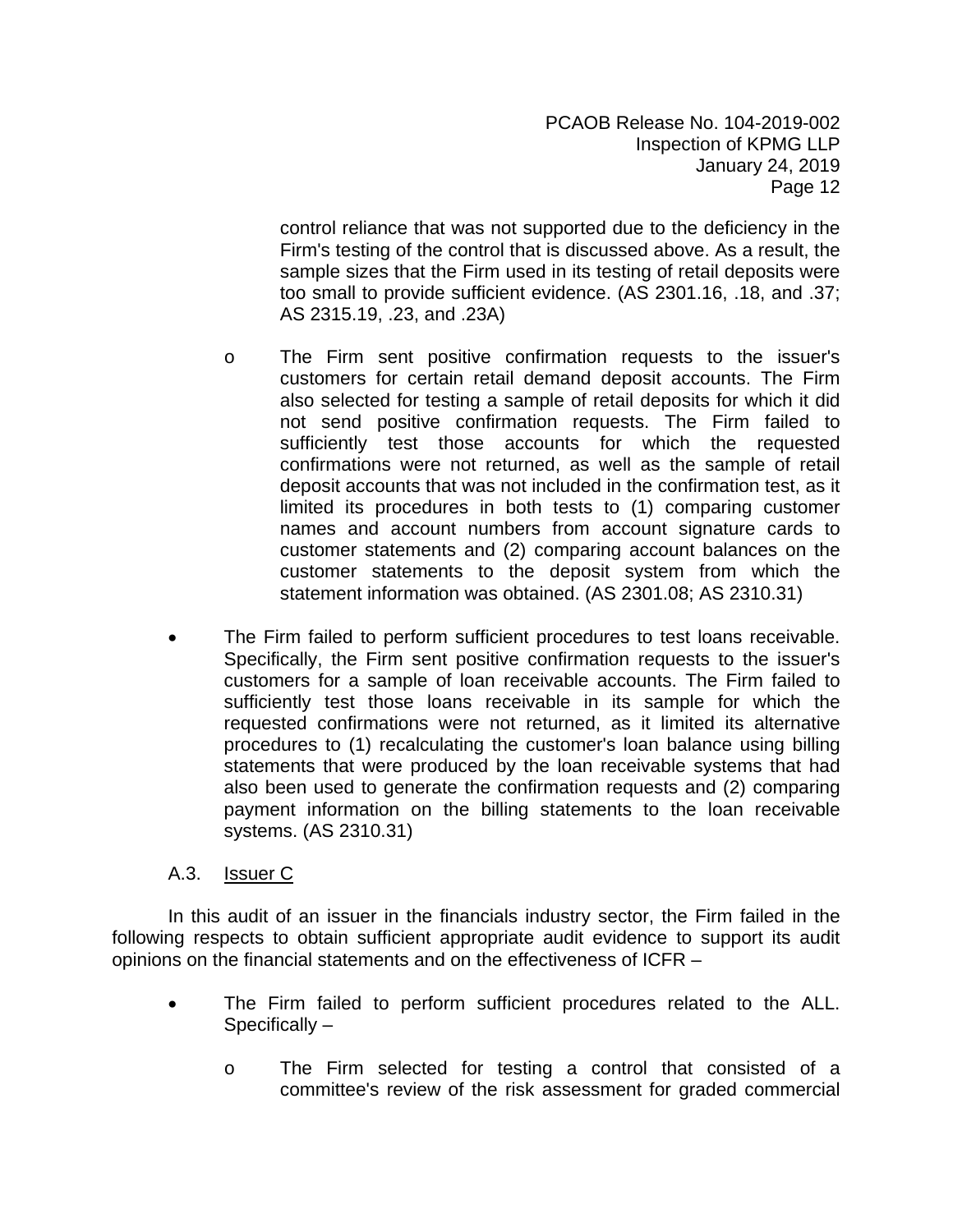control reliance that was not supported due to the deficiency in the Firm's testing of the control that is discussed above. As a result, the sample sizes that the Firm used in its testing of retail deposits were too small to provide sufficient evidence. (AS 2301.16, .18, and .37; AS 2315.19, .23, and .23A)

  - The Firm sent positive confirmation requests to the issuer's customers for certain retail demand deposit accounts. The Firm also selected for testing a sample of retail deposits for which it did not send positive confirmation requests. The Firm failed to sufficiently test those accounts for which the requested confirmations were not returned, as well as the sample of retail deposit accounts that was not included in the confirmation test, as it limited its procedures in both tests to (1) comparing customer names and account numbers from account signature cards to customer statements and (2) comparing account balances on the customer statements to the deposit system from which the statement information was obtained. (AS 2301.08; AS 2310.31)

- The Firm failed to perform sufficient procedures to test loans receivable. Specifically, the Firm sent positive confirmation requests to the issuer's customers for a sample of loan receivable accounts. The Firm failed to sufficiently test those loans receivable in its sample for which the requested confirmations were not returned, as it limited its alternative procedures to (1) recalculating the customer's loan balance using billing statements that were produced by the loan receivable systems that had also been used to generate the confirmation requests and (2) comparing payment information on the billing statements to the loan receivable systems. (AS 2310.31)

A.3. Issuer C

In this audit of an issuer in the financials industry sector, the Firm failed in the following respects to obtain sufficient appropriate audit evidence to support its audit opinions on the financial statements and on the effectiveness of ICFR –

- The Firm failed to perform sufficient procedures related to the ALL. Specifically –
  - The Firm selected for testing a control that consisted of a committee's review of the risk assessment for graded commercial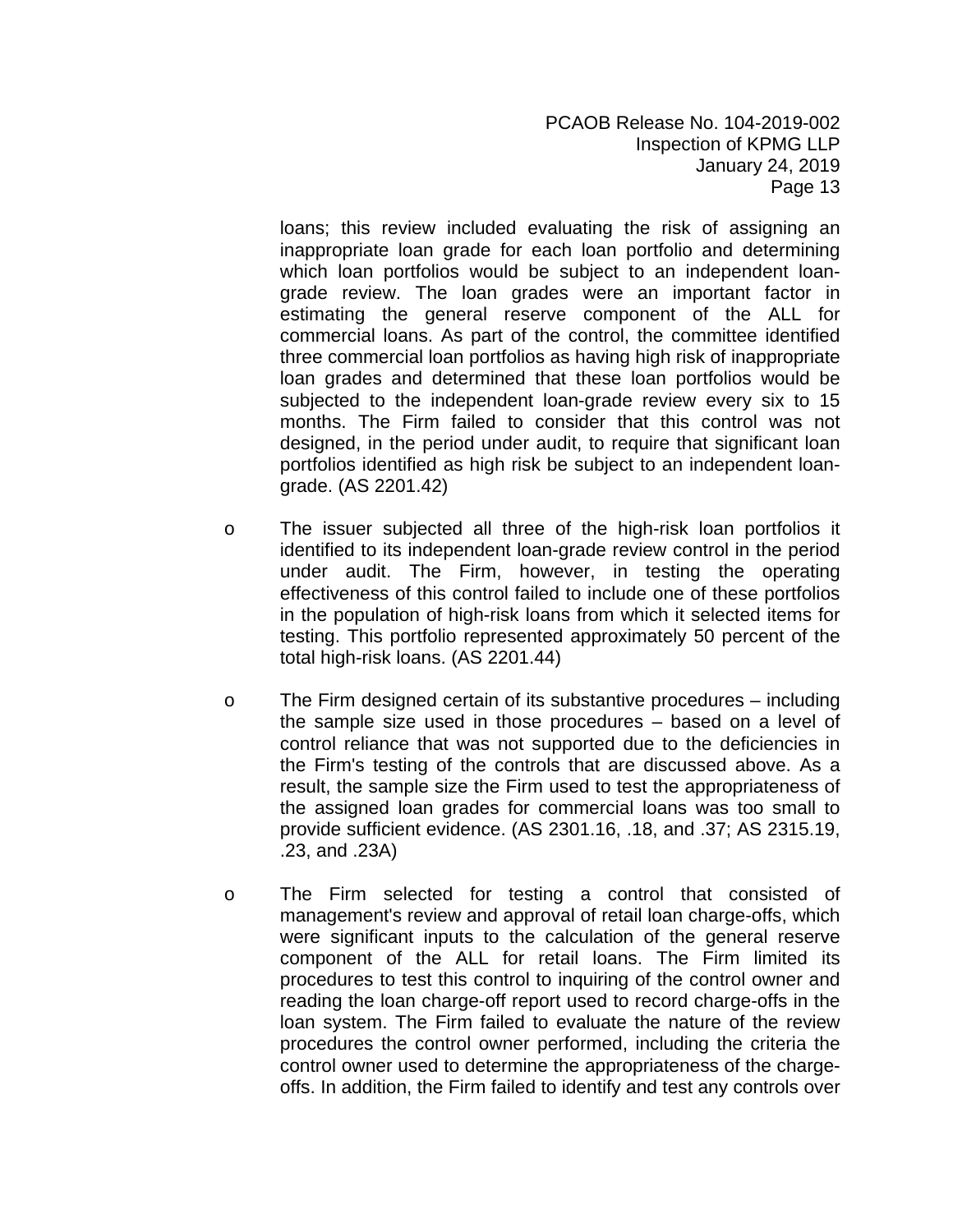loans; this review included evaluating the risk of assigning an inappropriate loan grade for each loan portfolio and determining which loan portfolios would be subject to an independent loan-grade review. The loan grades were an important factor in estimating the general reserve component of the ALL for commercial loans. As part of the control, the committee identified three commercial loan portfolios as having high risk of inappropriate loan grades and determined that these loan portfolios would be subjected to the independent loan-grade review every six to 15 months. The Firm failed to consider that this control was not designed, in the period under audit, to require that significant loan portfolios identified as high risk be subject to an independent loan-grade. (AS 2201.42)

- The issuer subjected all three of the high-risk loan portfolios it identified to its independent loan-grade review control in the period under audit. The Firm, however, in testing the operating effectiveness of this control failed to include one of these portfolios in the population of high-risk loans from which it selected items for testing. This portfolio represented approximately 50 percent of the total high-risk loans. (AS 2201.44)

- The Firm designed certain of its substantive procedures – including the sample size used in those procedures – based on a level of control reliance that was not supported due to the deficiencies in the Firm's testing of the controls that are discussed above. As a result, the sample size the Firm used to test the appropriateness of the assigned loan grades for commercial loans was too small to provide sufficient evidence. (AS 2301.16, .18, and .37; AS 2315.19, .23, and .23A)

- The Firm selected for testing a control that consisted of management's review and approval of retail loan charge-offs, which were significant inputs to the calculation of the general reserve component of the ALL for retail loans. The Firm limited its procedures to test this control to inquiring of the control owner and reading the loan charge-off report used to record charge-offs in the loan system. The Firm failed to evaluate the nature of the review procedures the control owner performed, including the criteria the control owner used to determine the appropriateness of the charge-offs. In addition, the Firm failed to identify and test any controls over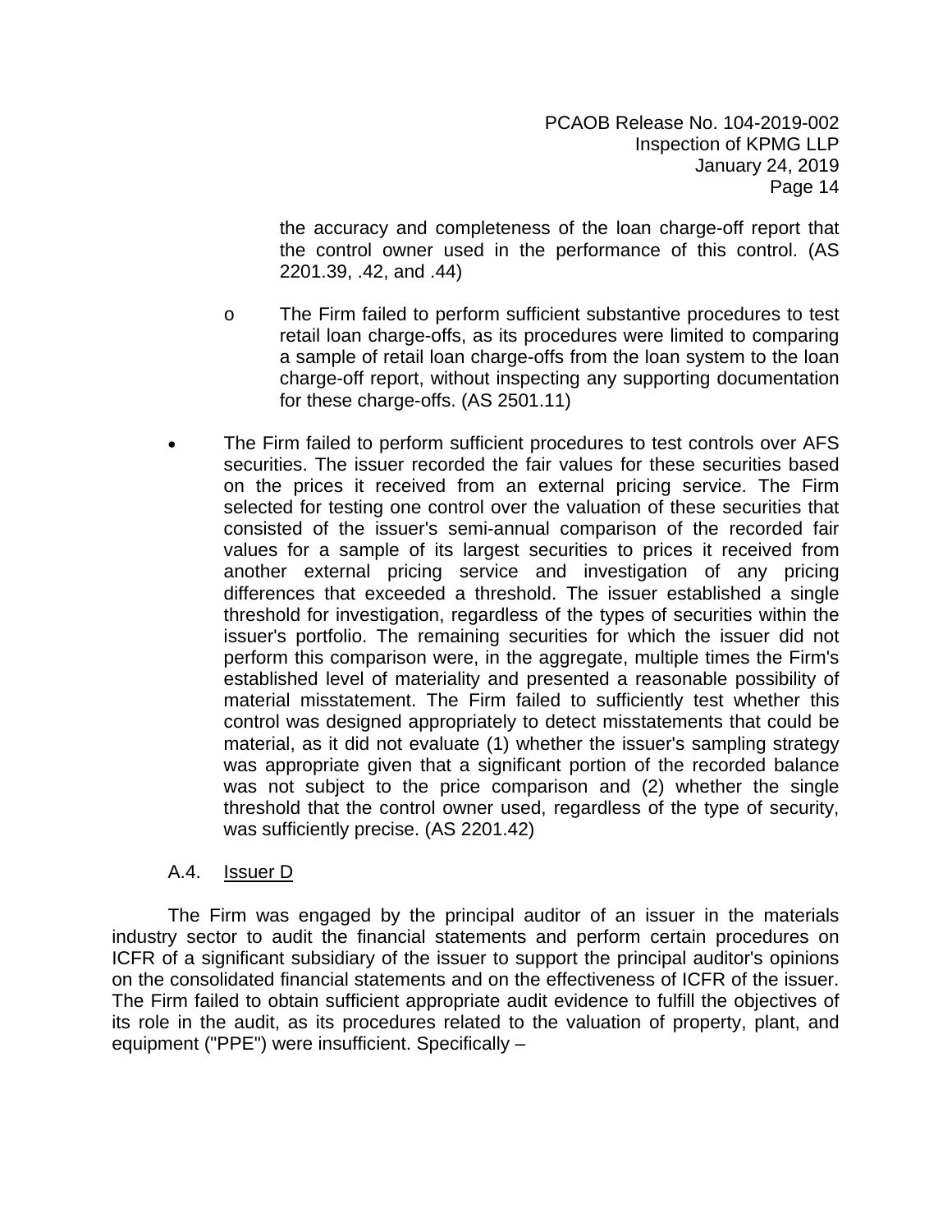the accuracy and completeness of the loan charge-off report that the control owner used in the performance of this control. (AS 2201.39, .42, and .44)

  - The Firm failed to perform sufficient substantive procedures to test retail loan charge-offs, as its procedures were limited to comparing a sample of retail loan charge-offs from the loan system to the loan charge-off report, without inspecting any supporting documentation for these charge-offs. (AS 2501.11)

- The Firm failed to perform sufficient procedures to test controls over AFS securities. The issuer recorded the fair values for these securities based on the prices it received from an external pricing service. The Firm selected for testing one control over the valuation of these securities that consisted of the issuer's semi-annual comparison of the recorded fair values for a sample of its largest securities to prices it received from another external pricing service and investigation of any pricing differences that exceeded a threshold. The issuer established a single threshold for investigation, regardless of the types of securities within the issuer's portfolio. The remaining securities for which the issuer did not perform this comparison were, in the aggregate, multiple times the Firm's established level of materiality and presented a reasonable possibility of material misstatement. The Firm failed to sufficiently test whether this control was designed appropriately to detect misstatements that could be material, as it did not evaluate (1) whether the issuer's sampling strategy was appropriate given that a significant portion of the recorded balance was not subject to the price comparison and (2) whether the single threshold that the control owner used, regardless of the type of security, was sufficiently precise. (AS 2201.42)

### A.4. Issuer D

The Firm was engaged by the principal auditor of an issuer in the materials industry sector to audit the financial statements and perform certain procedures on ICFR of a significant subsidiary of the issuer to support the principal auditor's opinions on the consolidated financial statements and on the effectiveness of ICFR of the issuer. The Firm failed to obtain sufficient appropriate audit evidence to fulfill the objectives of its role in the audit, as its procedures related to the valuation of property, plant, and equipment ("PPE") were insufficient. Specifically –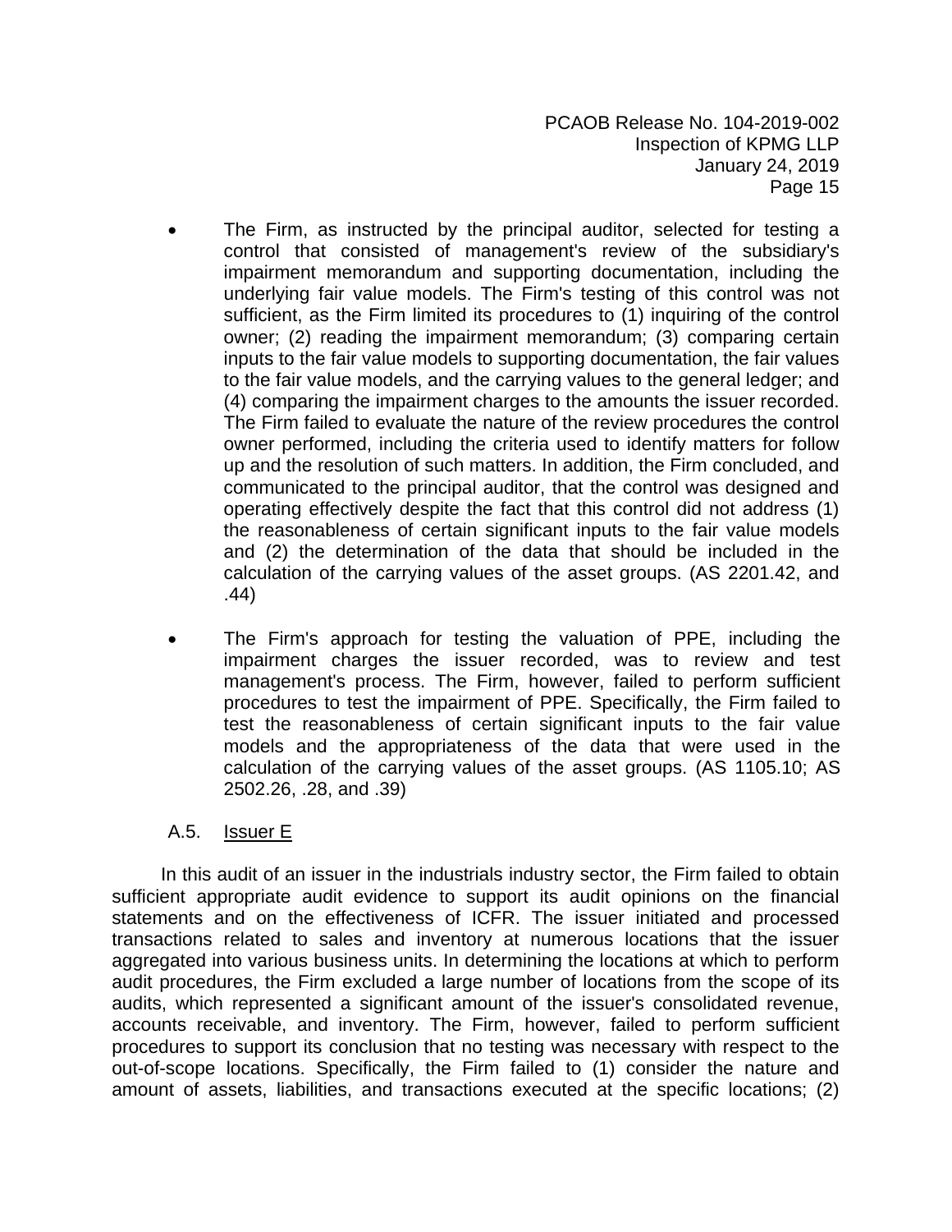- The Firm, as instructed by the principal auditor, selected for testing a control that consisted of management's review of the subsidiary's impairment memorandum and supporting documentation, including the underlying fair value models. The Firm's testing of this control was not sufficient, as the Firm limited its procedures to (1) inquiring of the control owner; (2) reading the impairment memorandum; (3) comparing certain inputs to the fair value models to supporting documentation, the fair values to the fair value models, and the carrying values to the general ledger; and (4) comparing the impairment charges to the amounts the issuer recorded. The Firm failed to evaluate the nature of the review procedures the control owner performed, including the criteria used to identify matters for follow up and the resolution of such matters. In addition, the Firm concluded, and communicated to the principal auditor, that the control was designed and operating effectively despite the fact that this control did not address (1) the reasonableness of certain significant inputs to the fair value models and (2) the determination of the data that should be included in the calculation of the carrying values of the asset groups. (AS 2201.42, and .44)

- The Firm's approach for testing the valuation of PPE, including the impairment charges the issuer recorded, was to review and test management's process. The Firm, however, failed to perform sufficient procedures to test the impairment of PPE. Specifically, the Firm failed to test the reasonableness of certain significant inputs to the fair value models and the appropriateness of the data that were used in the calculation of the carrying values of the asset groups. (AS 1105.10; AS 2502.26, .28, and .39)

### A.5. Issuer E

In this audit of an issuer in the industrials industry sector, the Firm failed to obtain sufficient appropriate audit evidence to support its audit opinions on the financial statements and on the effectiveness of ICFR. The issuer initiated and processed transactions related to sales and inventory at numerous locations that the issuer aggregated into various business units. In determining the locations at which to perform audit procedures, the Firm excluded a large number of locations from the scope of its audits, which represented a significant amount of the issuer's consolidated revenue, accounts receivable, and inventory. The Firm, however, failed to perform sufficient procedures to support its conclusion that no testing was necessary with respect to the out-of-scope locations. Specifically, the Firm failed to (1) consider the nature and amount of assets, liabilities, and transactions executed at the specific locations; (2)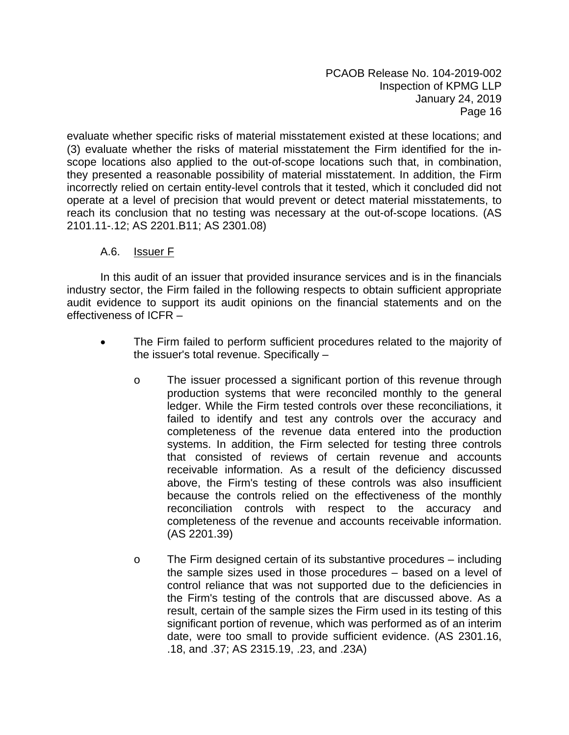evaluate whether specific risks of material misstatement existed at these locations; and (3) evaluate whether the risks of material misstatement the Firm identified for the in-scope locations also applied to the out-of-scope locations such that, in combination, they presented a reasonable possibility of material misstatement. In addition, the Firm incorrectly relied on certain entity-level controls that it tested, which it concluded did not operate at a level of precision that would prevent or detect material misstatements, to reach its conclusion that no testing was necessary at the out-of-scope locations. (AS 2101.11-.12; AS 2201.B11; AS 2301.08)

### A.6. Issuer F

In this audit of an issuer that provided insurance services and is in the financials industry sector, the Firm failed in the following respects to obtain sufficient appropriate audit evidence to support its audit opinions on the financial statements and on the effectiveness of ICFR –

- The Firm failed to perform sufficient procedures related to the majority of the issuer's total revenue. Specifically –
  - The issuer processed a significant portion of this revenue through production systems that were reconciled monthly to the general ledger. While the Firm tested controls over these reconciliations, it failed to identify and test any controls over the accuracy and completeness of the revenue data entered into the production systems. In addition, the Firm selected for testing three controls that consisted of reviews of certain revenue and accounts receivable information. As a result of the deficiency discussed above, the Firm's testing of these controls was also insufficient because the controls relied on the effectiveness of the monthly reconciliation controls with respect to the accuracy and completeness of the revenue and accounts receivable information. (AS 2201.39)
  - The Firm designed certain of its substantive procedures – including the sample sizes used in those procedures – based on a level of control reliance that was not supported due to the deficiencies in the Firm's testing of the controls that are discussed above. As a result, certain of the sample sizes the Firm used in its testing of this significant portion of revenue, which was performed as of an interim date, were too small to provide sufficient evidence. (AS 2301.16, .18, and .37; AS 2315.19, .23, and .23A)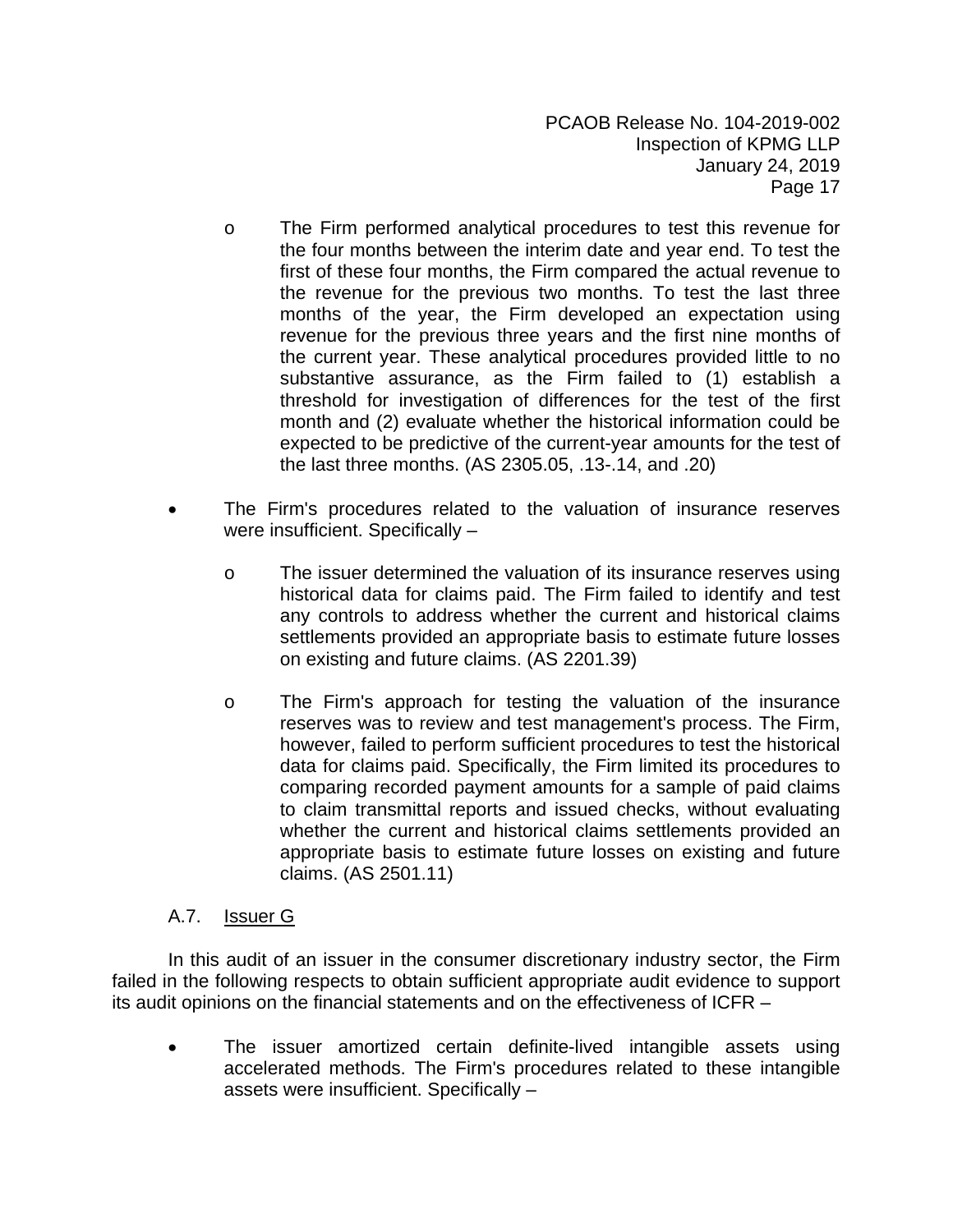- The Firm performed analytical procedures to test this revenue for the four months between the interim date and year end. To test the first of these four months, the Firm compared the actual revenue to the revenue for the previous two months. To test the last three months of the year, the Firm developed an expectation using revenue for the previous three years and the first nine months of the current year. These analytical procedures provided little to no substantive assurance, as the Firm failed to (1) establish a threshold for investigation of differences for the test of the first month and (2) evaluate whether the historical information could be expected to be predictive of the current-year amounts for the test of the last three months. (AS 2305.05, .13-.14, and .20)

- The Firm's procedures related to the valuation of insurance reserves were insufficient. Specifically –
  - The issuer determined the valuation of its insurance reserves using historical data for claims paid. The Firm failed to identify and test any controls to address whether the current and historical claims settlements provided an appropriate basis to estimate future losses on existing and future claims. (AS 2201.39)
  - The Firm's approach for testing the valuation of the insurance reserves was to review and test management's process. The Firm, however, failed to perform sufficient procedures to test the historical data for claims paid. Specifically, the Firm limited its procedures to comparing recorded payment amounts for a sample of paid claims to claim transmittal reports and issued checks, without evaluating whether the current and historical claims settlements provided an appropriate basis to estimate future losses on existing and future claims. (AS 2501.11)

### A.7. Issuer G

In this audit of an issuer in the consumer discretionary industry sector, the Firm failed in the following respects to obtain sufficient appropriate audit evidence to support its audit opinions on the financial statements and on the effectiveness of ICFR –

- The issuer amortized certain definite-lived intangible assets using accelerated methods. The Firm's procedures related to these intangible assets were insufficient. Specifically –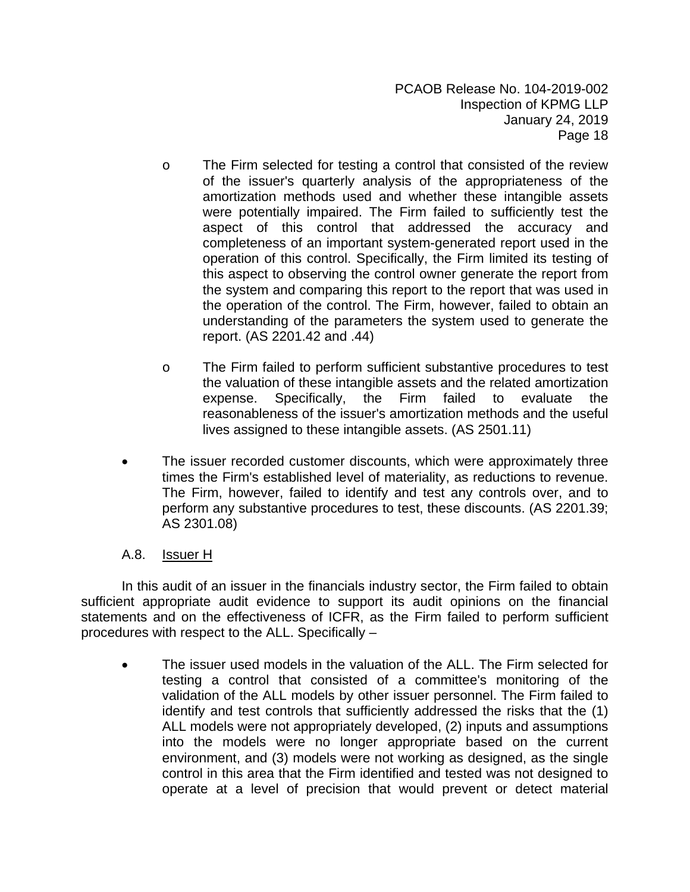- The Firm selected for testing a control that consisted of the review of the issuer's quarterly analysis of the appropriateness of the amortization methods used and whether these intangible assets were potentially impaired. The Firm failed to sufficiently test the aspect of this control that addressed the accuracy and completeness of an important system-generated report used in the operation of this control. Specifically, the Firm limited its testing of this aspect to observing the control owner generate the report from the system and comparing this report to the report that was used in the operation of the control. The Firm, however, failed to obtain an understanding of the parameters the system used to generate the report. (AS 2201.42 and .44)

- The Firm failed to perform sufficient substantive procedures to test the valuation of these intangible assets and the related amortization expense. Specifically, the Firm failed to evaluate the reasonableness of the issuer's amortization methods and the useful lives assigned to these intangible assets. (AS 2501.11)

- The issuer recorded customer discounts, which were approximately three times the Firm's established level of materiality, as reductions to revenue. The Firm, however, failed to identify and test any controls over, and to perform any substantive procedures to test, these discounts. (AS 2201.39; AS 2301.08)

### A.8. Issuer H

In this audit of an issuer in the financials industry sector, the Firm failed to obtain sufficient appropriate audit evidence to support its audit opinions on the financial statements and on the effectiveness of ICFR, as the Firm failed to perform sufficient procedures with respect to the ALL. Specifically –

- The issuer used models in the valuation of the ALL. The Firm selected for testing a control that consisted of a committee's monitoring of the validation of the ALL models by other issuer personnel. The Firm failed to identify and test controls that sufficiently addressed the risks that the (1) ALL models were not appropriately developed, (2) inputs and assumptions into the models were no longer appropriate based on the current environment, and (3) models were not working as designed, as the single control in this area that the Firm identified and tested was not designed to operate at a level of precision that would prevent or detect material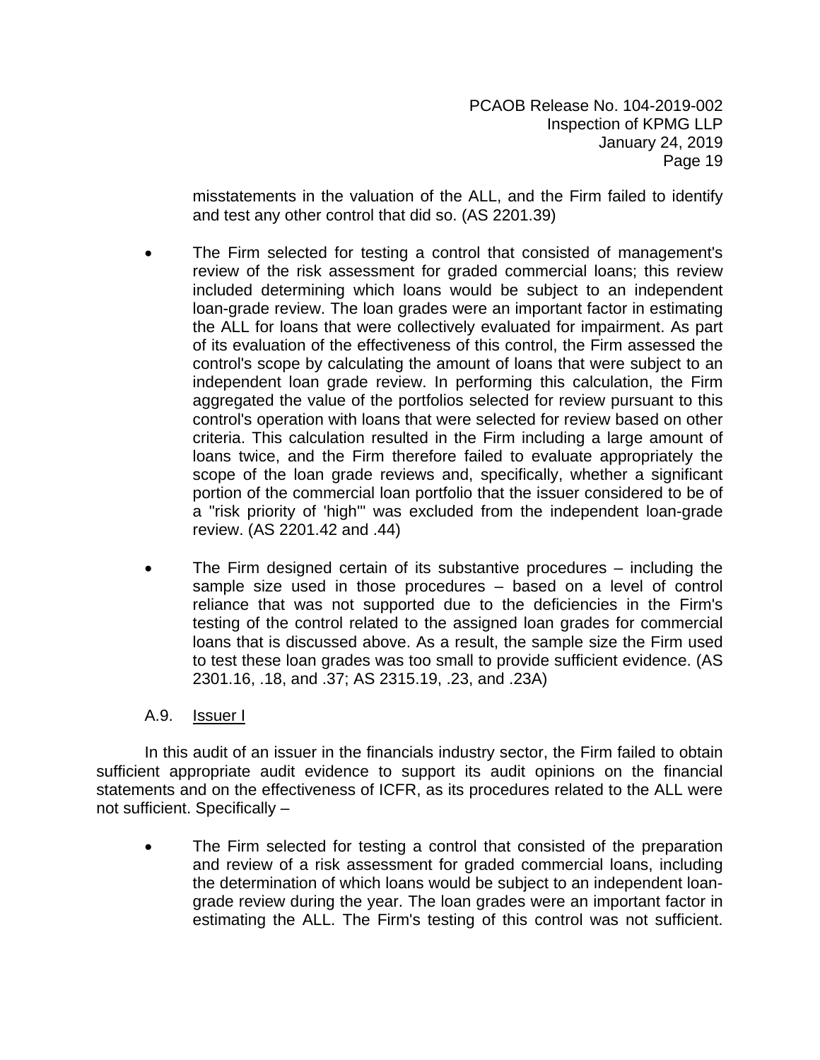misstatements in the valuation of the ALL, and the Firm failed to identify and test any other control that did so. (AS 2201.39)

- The Firm selected for testing a control that consisted of management's review of the risk assessment for graded commercial loans; this review included determining which loans would be subject to an independent loan-grade review. The loan grades were an important factor in estimating the ALL for loans that were collectively evaluated for impairment. As part of its evaluation of the effectiveness of this control, the Firm assessed the control's scope by calculating the amount of loans that were subject to an independent loan grade review. In performing this calculation, the Firm aggregated the value of the portfolios selected for review pursuant to this control's operation with loans that were selected for review based on other criteria. This calculation resulted in the Firm including a large amount of loans twice, and the Firm therefore failed to evaluate appropriately the scope of the loan grade reviews and, specifically, whether a significant portion of the commercial loan portfolio that the issuer considered to be of a "risk priority of 'high'" was excluded from the independent loan-grade review. (AS 2201.42 and .44)

- The Firm designed certain of its substantive procedures – including the sample size used in those procedures – based on a level of control reliance that was not supported due to the deficiencies in the Firm's testing of the control related to the assigned loan grades for commercial loans that is discussed above. As a result, the sample size the Firm used to test these loan grades was too small to provide sufficient evidence. (AS 2301.16, .18, and .37; AS 2315.19, .23, and .23A)

### A.9. Issuer I

In this audit of an issuer in the financials industry sector, the Firm failed to obtain sufficient appropriate audit evidence to support its audit opinions on the financial statements and on the effectiveness of ICFR, as its procedures related to the ALL were not sufficient. Specifically –

- The Firm selected for testing a control that consisted of the preparation and review of a risk assessment for graded commercial loans, including the determination of which loans would be subject to an independent loan-grade review during the year. The loan grades were an important factor in estimating the ALL. The Firm's testing of this control was not sufficient.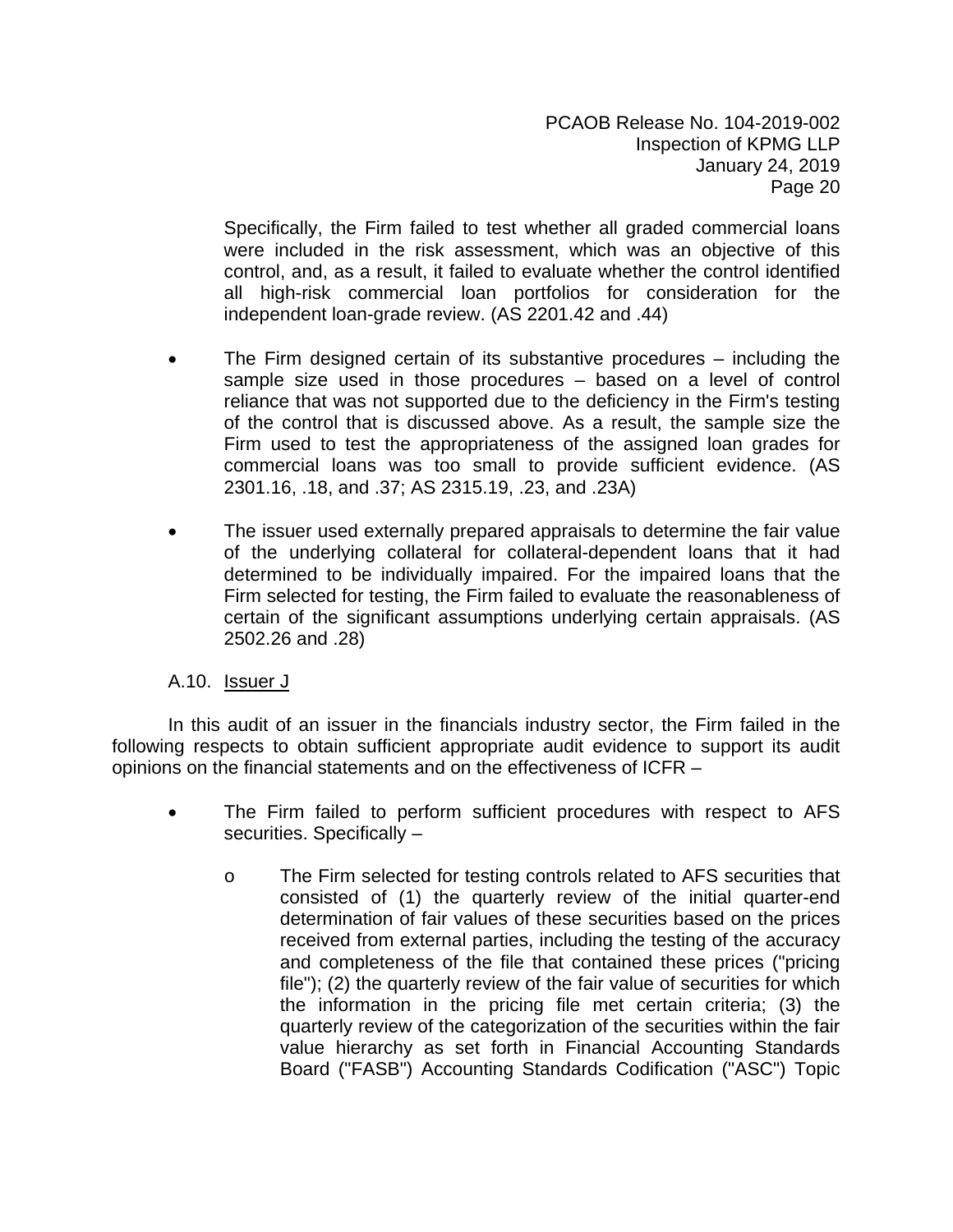Specifically, the Firm failed to test whether all graded commercial loans were included in the risk assessment, which was an objective of this control, and, as a result, it failed to evaluate whether the control identified all high-risk commercial loan portfolios for consideration for the independent loan-grade review. (AS 2201.42 and .44)

- The Firm designed certain of its substantive procedures – including the sample size used in those procedures – based on a level of control reliance that was not supported due to the deficiency in the Firm's testing of the control that is discussed above. As a result, the sample size the Firm used to test the appropriateness of the assigned loan grades for commercial loans was too small to provide sufficient evidence. (AS 2301.16, .18, and .37; AS 2315.19, .23, and .23A)

- The issuer used externally prepared appraisals to determine the fair value of the underlying collateral for collateral-dependent loans that it had determined to be individually impaired. For the impaired loans that the Firm selected for testing, the Firm failed to evaluate the reasonableness of certain of the significant assumptions underlying certain appraisals. (AS 2502.26 and .28)

### A.10. Issuer J

In this audit of an issuer in the financials industry sector, the Firm failed in the following respects to obtain sufficient appropriate audit evidence to support its audit opinions on the financial statements and on the effectiveness of ICFR –

- The Firm failed to perform sufficient procedures with respect to AFS securities. Specifically –

  - The Firm selected for testing controls related to AFS securities that consisted of (1) the quarterly review of the initial quarter-end determination of fair values of these securities based on the prices received from external parties, including the testing of the accuracy and completeness of the file that contained these prices ("pricing file"); (2) the quarterly review of the fair value of securities for which the information in the pricing file met certain criteria; (3) the quarterly review of the categorization of the securities within the fair value hierarchy as set forth in Financial Accounting Standards Board ("FASB") Accounting Standards Codification ("ASC") Topic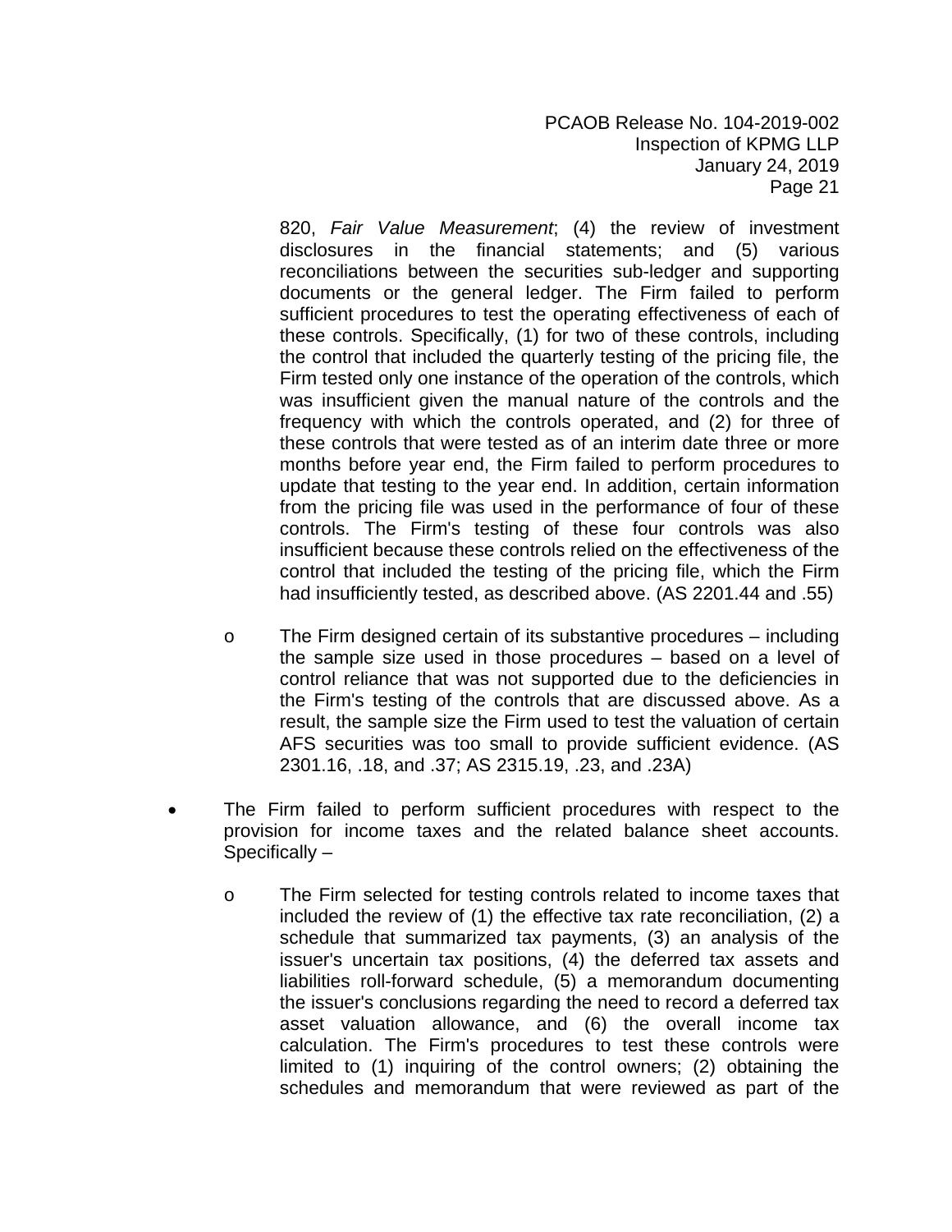820, *Fair Value Measurement*; (4) the review of investment disclosures in the financial statements; and (5) various reconciliations between the securities sub-ledger and supporting documents or the general ledger. The Firm failed to perform sufficient procedures to test the operating effectiveness of each of these controls. Specifically, (1) for two of these controls, including the control that included the quarterly testing of the pricing file, the Firm tested only one instance of the operation of the controls, which was insufficient given the manual nature of the controls and the frequency with which the controls operated, and (2) for three of these controls that were tested as of an interim date three or more months before year end, the Firm failed to perform procedures to update that testing to the year end. In addition, certain information from the pricing file was used in the performance of four of these controls. The Firm's testing of these four controls was also insufficient because these controls relied on the effectiveness of the control that included the testing of the pricing file, which the Firm had insufficiently tested, as described above. (AS 2201.44 and .55)

- The Firm designed certain of its substantive procedures – including the sample size used in those procedures – based on a level of control reliance that was not supported due to the deficiencies in the Firm's testing of the controls that are discussed above. As a result, the sample size the Firm used to test the valuation of certain AFS securities was too small to provide sufficient evidence. (AS 2301.16, .18, and .37; AS 2315.19, .23, and .23A)

- The Firm failed to perform sufficient procedures with respect to the provision for income taxes and the related balance sheet accounts. Specifically –

  - The Firm selected for testing controls related to income taxes that included the review of (1) the effective tax rate reconciliation, (2) a schedule that summarized tax payments, (3) an analysis of the issuer's uncertain tax positions, (4) the deferred tax assets and liabilities roll-forward schedule, (5) a memorandum documenting the issuer's conclusions regarding the need to record a deferred tax asset valuation allowance, and (6) the overall income tax calculation. The Firm's procedures to test these controls were limited to (1) inquiring of the control owners; (2) obtaining the schedules and memorandum that were reviewed as part of the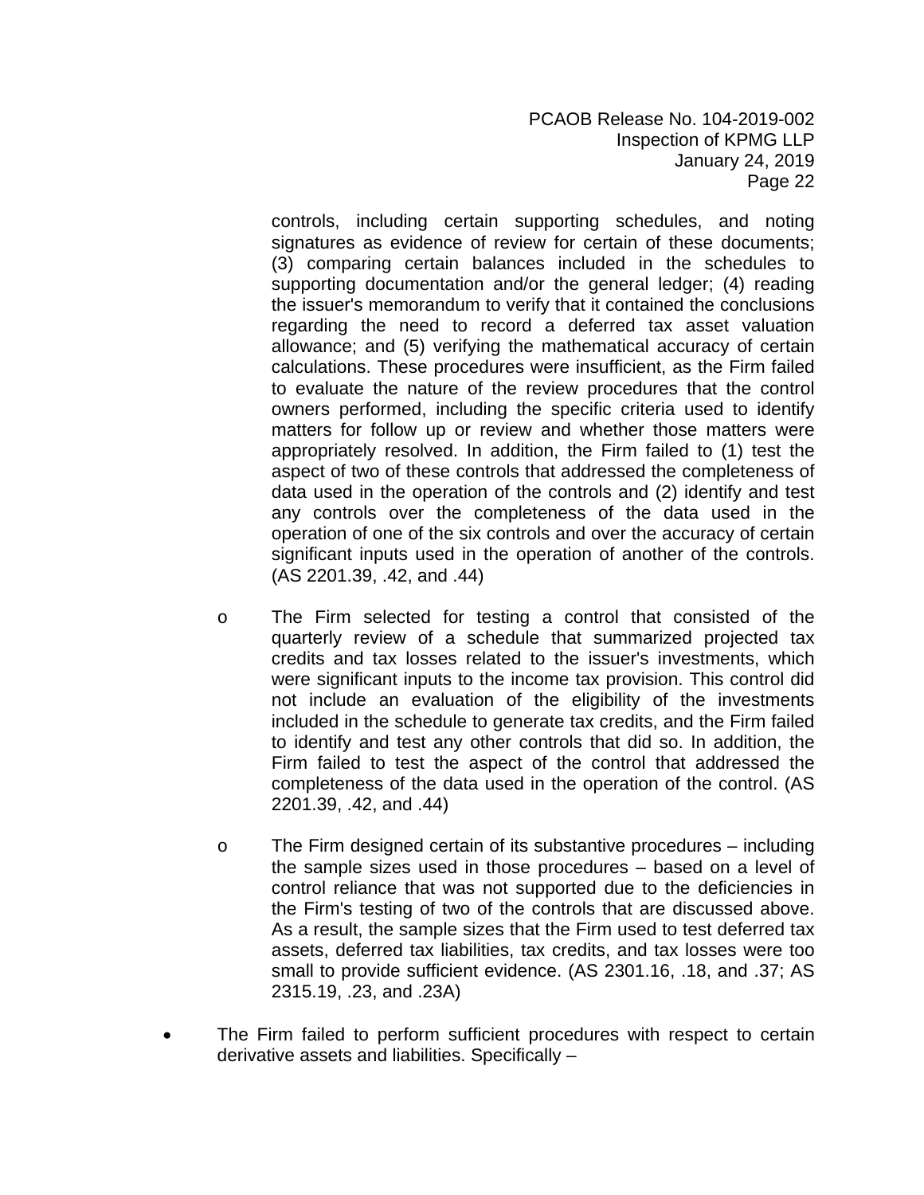controls, including certain supporting schedules, and noting signatures as evidence of review for certain of these documents; (3) comparing certain balances included in the schedules to supporting documentation and/or the general ledger; (4) reading the issuer's memorandum to verify that it contained the conclusions regarding the need to record a deferred tax asset valuation allowance; and (5) verifying the mathematical accuracy of certain calculations. These procedures were insufficient, as the Firm failed to evaluate the nature of the review procedures that the control owners performed, including the specific criteria used to identify matters for follow up or review and whether those matters were appropriately resolved. In addition, the Firm failed to (1) test the aspect of two of these controls that addressed the completeness of data used in the operation of the controls and (2) identify and test any controls over the completeness of the data used in the operation of one of the six controls and over the accuracy of certain significant inputs used in the operation of another of the controls. (AS 2201.39, .42, and .44)

- o The Firm selected for testing a control that consisted of the quarterly review of a schedule that summarized projected tax credits and tax losses related to the issuer's investments, which were significant inputs to the income tax provision. This control did not include an evaluation of the eligibility of the investments included in the schedule to generate tax credits, and the Firm failed to identify and test any other controls that did so. In addition, the Firm failed to test the aspect of the control that addressed the completeness of the data used in the operation of the control. (AS 2201.39, .42, and .44)

- o The Firm designed certain of its substantive procedures – including the sample sizes used in those procedures – based on a level of control reliance that was not supported due to the deficiencies in the Firm's testing of two of the controls that are discussed above. As a result, the sample sizes that the Firm used to test deferred tax assets, deferred tax liabilities, tax credits, and tax losses were too small to provide sufficient evidence. (AS 2301.16, .18, and .37; AS 2315.19, .23, and .23A)

- The Firm failed to perform sufficient procedures with respect to certain derivative assets and liabilities. Specifically –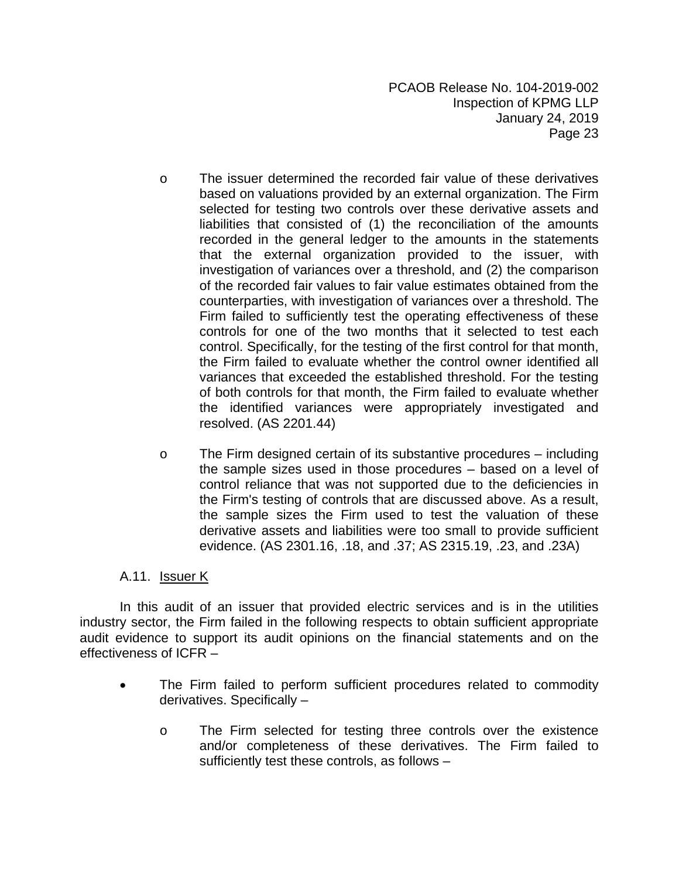- The issuer determined the recorded fair value of these derivatives based on valuations provided by an external organization. The Firm selected for testing two controls over these derivative assets and liabilities that consisted of (1) the reconciliation of the amounts recorded in the general ledger to the amounts in the statements that the external organization provided to the issuer, with investigation of variances over a threshold, and (2) the comparison of the recorded fair values to fair value estimates obtained from the counterparties, with investigation of variances over a threshold. The Firm failed to sufficiently test the operating effectiveness of these controls for one of the two months that it selected to test each control. Specifically, for the testing of the first control for that month, the Firm failed to evaluate whether the control owner identified all variances that exceeded the established threshold. For the testing of both controls for that month, the Firm failed to evaluate whether the identified variances were appropriately investigated and resolved. (AS 2201.44)

- The Firm designed certain of its substantive procedures – including the sample sizes used in those procedures – based on a level of control reliance that was not supported due to the deficiencies in the Firm's testing of controls that are discussed above. As a result, the sample sizes the Firm used to test the valuation of these derivative assets and liabilities were too small to provide sufficient evidence. (AS 2301.16, .18, and .37; AS 2315.19, .23, and .23A)

### A.11. Issuer K

In this audit of an issuer that provided electric services and is in the utilities industry sector, the Firm failed in the following respects to obtain sufficient appropriate audit evidence to support its audit opinions on the financial statements and on the effectiveness of ICFR –

- The Firm failed to perform sufficient procedures related to commodity derivatives. Specifically –

  - The Firm selected for testing three controls over the existence and/or completeness of these derivatives. The Firm failed to sufficiently test these controls, as follows –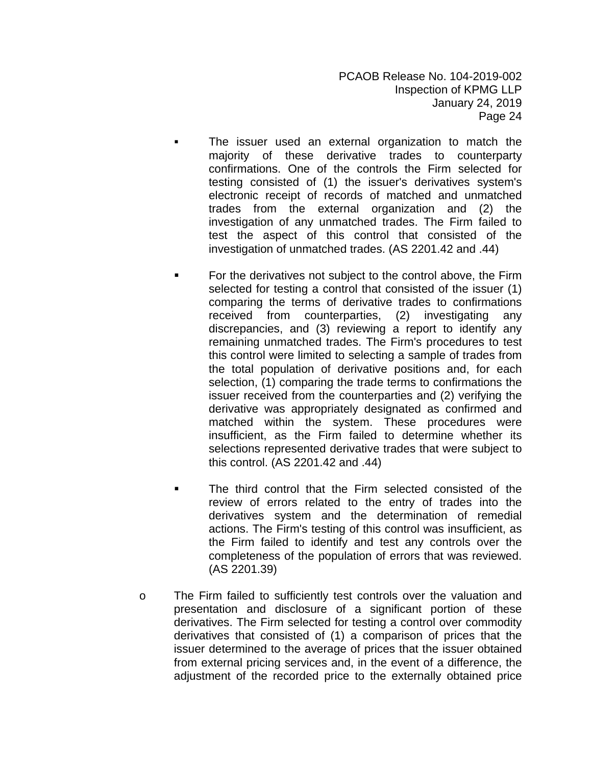- The issuer used an external organization to match the majority of these derivative trades to counterparty confirmations. One of the controls the Firm selected for testing consisted of (1) the issuer's derivatives system's electronic receipt of records of matched and unmatched trades from the external organization and (2) the investigation of any unmatched trades. The Firm failed to test the aspect of this control that consisted of the investigation of unmatched trades. (AS 2201.42 and .44)

    - For the derivatives not subject to the control above, the Firm selected for testing a control that consisted of the issuer (1) comparing the terms of derivative trades to confirmations received from counterparties, (2) investigating any discrepancies, and (3) reviewing a report to identify any remaining unmatched trades. The Firm's procedures to test this control were limited to selecting a sample of trades from the total population of derivative positions and, for each selection, (1) comparing the trade terms to confirmations the issuer received from the counterparties and (2) verifying the derivative was appropriately designated as confirmed and matched within the system. These procedures were insufficient, as the Firm failed to determine whether its selections represented derivative trades that were subject to this control. (AS 2201.42 and .44)

    - The third control that the Firm selected consisted of the review of errors related to the entry of trades into the derivatives system and the determination of remedial actions. The Firm's testing of this control was insufficient, as the Firm failed to identify and test any controls over the completeness of the population of errors that was reviewed. (AS 2201.39)

- The Firm failed to sufficiently test controls over the valuation and presentation and disclosure of a significant portion of these derivatives. The Firm selected for testing a control over commodity derivatives that consisted of (1) a comparison of prices that the issuer determined to the average of prices that the issuer obtained from external pricing services and, in the event of a difference, the adjustment of the recorded price to the externally obtained price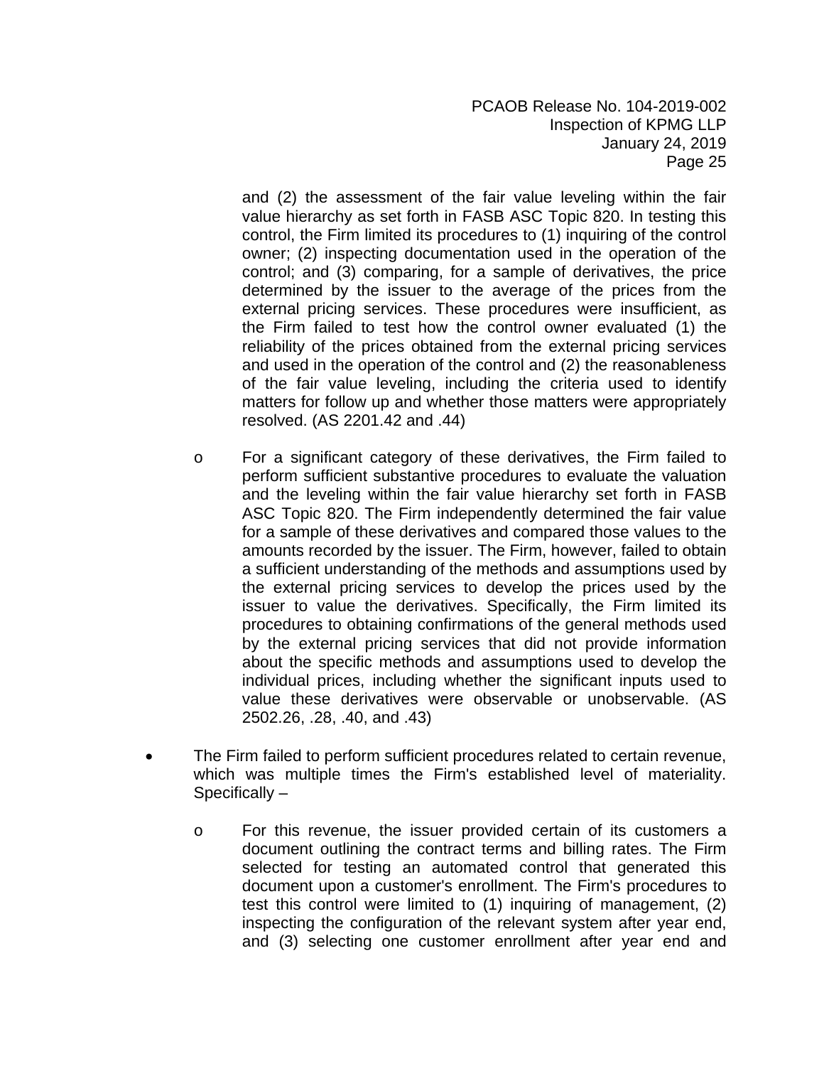and (2) the assessment of the fair value leveling within the fair value hierarchy as set forth in FASB ASC Topic 820. In testing this control, the Firm limited its procedures to (1) inquiring of the control owner; (2) inspecting documentation used in the operation of the control; and (3) comparing, for a sample of derivatives, the price determined by the issuer to the average of the prices from the external pricing services. These procedures were insufficient, as the Firm failed to test how the control owner evaluated (1) the reliability of the prices obtained from the external pricing services and used in the operation of the control and (2) the reasonableness of the fair value leveling, including the criteria used to identify matters for follow up and whether those matters were appropriately resolved. (AS 2201.42 and .44)

  - For a significant category of these derivatives, the Firm failed to perform sufficient substantive procedures to evaluate the valuation and the leveling within the fair value hierarchy set forth in FASB ASC Topic 820. The Firm independently determined the fair value for a sample of these derivatives and compared those values to the amounts recorded by the issuer. The Firm, however, failed to obtain a sufficient understanding of the methods and assumptions used by the external pricing services to develop the prices used by the issuer to value the derivatives. Specifically, the Firm limited its procedures to obtaining confirmations of the general methods used by the external pricing services that did not provide information about the specific methods and assumptions used to develop the individual prices, including whether the significant inputs used to value these derivatives were observable or unobservable. (AS 2502.26, .28, .40, and .43)

- The Firm failed to perform sufficient procedures related to certain revenue, which was multiple times the Firm's established level of materiality. Specifically –

  - For this revenue, the issuer provided certain of its customers a document outlining the contract terms and billing rates. The Firm selected for testing an automated control that generated this document upon a customer's enrollment. The Firm's procedures to test this control were limited to (1) inquiring of management, (2) inspecting the configuration of the relevant system after year end, and (3) selecting one customer enrollment after year end and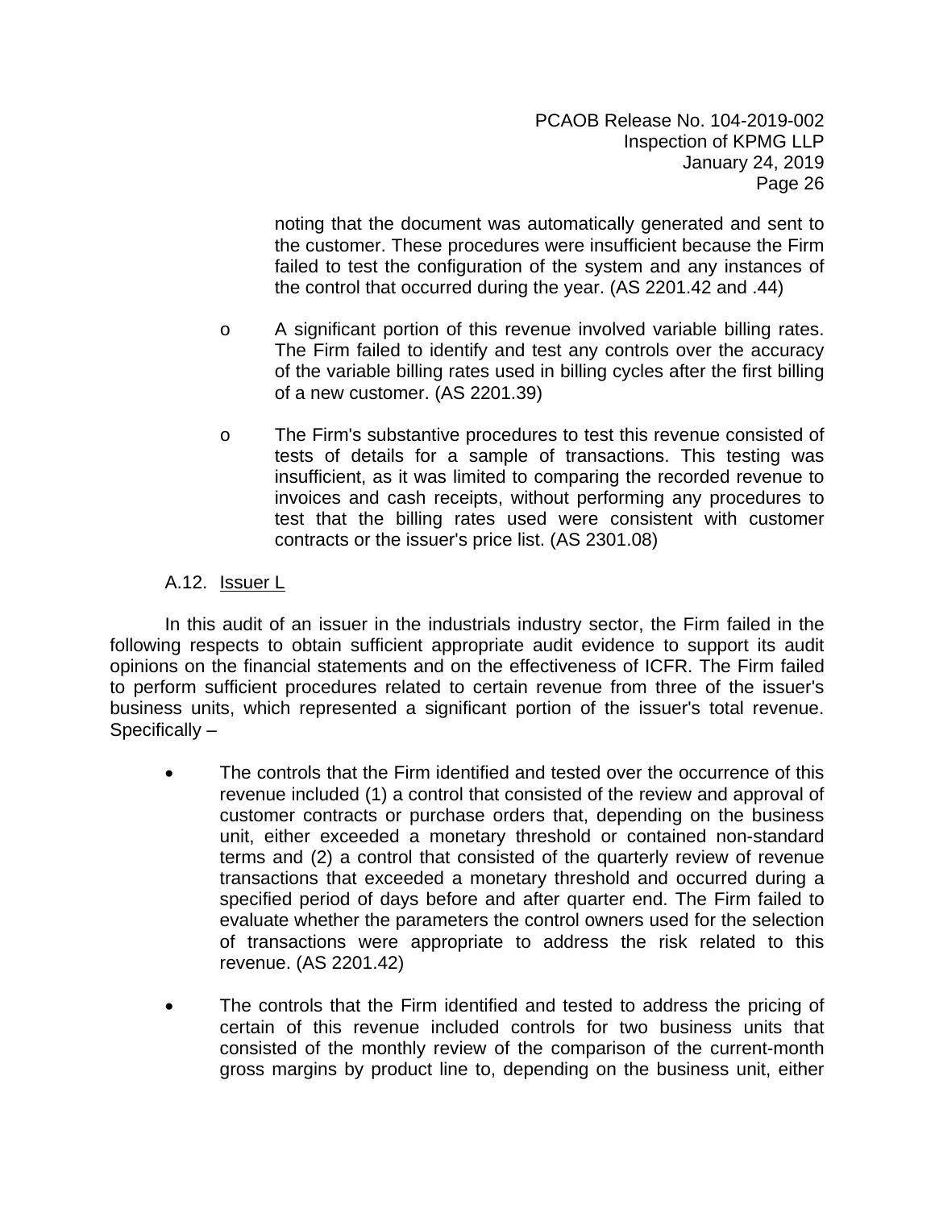noting that the document was automatically generated and sent to the customer. These procedures were insufficient because the Firm failed to test the configuration of the system and any instances of the control that occurred during the year. (AS 2201.42 and .44)

- o A significant portion of this revenue involved variable billing rates. The Firm failed to identify and test any controls over the accuracy of the variable billing rates used in billing cycles after the first billing of a new customer. (AS 2201.39)

- o The Firm's substantive procedures to test this revenue consisted of tests of details for a sample of transactions. This testing was insufficient, as it was limited to comparing the recorded revenue to invoices and cash receipts, without performing any procedures to test that the billing rates used were consistent with customer contracts or the issuer's price list. (AS 2301.08)

A.12. Issuer L

In this audit of an issuer in the industrials industry sector, the Firm failed in the following respects to obtain sufficient appropriate audit evidence to support its audit opinions on the financial statements and on the effectiveness of ICFR. The Firm failed to perform sufficient procedures related to certain revenue from three of the issuer's business units, which represented a significant portion of the issuer's total revenue. Specifically –

- The controls that the Firm identified and tested over the occurrence of this revenue included (1) a control that consisted of the review and approval of customer contracts or purchase orders that, depending on the business unit, either exceeded a monetary threshold or contained non-standard terms and (2) a control that consisted of the quarterly review of revenue transactions that exceeded a monetary threshold and occurred during a specified period of days before and after quarter end. The Firm failed to evaluate whether the parameters the control owners used for the selection of transactions were appropriate to address the risk related to this revenue. (AS 2201.42)

- The controls that the Firm identified and tested to address the pricing of certain of this revenue included controls for two business units that consisted of the monthly review of the comparison of the current-month gross margins by product line to, depending on the business unit, either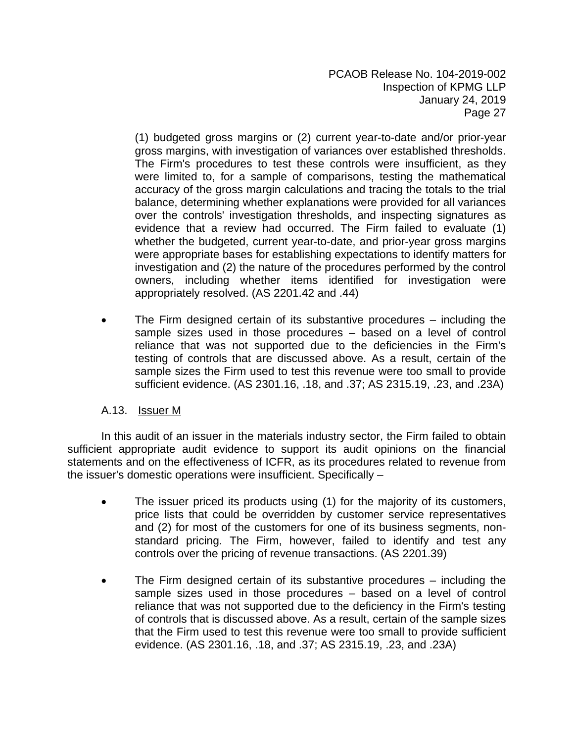(1) budgeted gross margins or (2) current year-to-date and/or prior-year gross margins, with investigation of variances over established thresholds. The Firm's procedures to test these controls were insufficient, as they were limited to, for a sample of comparisons, testing the mathematical accuracy of the gross margin calculations and tracing the totals to the trial balance, determining whether explanations were provided for all variances over the controls' investigation thresholds, and inspecting signatures as evidence that a review had occurred. The Firm failed to evaluate (1) whether the budgeted, current year-to-date, and prior-year gross margins were appropriate bases for establishing expectations to identify matters for investigation and (2) the nature of the procedures performed by the control owners, including whether items identified for investigation were appropriately resolved. (AS 2201.42 and .44)

- The Firm designed certain of its substantive procedures – including the sample sizes used in those procedures – based on a level of control reliance that was not supported due to the deficiencies in the Firm's testing of controls that are discussed above. As a result, certain of the sample sizes the Firm used to test this revenue were too small to provide sufficient evidence. (AS 2301.16, .18, and .37; AS 2315.19, .23, and .23A)

### A.13. Issuer M

In this audit of an issuer in the materials industry sector, the Firm failed to obtain sufficient appropriate audit evidence to support its audit opinions on the financial statements and on the effectiveness of ICFR, as its procedures related to revenue from the issuer's domestic operations were insufficient. Specifically –

- The issuer priced its products using (1) for the majority of its customers, price lists that could be overridden by customer service representatives and (2) for most of the customers for one of its business segments, non-standard pricing. The Firm, however, failed to identify and test any controls over the pricing of revenue transactions. (AS 2201.39)

- The Firm designed certain of its substantive procedures – including the sample sizes used in those procedures – based on a level of control reliance that was not supported due to the deficiency in the Firm's testing of controls that is discussed above. As a result, certain of the sample sizes that the Firm used to test this revenue were too small to provide sufficient evidence. (AS 2301.16, .18, and .37; AS 2315.19, .23, and .23A)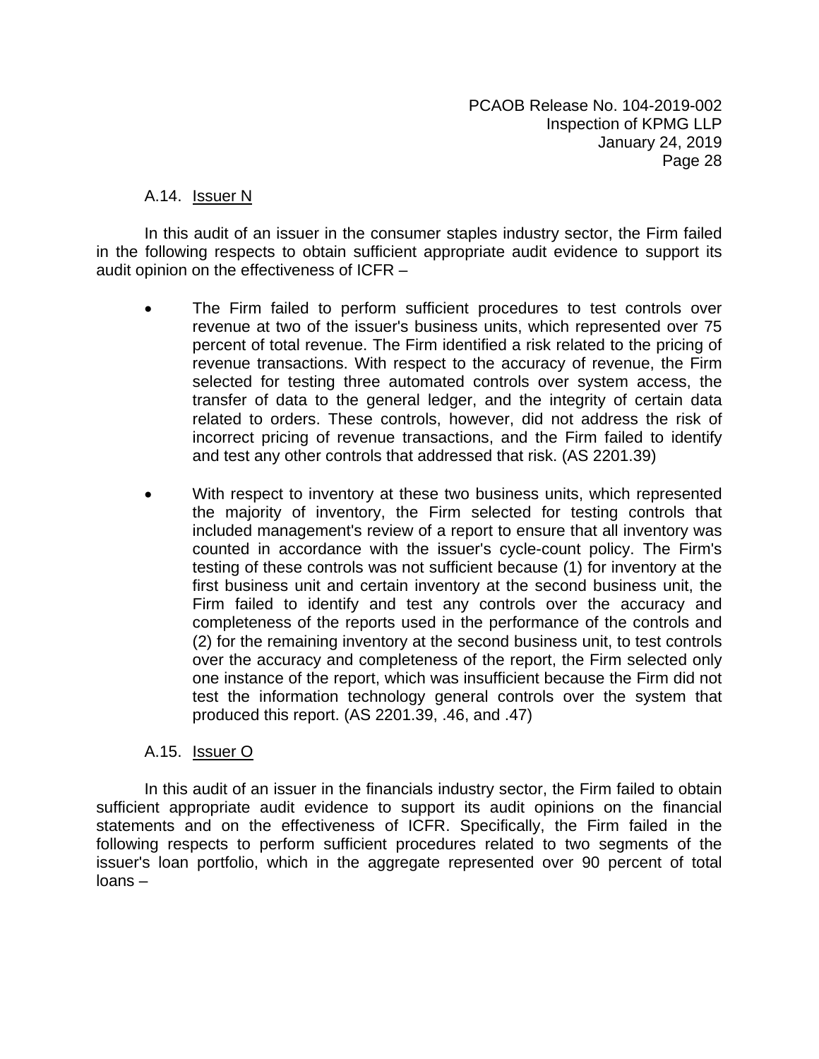### A.14. Issuer N

In this audit of an issuer in the consumer staples industry sector, the Firm failed in the following respects to obtain sufficient appropriate audit evidence to support its audit opinion on the effectiveness of ICFR –

- The Firm failed to perform sufficient procedures to test controls over revenue at two of the issuer's business units, which represented over 75 percent of total revenue. The Firm identified a risk related to the pricing of revenue transactions. With respect to the accuracy of revenue, the Firm selected for testing three automated controls over system access, the transfer of data to the general ledger, and the integrity of certain data related to orders. These controls, however, did not address the risk of incorrect pricing of revenue transactions, and the Firm failed to identify and test any other controls that addressed that risk. (AS 2201.39)

- With respect to inventory at these two business units, which represented the majority of inventory, the Firm selected for testing controls that included management's review of a report to ensure that all inventory was counted in accordance with the issuer's cycle-count policy. The Firm's testing of these controls was not sufficient because (1) for inventory at the first business unit and certain inventory at the second business unit, the Firm failed to identify and test any controls over the accuracy and completeness of the reports used in the performance of the controls and (2) for the remaining inventory at the second business unit, to test controls over the accuracy and completeness of the report, the Firm selected only one instance of the report, which was insufficient because the Firm did not test the information technology general controls over the system that produced this report. (AS 2201.39, .46, and .47)

### A.15. Issuer O

In this audit of an issuer in the financials industry sector, the Firm failed to obtain sufficient appropriate audit evidence to support its audit opinions on the financial statements and on the effectiveness of ICFR. Specifically, the Firm failed in the following respects to perform sufficient procedures related to two segments of the issuer's loan portfolio, which in the aggregate represented over 90 percent of total loans –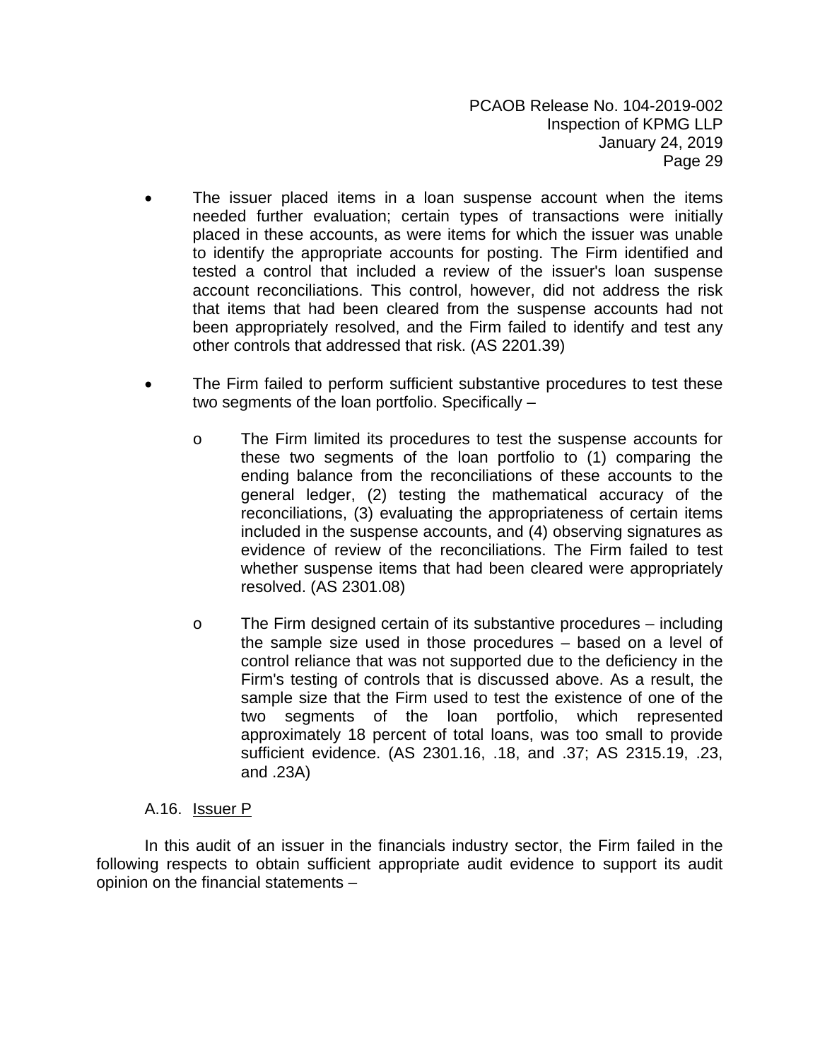- The issuer placed items in a loan suspense account when the items needed further evaluation; certain types of transactions were initially placed in these accounts, as were items for which the issuer was unable to identify the appropriate accounts for posting. The Firm identified and tested a control that included a review of the issuer's loan suspense account reconciliations. This control, however, did not address the risk that items that had been cleared from the suspense accounts had not been appropriately resolved, and the Firm failed to identify and test any other controls that addressed that risk. (AS 2201.39)

- The Firm failed to perform sufficient substantive procedures to test these two segments of the loan portfolio. Specifically –

  - The Firm limited its procedures to test the suspense accounts for these two segments of the loan portfolio to (1) comparing the ending balance from the reconciliations of these accounts to the general ledger, (2) testing the mathematical accuracy of the reconciliations, (3) evaluating the appropriateness of certain items included in the suspense accounts, and (4) observing signatures as evidence of review of the reconciliations. The Firm failed to test whether suspense items that had been cleared were appropriately resolved. (AS 2301.08)

  - The Firm designed certain of its substantive procedures – including the sample size used in those procedures – based on a level of control reliance that was not supported due to the deficiency in the Firm's testing of controls that is discussed above. As a result, the sample size that the Firm used to test the existence of one of the two segments of the loan portfolio, which represented approximately 18 percent of total loans, was too small to provide sufficient evidence. (AS 2301.16, .18, and .37; AS 2315.19, .23, and .23A)

A.16. Issuer P

In this audit of an issuer in the financials industry sector, the Firm failed in the following respects to obtain sufficient appropriate audit evidence to support its audit opinion on the financial statements –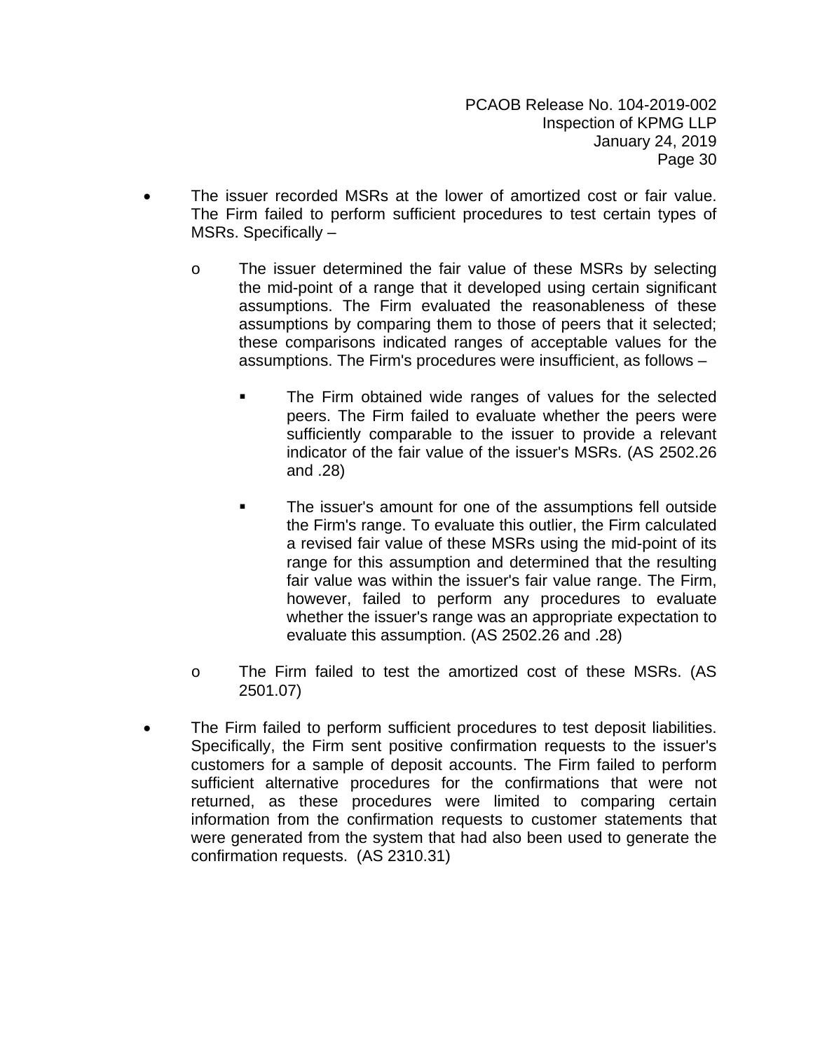- The issuer recorded MSRs at the lower of amortized cost or fair value. The Firm failed to perform sufficient procedures to test certain types of MSRs. Specifically –

    - The issuer determined the fair value of these MSRs by selecting the mid-point of a range that it developed using certain significant assumptions. The Firm evaluated the reasonableness of these assumptions by comparing them to those of peers that it selected; these comparisons indicated ranges of acceptable values for the assumptions. The Firm's procedures were insufficient, as follows –

        - The Firm obtained wide ranges of values for the selected peers. The Firm failed to evaluate whether the peers were sufficiently comparable to the issuer to provide a relevant indicator of the fair value of the issuer's MSRs. (AS 2502.26 and .28)

        - The issuer's amount for one of the assumptions fell outside the Firm's range. To evaluate this outlier, the Firm calculated a revised fair value of these MSRs using the mid-point of its range for this assumption and determined that the resulting fair value was within the issuer's fair value range. The Firm, however, failed to perform any procedures to evaluate whether the issuer's range was an appropriate expectation to evaluate this assumption. (AS 2502.26 and .28)

    - The Firm failed to test the amortized cost of these MSRs. (AS 2501.07)

- The Firm failed to perform sufficient procedures to test deposit liabilities. Specifically, the Firm sent positive confirmation requests to the issuer's customers for a sample of deposit accounts. The Firm failed to perform sufficient alternative procedures for the confirmations that were not returned, as these procedures were limited to comparing certain information from the confirmation requests to customer statements that were generated from the system that had also been used to generate the confirmation requests. (AS 2310.31)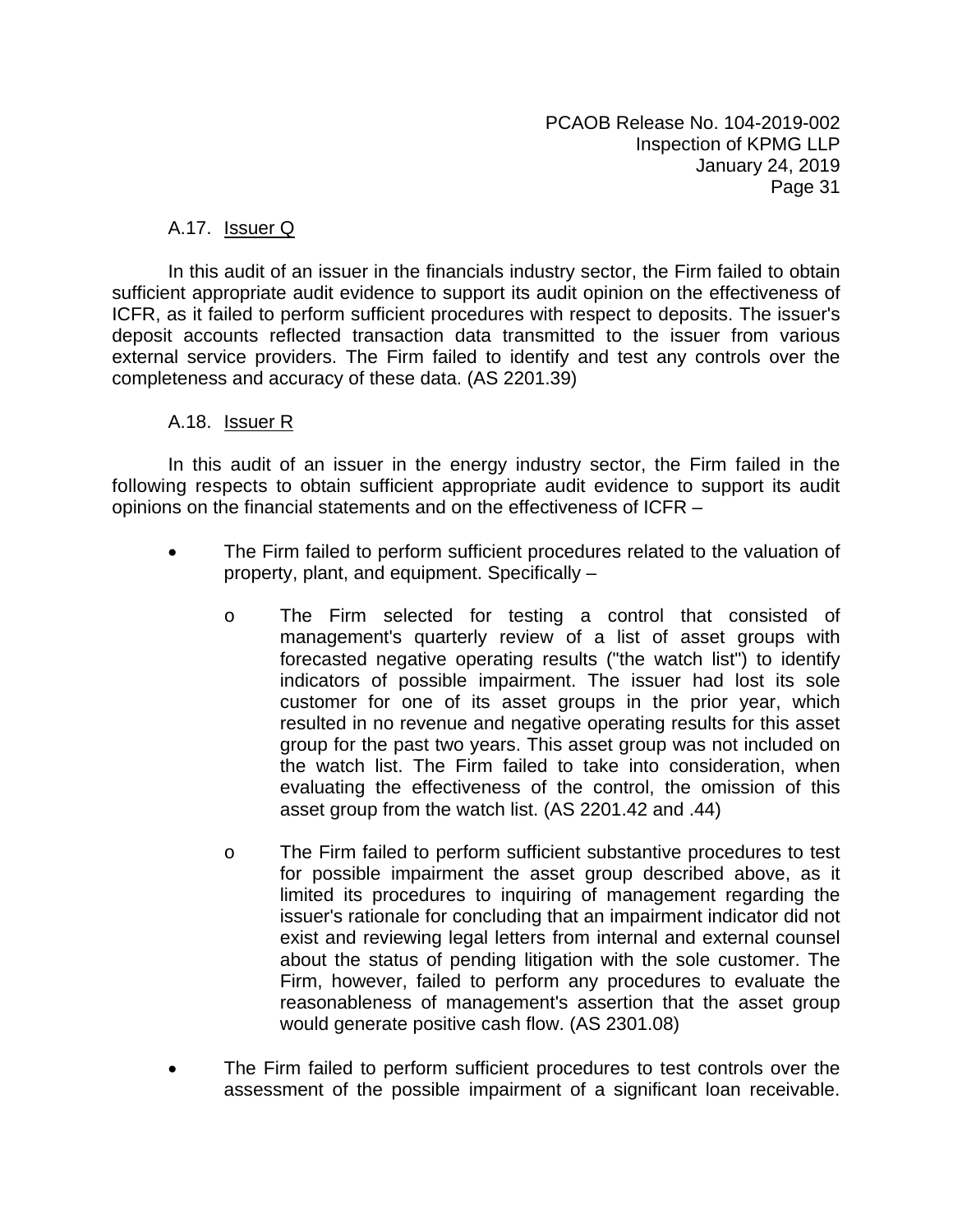A.17. Issuer Q

In this audit of an issuer in the financials industry sector, the Firm failed to obtain sufficient appropriate audit evidence to support its audit opinion on the effectiveness of ICFR, as it failed to perform sufficient procedures with respect to deposits. The issuer's deposit accounts reflected transaction data transmitted to the issuer from various external service providers. The Firm failed to identify and test any controls over the completeness and accuracy of these data. (AS 2201.39)

A.18. Issuer R

In this audit of an issuer in the energy industry sector, the Firm failed in the following respects to obtain sufficient appropriate audit evidence to support its audit opinions on the financial statements and on the effectiveness of ICFR –

- The Firm failed to perform sufficient procedures related to the valuation of property, plant, and equipment. Specifically –
  - The Firm selected for testing a control that consisted of management's quarterly review of a list of asset groups with forecasted negative operating results ("the watch list") to identify indicators of possible impairment. The issuer had lost its sole customer for one of its asset groups in the prior year, which resulted in no revenue and negative operating results for this asset group for the past two years. This asset group was not included on the watch list. The Firm failed to take into consideration, when evaluating the effectiveness of the control, the omission of this asset group from the watch list. (AS 2201.42 and .44)
  - The Firm failed to perform sufficient substantive procedures to test for possible impairment the asset group described above, as it limited its procedures to inquiring of management regarding the issuer's rationale for concluding that an impairment indicator did not exist and reviewing legal letters from internal and external counsel about the status of pending litigation with the sole customer. The Firm, however, failed to perform any procedures to evaluate the reasonableness of management's assertion that the asset group would generate positive cash flow. (AS 2301.08)
- The Firm failed to perform sufficient procedures to test controls over the assessment of the possible impairment of a significant loan receivable.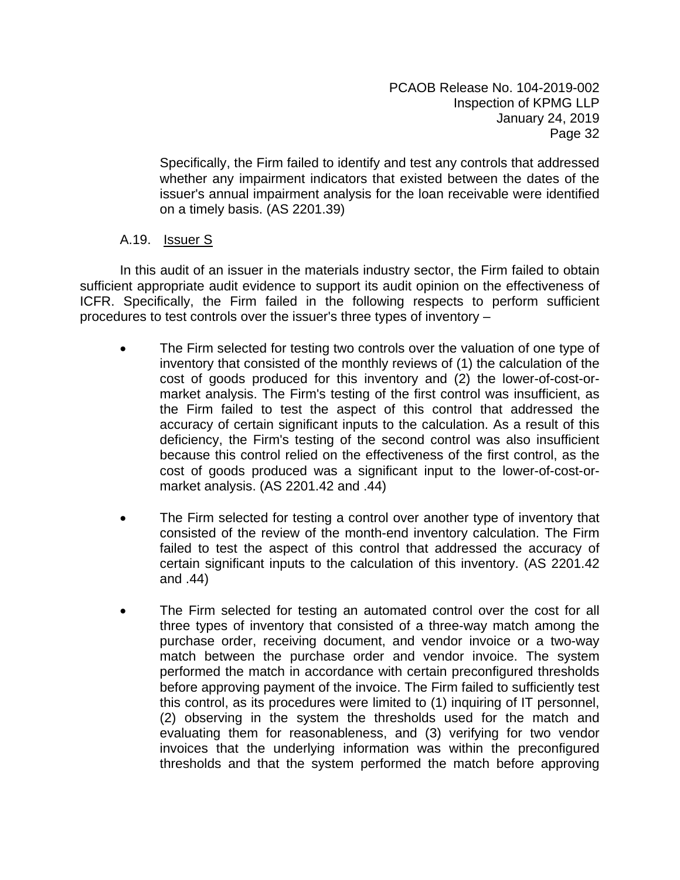Specifically, the Firm failed to identify and test any controls that addressed whether any impairment indicators that existed between the dates of the issuer's annual impairment analysis for the loan receivable were identified on a timely basis. (AS 2201.39)

### A.19. Issuer S

In this audit of an issuer in the materials industry sector, the Firm failed to obtain sufficient appropriate audit evidence to support its audit opinion on the effectiveness of ICFR. Specifically, the Firm failed in the following respects to perform sufficient procedures to test controls over the issuer's three types of inventory –

- The Firm selected for testing two controls over the valuation of one type of inventory that consisted of the monthly reviews of (1) the calculation of the cost of goods produced for this inventory and (2) the lower-of-cost-or-market analysis. The Firm's testing of the first control was insufficient, as the Firm failed to test the aspect of this control that addressed the accuracy of certain significant inputs to the calculation. As a result of this deficiency, the Firm's testing of the second control was also insufficient because this control relied on the effectiveness of the first control, as the cost of goods produced was a significant input to the lower-of-cost-or-market analysis. (AS 2201.42 and .44)

- The Firm selected for testing a control over another type of inventory that consisted of the review of the month-end inventory calculation. The Firm failed to test the aspect of this control that addressed the accuracy of certain significant inputs to the calculation of this inventory. (AS 2201.42 and .44)

- The Firm selected for testing an automated control over the cost for all three types of inventory that consisted of a three-way match among the purchase order, receiving document, and vendor invoice or a two-way match between the purchase order and vendor invoice. The system performed the match in accordance with certain preconfigured thresholds before approving payment of the invoice. The Firm failed to sufficiently test this control, as its procedures were limited to (1) inquiring of IT personnel, (2) observing in the system the thresholds used for the match and evaluating them for reasonableness, and (3) verifying for two vendor invoices that the underlying information was within the preconfigured thresholds and that the system performed the match before approving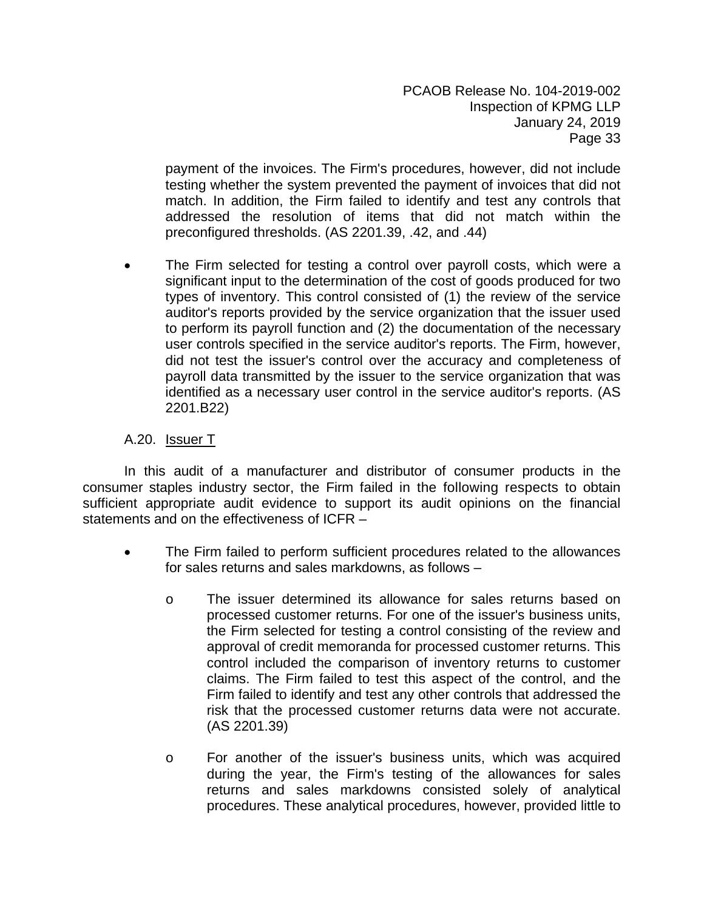payment of the invoices. The Firm's procedures, however, did not include testing whether the system prevented the payment of invoices that did not match. In addition, the Firm failed to identify and test any controls that addressed the resolution of items that did not match within the preconfigured thresholds. (AS 2201.39, .42, and .44)

- The Firm selected for testing a control over payroll costs, which were a significant input to the determination of the cost of goods produced for two types of inventory. This control consisted of (1) the review of the service auditor's reports provided by the service organization that the issuer used to perform its payroll function and (2) the documentation of the necessary user controls specified in the service auditor's reports. The Firm, however, did not test the issuer's control over the accuracy and completeness of payroll data transmitted by the issuer to the service organization that was identified as a necessary user control in the service auditor's reports. (AS 2201.B22)

A.20. Issuer T

In this audit of a manufacturer and distributor of consumer products in the consumer staples industry sector, the Firm failed in the following respects to obtain sufficient appropriate audit evidence to support its audit opinions on the financial statements and on the effectiveness of ICFR –

- The Firm failed to perform sufficient procedures related to the allowances for sales returns and sales markdowns, as follows –
  - The issuer determined its allowance for sales returns based on processed customer returns. For one of the issuer's business units, the Firm selected for testing a control consisting of the review and approval of credit memoranda for processed customer returns. This control included the comparison of inventory returns to customer claims. The Firm failed to test this aspect of the control, and the Firm failed to identify and test any other controls that addressed the risk that the processed customer returns data were not accurate. (AS 2201.39)
  - For another of the issuer's business units, which was acquired during the year, the Firm's testing of the allowances for sales returns and sales markdowns consisted solely of analytical procedures. These analytical procedures, however, provided little to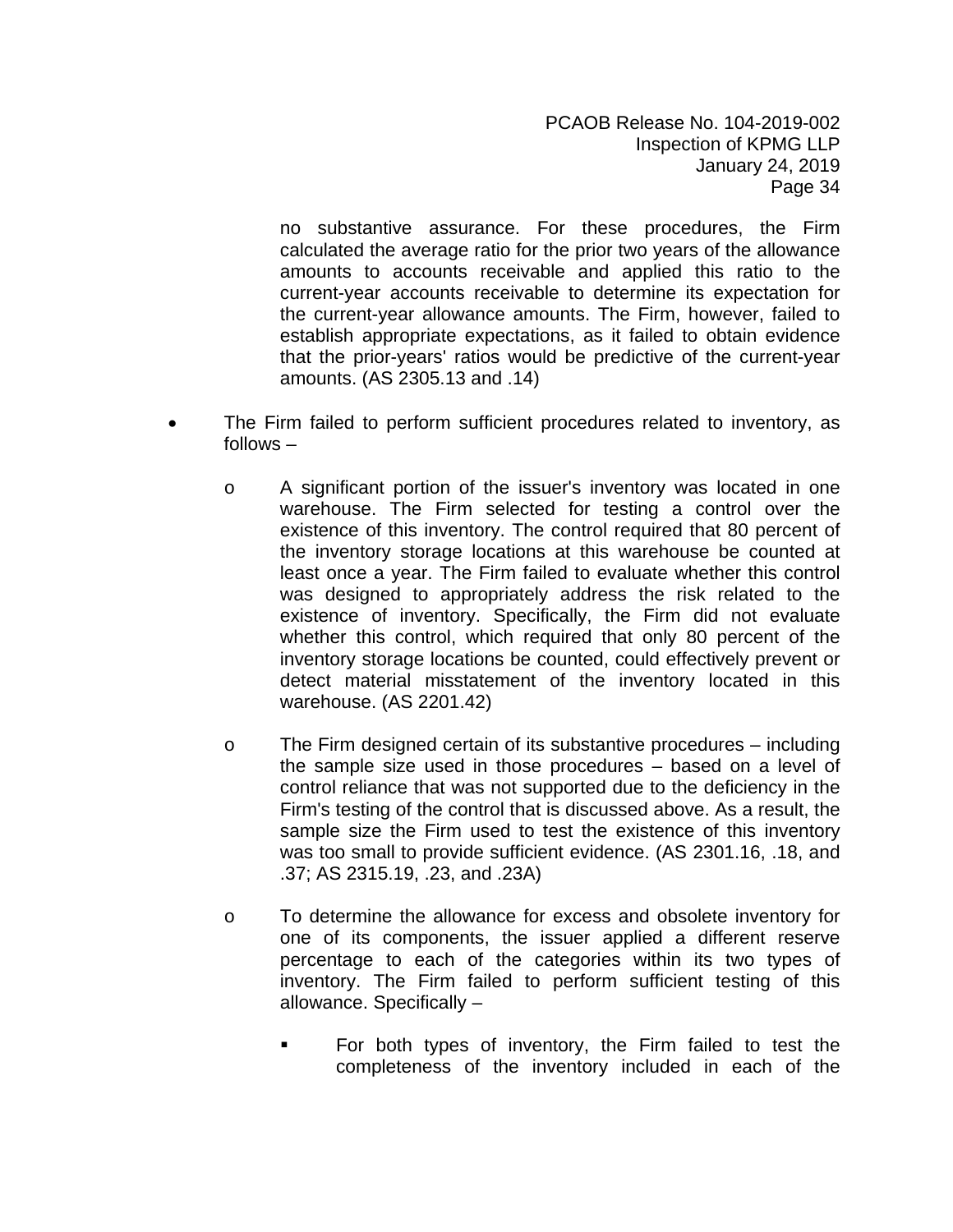no substantive assurance. For these procedures, the Firm calculated the average ratio for the prior two years of the allowance amounts to accounts receivable and applied this ratio to the current-year accounts receivable to determine its expectation for the current-year allowance amounts. The Firm, however, failed to establish appropriate expectations, as it failed to obtain evidence that the prior-years' ratios would be predictive of the current-year amounts. (AS 2305.13 and .14)

- The Firm failed to perform sufficient procedures related to inventory, as follows –
  - A significant portion of the issuer's inventory was located in one warehouse. The Firm selected for testing a control over the existence of this inventory. The control required that 80 percent of the inventory storage locations at this warehouse be counted at least once a year. The Firm failed to evaluate whether this control was designed to appropriately address the risk related to the existence of inventory. Specifically, the Firm did not evaluate whether this control, which required that only 80 percent of the inventory storage locations be counted, could effectively prevent or detect material misstatement of the inventory located in this warehouse. (AS 2201.42)
  - The Firm designed certain of its substantive procedures – including the sample size used in those procedures – based on a level of control reliance that was not supported due to the deficiency in the Firm's testing of the control that is discussed above. As a result, the sample size the Firm used to test the existence of this inventory was too small to provide sufficient evidence. (AS 2301.16, .18, and .37; AS 2315.19, .23, and .23A)
  - To determine the allowance for excess and obsolete inventory for one of its components, the issuer applied a different reserve percentage to each of the categories within its two types of inventory. The Firm failed to perform sufficient testing of this allowance. Specifically –
    - For both types of inventory, the Firm failed to test the completeness of the inventory included in each of the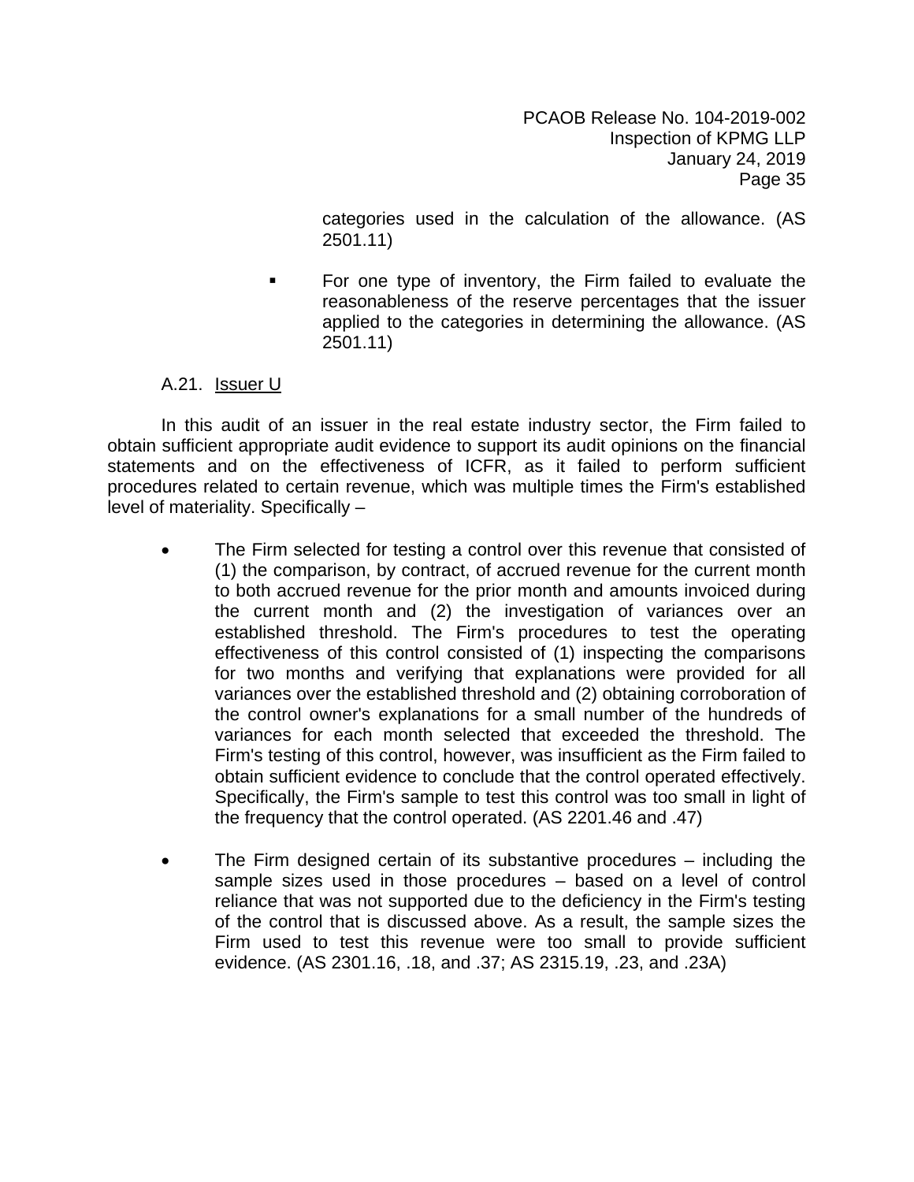categories used in the calculation of the allowance. (AS 2501.11)

- For one type of inventory, the Firm failed to evaluate the reasonableness of the reserve percentages that the issuer applied to the categories in determining the allowance. (AS 2501.11)

A.21. Issuer U

In this audit of an issuer in the real estate industry sector, the Firm failed to obtain sufficient appropriate audit evidence to support its audit opinions on the financial statements and on the effectiveness of ICFR, as it failed to perform sufficient procedures related to certain revenue, which was multiple times the Firm's established level of materiality. Specifically –

- The Firm selected for testing a control over this revenue that consisted of (1) the comparison, by contract, of accrued revenue for the current month to both accrued revenue for the prior month and amounts invoiced during the current month and (2) the investigation of variances over an established threshold. The Firm's procedures to test the operating effectiveness of this control consisted of (1) inspecting the comparisons for two months and verifying that explanations were provided for all variances over the established threshold and (2) obtaining corroboration of the control owner's explanations for a small number of the hundreds of variances for each month selected that exceeded the threshold. The Firm's testing of this control, however, was insufficient as the Firm failed to obtain sufficient evidence to conclude that the control operated effectively. Specifically, the Firm's sample to test this control was too small in light of the frequency that the control operated. (AS 2201.46 and .47)

- The Firm designed certain of its substantive procedures – including the sample sizes used in those procedures – based on a level of control reliance that was not supported due to the deficiency in the Firm's testing of the control that is discussed above. As a result, the sample sizes the Firm used to test this revenue were too small to provide sufficient evidence. (AS 2301.16, .18, and .37; AS 2315.19, .23, and .23A)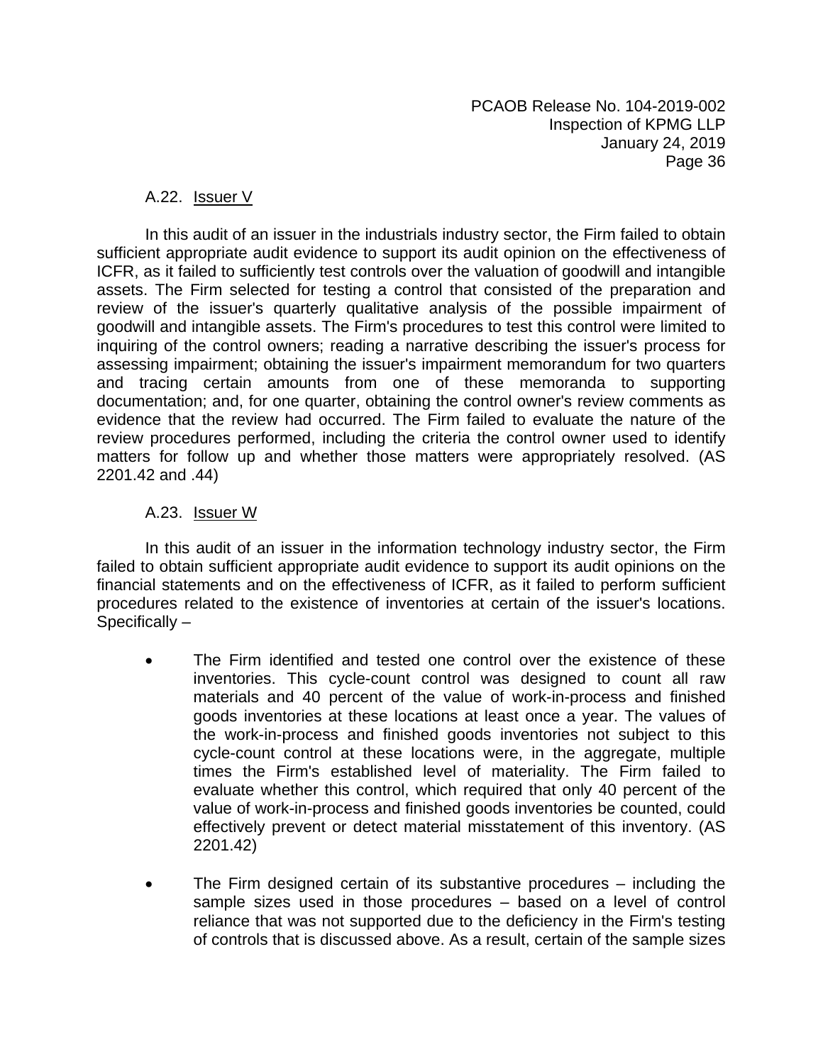### A.22. Issuer V

In this audit of an issuer in the industrials industry sector, the Firm failed to obtain sufficient appropriate audit evidence to support its audit opinion on the effectiveness of ICFR, as it failed to sufficiently test controls over the valuation of goodwill and intangible assets. The Firm selected for testing a control that consisted of the preparation and review of the issuer's quarterly qualitative analysis of the possible impairment of goodwill and intangible assets. The Firm's procedures to test this control were limited to inquiring of the control owners; reading a narrative describing the issuer's process for assessing impairment; obtaining the issuer's impairment memorandum for two quarters and tracing certain amounts from one of these memoranda to supporting documentation; and, for one quarter, obtaining the control owner's review comments as evidence that the review had occurred. The Firm failed to evaluate the nature of the review procedures performed, including the criteria the control owner used to identify matters for follow up and whether those matters were appropriately resolved. (AS 2201.42 and .44)

### A.23. Issuer W

In this audit of an issuer in the information technology industry sector, the Firm failed to obtain sufficient appropriate audit evidence to support its audit opinions on the financial statements and on the effectiveness of ICFR, as it failed to perform sufficient procedures related to the existence of inventories at certain of the issuer's locations. Specifically –

- The Firm identified and tested one control over the existence of these inventories. This cycle-count control was designed to count all raw materials and 40 percent of the value of work-in-process and finished goods inventories at these locations at least once a year. The values of the work-in-process and finished goods inventories not subject to this cycle-count control at these locations were, in the aggregate, multiple times the Firm's established level of materiality. The Firm failed to evaluate whether this control, which required that only 40 percent of the value of work-in-process and finished goods inventories be counted, could effectively prevent or detect material misstatement of this inventory. (AS 2201.42)

- The Firm designed certain of its substantive procedures – including the sample sizes used in those procedures – based on a level of control reliance that was not supported due to the deficiency in the Firm's testing of controls that is discussed above. As a result, certain of the sample sizes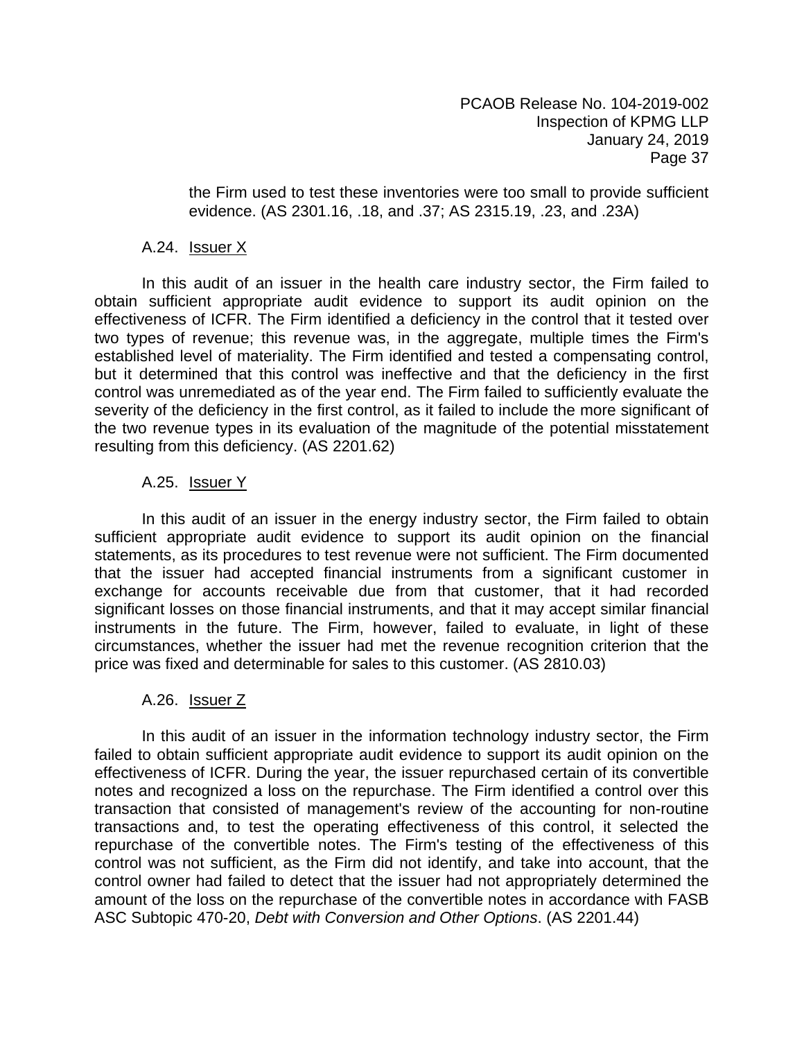the Firm used to test these inventories were too small to provide sufficient evidence. (AS 2301.16, .18, and .37; AS 2315.19, .23, and .23A)

A.24. Issuer X

In this audit of an issuer in the health care industry sector, the Firm failed to obtain sufficient appropriate audit evidence to support its audit opinion on the effectiveness of ICFR. The Firm identified a deficiency in the control that it tested over two types of revenue; this revenue was, in the aggregate, multiple times the Firm's established level of materiality. The Firm identified and tested a compensating control, but it determined that this control was ineffective and that the deficiency in the first control was unremediated as of the year end. The Firm failed to sufficiently evaluate the severity of the deficiency in the first control, as it failed to include the more significant of the two revenue types in its evaluation of the magnitude of the potential misstatement resulting from this deficiency. (AS 2201.62)

A.25. Issuer Y

In this audit of an issuer in the energy industry sector, the Firm failed to obtain sufficient appropriate audit evidence to support its audit opinion on the financial statements, as its procedures to test revenue were not sufficient. The Firm documented that the issuer had accepted financial instruments from a significant customer in exchange for accounts receivable due from that customer, that it had recorded significant losses on those financial instruments, and that it may accept similar financial instruments in the future. The Firm, however, failed to evaluate, in light of these circumstances, whether the issuer had met the revenue recognition criterion that the price was fixed and determinable for sales to this customer. (AS 2810.03)

A.26. Issuer Z

In this audit of an issuer in the information technology industry sector, the Firm failed to obtain sufficient appropriate audit evidence to support its audit opinion on the effectiveness of ICFR. During the year, the issuer repurchased certain of its convertible notes and recognized a loss on the repurchase. The Firm identified a control over this transaction that consisted of management's review of the accounting for non-routine transactions and, to test the operating effectiveness of this control, it selected the repurchase of the convertible notes. The Firm's testing of the effectiveness of this control was not sufficient, as the Firm did not identify, and take into account, that the control owner had failed to detect that the issuer had not appropriately determined the amount of the loss on the repurchase of the convertible notes in accordance with FASB ASC Subtopic 470-20, *Debt with Conversion and Other Options*. (AS 2201.44)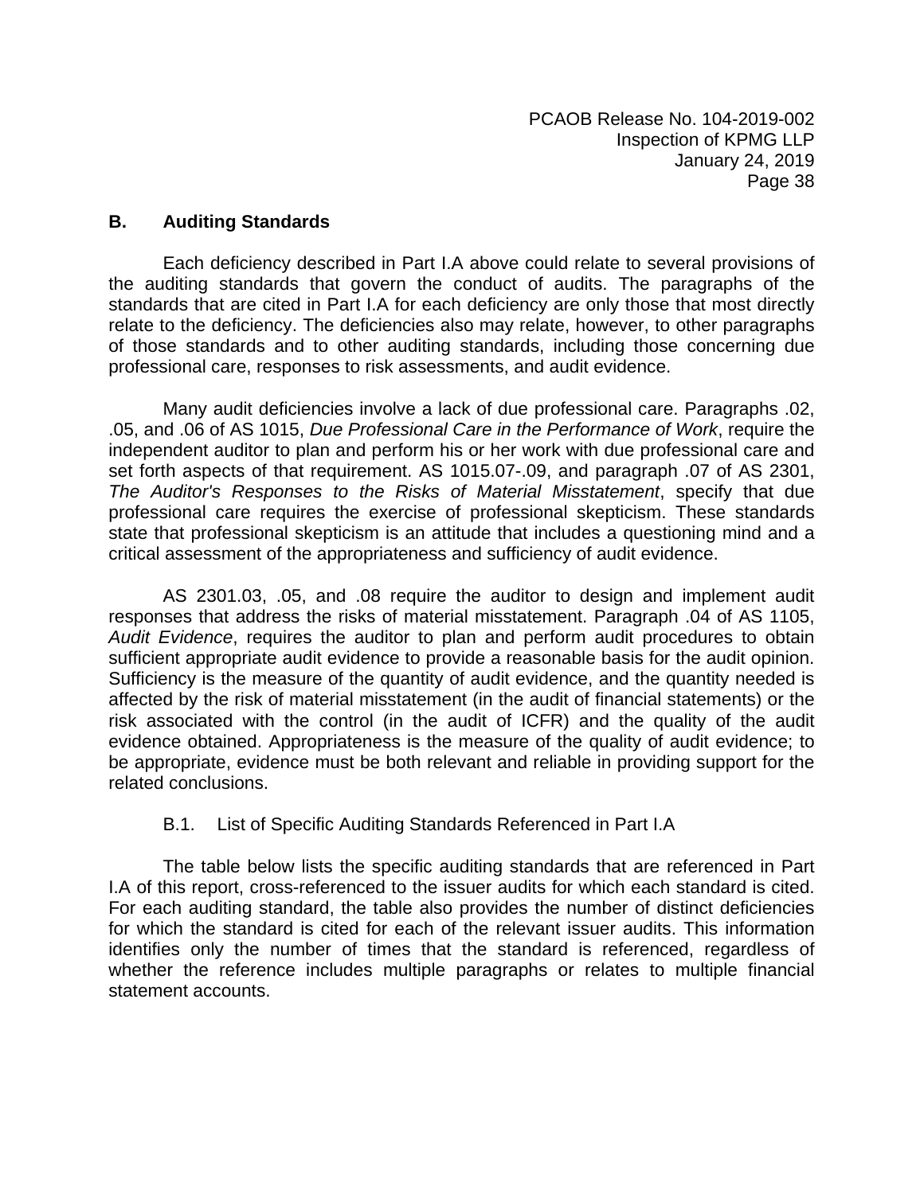## B. Auditing Standards

Each deficiency described in Part I.A above could relate to several provisions of the auditing standards that govern the conduct of audits. The paragraphs of the standards that are cited in Part I.A for each deficiency are only those that most directly relate to the deficiency. The deficiencies also may relate, however, to other paragraphs of those standards and to other auditing standards, including those concerning due professional care, responses to risk assessments, and audit evidence.

Many audit deficiencies involve a lack of due professional care. Paragraphs .02, .05, and .06 of AS 1015, *Due Professional Care in the Performance of Work*, require the independent auditor to plan and perform his or her work with due professional care and set forth aspects of that requirement. AS 1015.07-.09, and paragraph .07 of AS 2301, *The Auditor's Responses to the Risks of Material Misstatement*, specify that due professional care requires the exercise of professional skepticism. These standards state that professional skepticism is an attitude that includes a questioning mind and a critical assessment of the appropriateness and sufficiency of audit evidence.

AS 2301.03, .05, and .08 require the auditor to design and implement audit responses that address the risks of material misstatement. Paragraph .04 of AS 1105, *Audit Evidence*, requires the auditor to plan and perform audit procedures to obtain sufficient appropriate audit evidence to provide a reasonable basis for the audit opinion. Sufficiency is the measure of the quantity of audit evidence, and the quantity needed is affected by the risk of material misstatement (in the audit of financial statements) or the risk associated with the control (in the audit of ICFR) and the quality of the audit evidence obtained. Appropriateness is the measure of the quality of audit evidence; to be appropriate, evidence must be both relevant and reliable in providing support for the related conclusions.

### B.1. List of Specific Auditing Standards Referenced in Part I.A

The table below lists the specific auditing standards that are referenced in Part I.A of this report, cross-referenced to the issuer audits for which each standard is cited. For each auditing standard, the table also provides the number of distinct deficiencies for which the standard is cited for each of the relevant issuer audits. This information identifies only the number of times that the standard is referenced, regardless of whether the reference includes multiple paragraphs or relates to multiple financial statement accounts.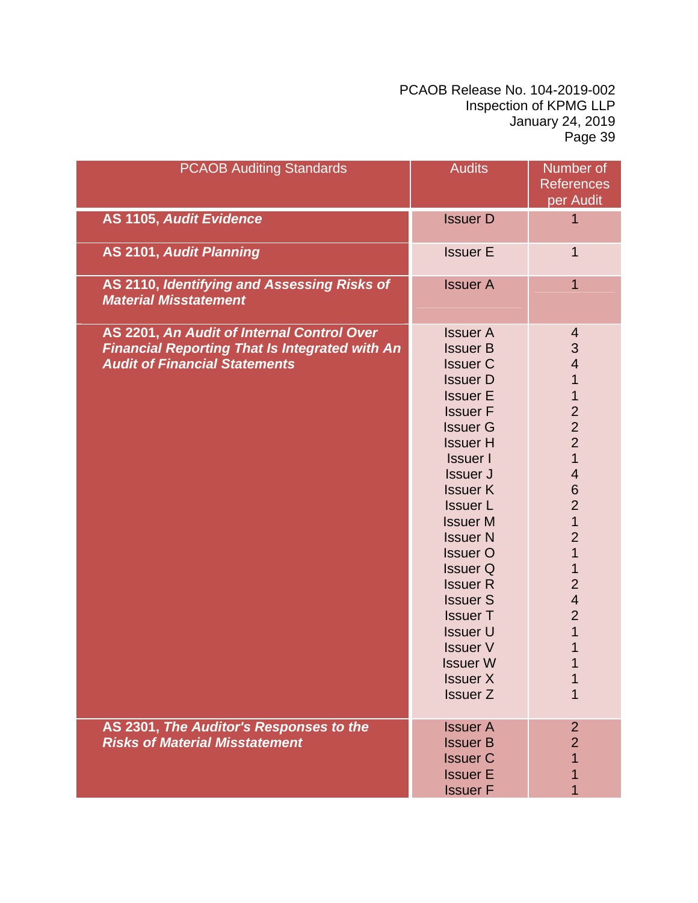| PCAOB Auditing Standards | Audits | Number of References per Audit |
|---|---|---|
| **AS 1105, *Audit Evidence*** | Issuer D | 1 |
| **AS 2101, *Audit Planning*** | Issuer E | 1 |
| **AS 2110, *Identifying and Assessing Risks of Material Misstatement*** | Issuer A | 1 |
| **AS 2201, *An Audit of Internal Control Over Financial Reporting That Is Integrated with An Audit of Financial Statements*** | Issuer A | 4 |
| | Issuer B | 3 |
| | Issuer C | 4 |
| | Issuer D | 1 |
| | Issuer E | 1 |
| | Issuer F | 2 |
| | Issuer G | 2 |
| | Issuer H | 2 |
| | Issuer I | 1 |
| | Issuer J | 4 |
| | Issuer K | 6 |
| | Issuer L | 2 |
| | Issuer M | 1 |
| | Issuer N | 2 |
| | Issuer O | 1 |
| | Issuer Q | 1 |
| | Issuer R | 2 |
| | Issuer S | 4 |
| | Issuer T | 2 |
| | Issuer U | 1 |
| | Issuer V | 1 |
| | Issuer W | 1 |
| | Issuer X | 1 |
| | Issuer Z | 1 |
| **AS 2301, *The Auditor's Responses to the Risks of Material Misstatement*** | Issuer A | 2 |
| | Issuer B | 2 |
| | Issuer C | 1 |
| | Issuer E | 1 |
| | Issuer F | 1 |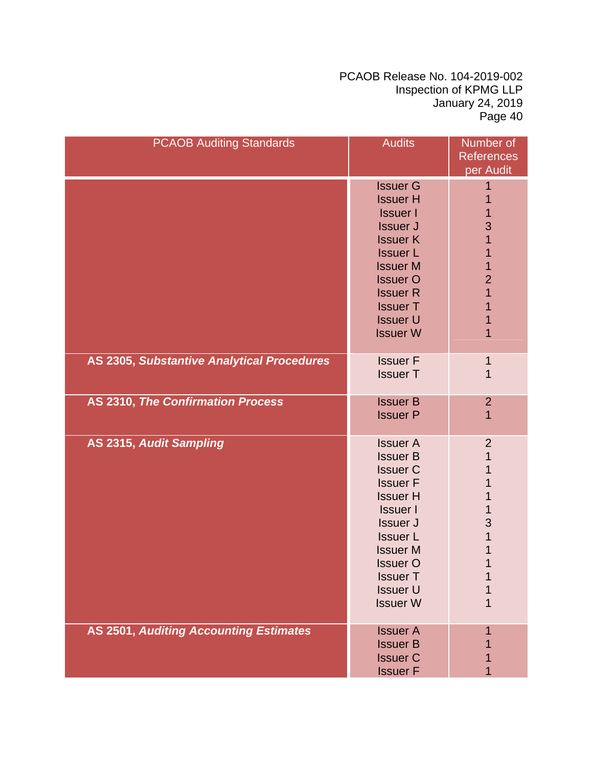| PCAOB Auditing Standards | Audits | Number of References per Audit |
|---|---|---|
| | Issuer G | 1 |
| | Issuer H | 1 |
| | Issuer I | 1 |
| | Issuer J | 3 |
| | Issuer K | 1 |
| | Issuer L | 1 |
| | Issuer M | 1 |
| | Issuer O | 2 |
| | Issuer R | 1 |
| | Issuer T | 1 |
| | Issuer U | 1 |
| | Issuer W | 1 |
| **AS 2305, *Substantive Analytical Procedures*** | Issuer F | 1 |
| | Issuer T | 1 |
| **AS 2310, *The Confirmation Process*** | Issuer B | 2 |
| | Issuer P | 1 |
| **AS 2315, *Audit Sampling*** | Issuer A | 2 |
| | Issuer B | 1 |
| | Issuer C | 1 |
| | Issuer F | 1 |
| | Issuer H | 1 |
| | Issuer I | 1 |
| | Issuer J | 3 |
| | Issuer L | 1 |
| | Issuer M | 1 |
| | Issuer O | 1 |
| | Issuer T | 1 |
| | Issuer U | 1 |
| | Issuer W | 1 |
| **AS 2501, *Auditing Accounting Estimates*** | Issuer A | 1 |
| | Issuer B | 1 |
| | Issuer C | 1 |
| | Issuer F | 1 |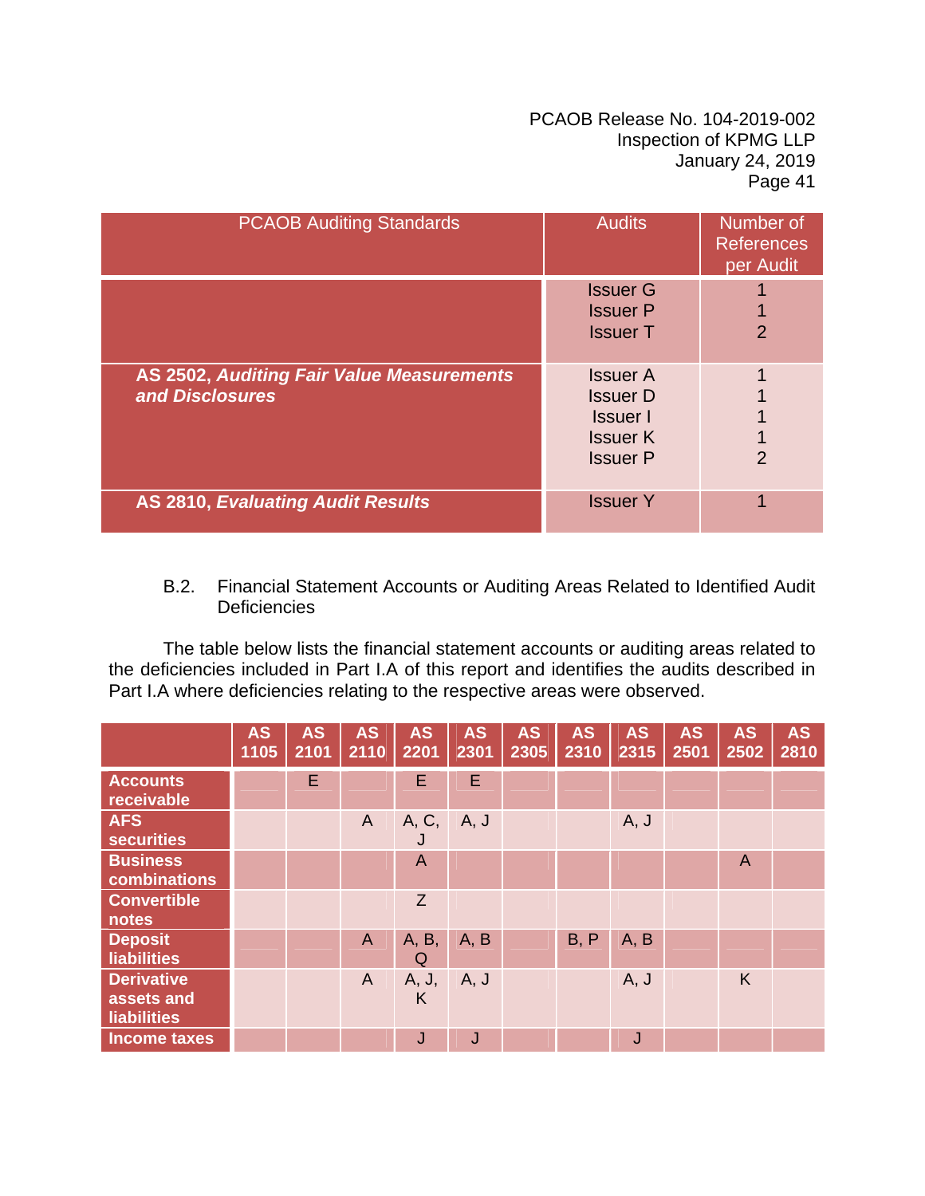| PCAOB Auditing Standards | Audits | Number of References per Audit |
|---|---|---|
| | Issuer G<br>Issuer P<br>Issuer T | 1<br>1<br>2 |
| **AS 2502, *Auditing Fair Value Measurements and Disclosures*** | Issuer A<br>Issuer D<br>Issuer I<br>Issuer K<br>Issuer P | 1<br>1<br>1<br>1<br>2 |
| **AS 2810, *Evaluating Audit Results*** | Issuer Y | 1 |

B.2. Financial Statement Accounts or Auditing Areas Related to Identified Audit Deficiencies

The table below lists the financial statement accounts or auditing areas related to the deficiencies included in Part I.A of this report and identifies the audits described in Part I.A where deficiencies relating to the respective areas were observed.

| | AS 1105 | AS 2101 | AS 2110 | AS 2201 | AS 2301 | AS 2305 | AS 2310 | AS 2315 | AS 2501 | AS 2502 | AS 2810 |
|---|---|---|---|---|---|---|---|---|---|---|---|
| **Accounts receivable** | | E | | E | E | | | | | | |
| **AFS securities** | | | A | A, C, J | A, J | | | A, J | | | |
| **Business combinations** | | | | A | | | | | | A | |
| **Convertible notes** | | | | Z | | | | | | | |
| **Deposit liabilities** | | | A | A, B, Q | A, B | | B, P | A, B | | | |
| **Derivative assets and liabilities** | | | A | A, J, K | A, J | | | A, J | | K | |
| **Income taxes** | | | | J | J | | | J | | | |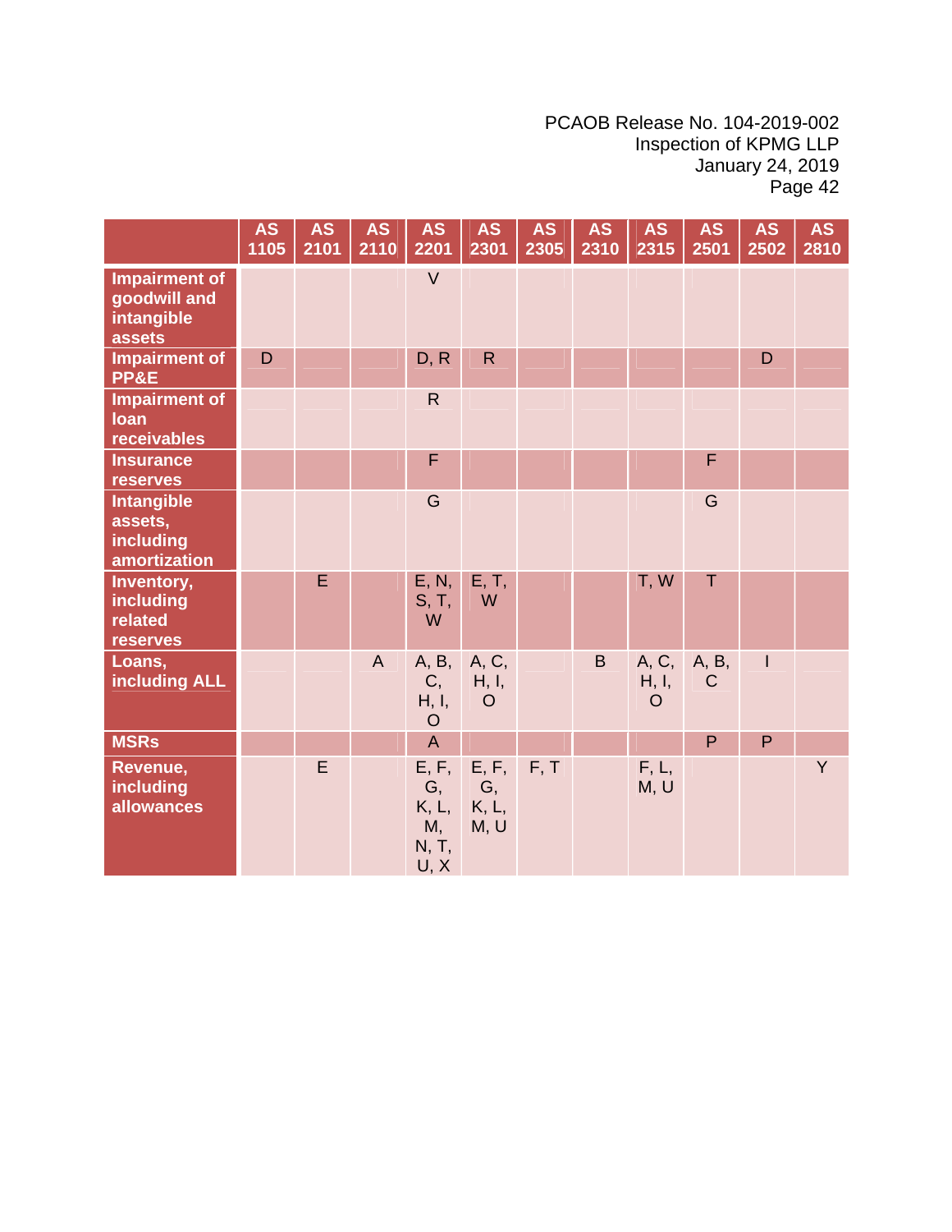| | AS 1105 | AS 2101 | AS 2110 | AS 2201 | AS 2301 | AS 2305 | AS 2310 | AS 2315 | AS 2501 | AS 2502 | AS 2810 |
|---|---|---|---|---|---|---|---|---|---|---|---|
| **Impairment of goodwill and intangible assets** | | | | V | | | | | | | |
| **Impairment of PP&E** | D | | | D, R | R | | | | | D | |
| **Impairment of loan receivables** | | | | R | | | | | | | |
| **Insurance reserves** | | | | F | | | | | F | | |
| **Intangible assets, including amortization** | | | | G | | | | | G | | |
| **Inventory, including related reserves** | | E | | E, N, S, T, W | E, T, W | | | T, W | T | | |
| **Loans, including ALL** | | | A | A, B, C, H, I, O | A, C, H, I, O | | B | A, C, H, I, O | A, B, C | I | |
| **MSRs** | | | | A | | | | | P | P | |
| **Revenue, including allowances** | | E | | E, F, G, K, L, M, N, T, U, X | E, F, G, K, L, M, U | F, T | | F, L, M, U | | | Y |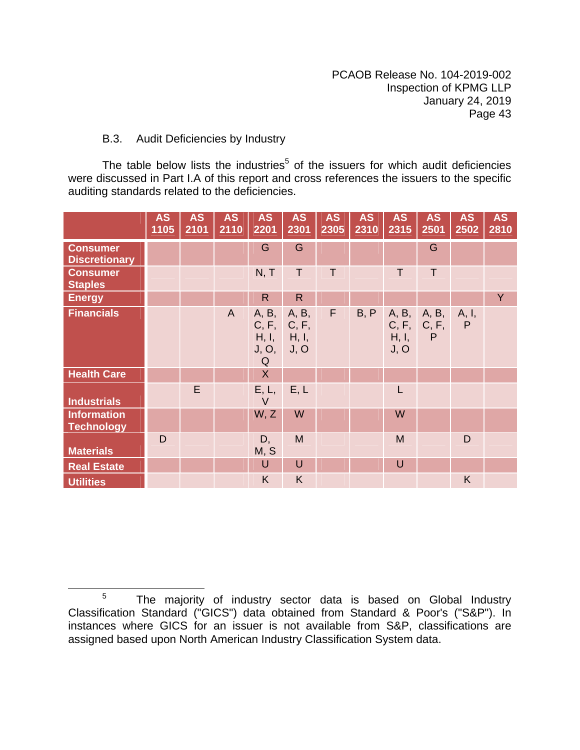B.3. Audit Deficiencies by Industry

The table below lists the industries[5] of the issuers for which audit deficiencies were discussed in Part I.A of this report and cross references the issuers to the specific auditing standards related to the deficiencies.

| | AS 1105 | AS 2101 | AS 2110 | AS 2201 | AS 2301 | AS 2305 | AS 2310 | AS 2315 | AS 2501 | AS 2502 | AS 2810 |
|---|---|---|---|---|---|---|---|---|---|---|---|
| **Consumer Discretionary** | | | | G | G | | | | G | | |
| **Consumer Staples** | | | | N, T | T | T | | T | T | | |
| **Energy** | | | | R | R | | | | | | Y |
| **Financials** | | | A | A, B, C, F, H, I, J, O, Q | A, B, C, F, H, I, J, O | F | B, P | A, B, C, F, H, I, J, O | A, B, C, F, P | A, I, P | |
| **Health Care** | | | | X | | | | | | | |
| **Industrials** | | E | | E, L, V | E, L | | | L | | | |
| **Information Technology** | | | | W, Z | W | | | W | | | |
| **Materials** | D | | | D, M, S | M | | | M | | D | |
| **Real Estate** | | | | U | U | | | U | | | |
| **Utilities** | | | | K | K | | | | | K | |

[5] The majority of industry sector data is based on Global Industry Classification Standard ("GICS") data obtained from Standard & Poor's ("S&P"). In instances where GICS for an issuer is not available from S&P, classifications are assigned based upon North American Industry Classification System data.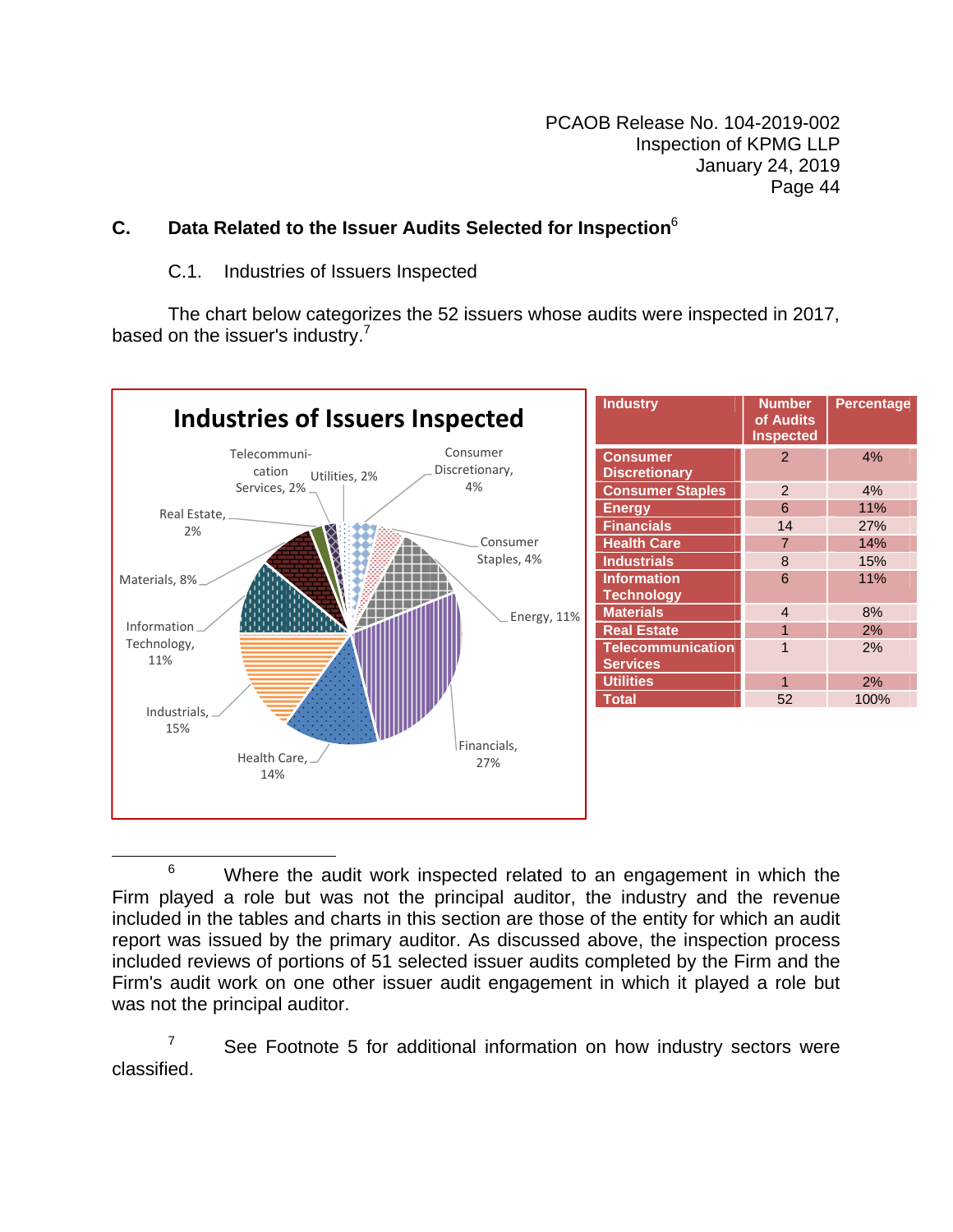## C. Data Related to the Issuer Audits Selected for Inspection[6]

### C.1. Industries of Issuers Inspected

The chart below categorizes the 52 issuers whose audits were inspected in 2017, based on the issuer's industry.[7]

| Industry | Number of Audits Inspected | Percentage |
|---|---|---|
| Consumer Discretionary | 2 | 4% |
| Consumer Staples | 2 | 4% |
| Energy | 6 | 11% |
| Financials | 14 | 27% |
| Health Care | 7 | 14% |
| Industrials | 8 | 15% |
| Information Technology | 6 | 11% |
| Materials | 4 | 8% |
| Real Estate | 1 | 2% |
| Telecommunication Services | 1 | 2% |
| Utilities | 1 | 2% |
| Total | 52 | 100% |

---

[6] Where the audit work inspected related to an engagement in which the Firm played a role but was not the principal auditor, the industry and the revenue included in the tables and charts in this section are those of the entity for which an audit report was issued by the primary auditor. As discussed above, the inspection process included reviews of portions of 51 selected issuer audits completed by the Firm and the Firm's audit work on one other issuer audit engagement in which it played a role but was not the principal auditor.

[7] See Footnote 5 for additional information on how industry sectors were classified.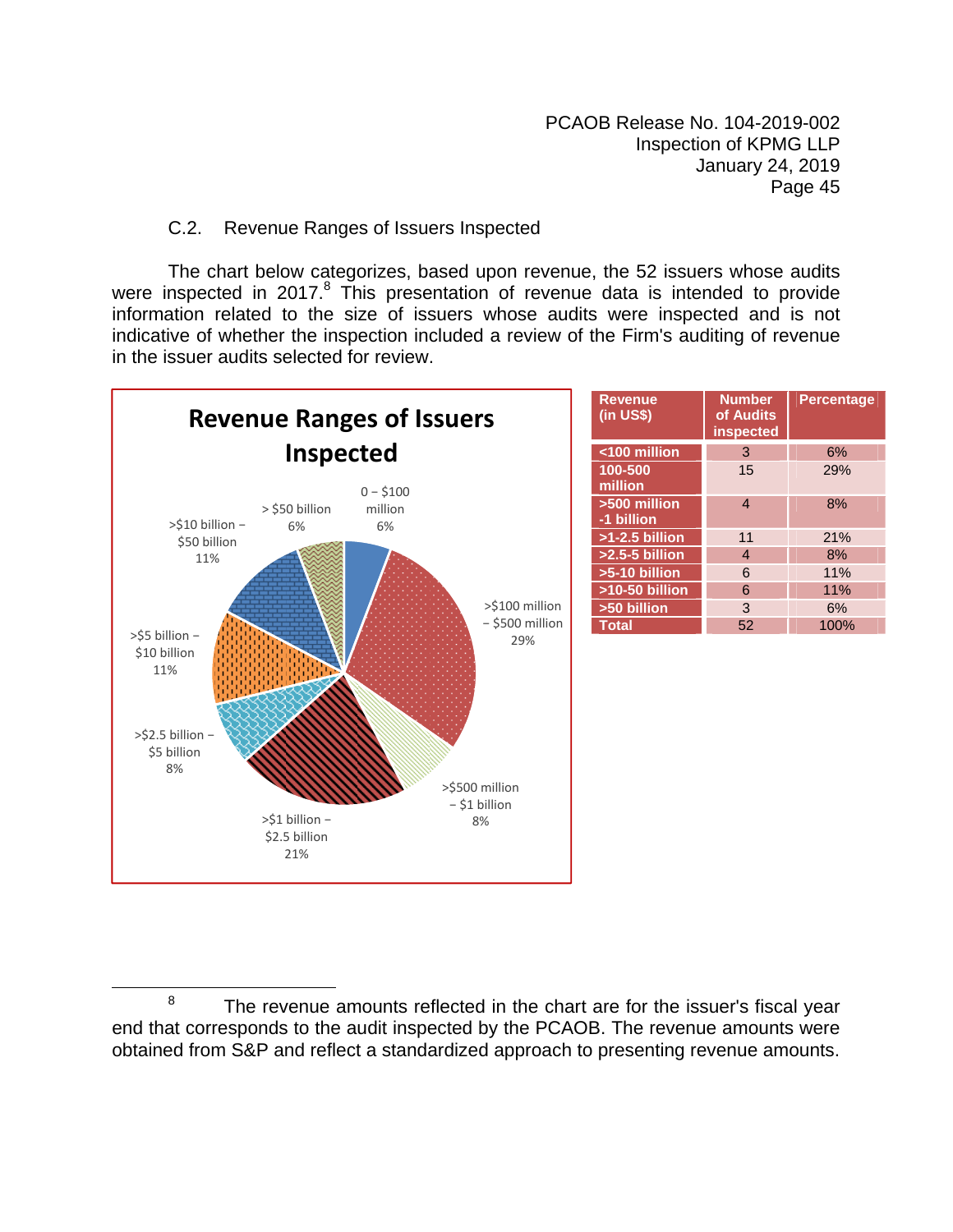## C.2. Revenue Ranges of Issuers Inspected

The chart below categorizes, based upon revenue, the 52 issuers whose audits were inspected in 2017.[8] This presentation of revenue data is intended to provide information related to the size of issuers whose audits were inspected and is not indicative of whether the inspection included a review of the Firm's auditing of revenue in the issuer audits selected for review.

**Revenue Ranges of Issuers Inspected**

| Revenue (in US$) | Number of Audits inspected | Percentage |
|---|---|---|
| <100 million | 3 | 6% |
| 100-500 million | 15 | 29% |
| >500 million -1 billion | 4 | 8% |
| >1-2.5 billion | 11 | 21% |
| >2.5-5 billion | 4 | 8% |
| >5-10 billion | 6 | 11% |
| >10-50 billion | 6 | 11% |
| >50 billion | 3 | 6% |
| Total | 52 | 100% |

[8] The revenue amounts reflected in the chart are for the issuer's fiscal year end that corresponds to the audit inspected by the PCAOB. The revenue amounts were obtained from S&P and reflect a standardized approach to presenting revenue amounts.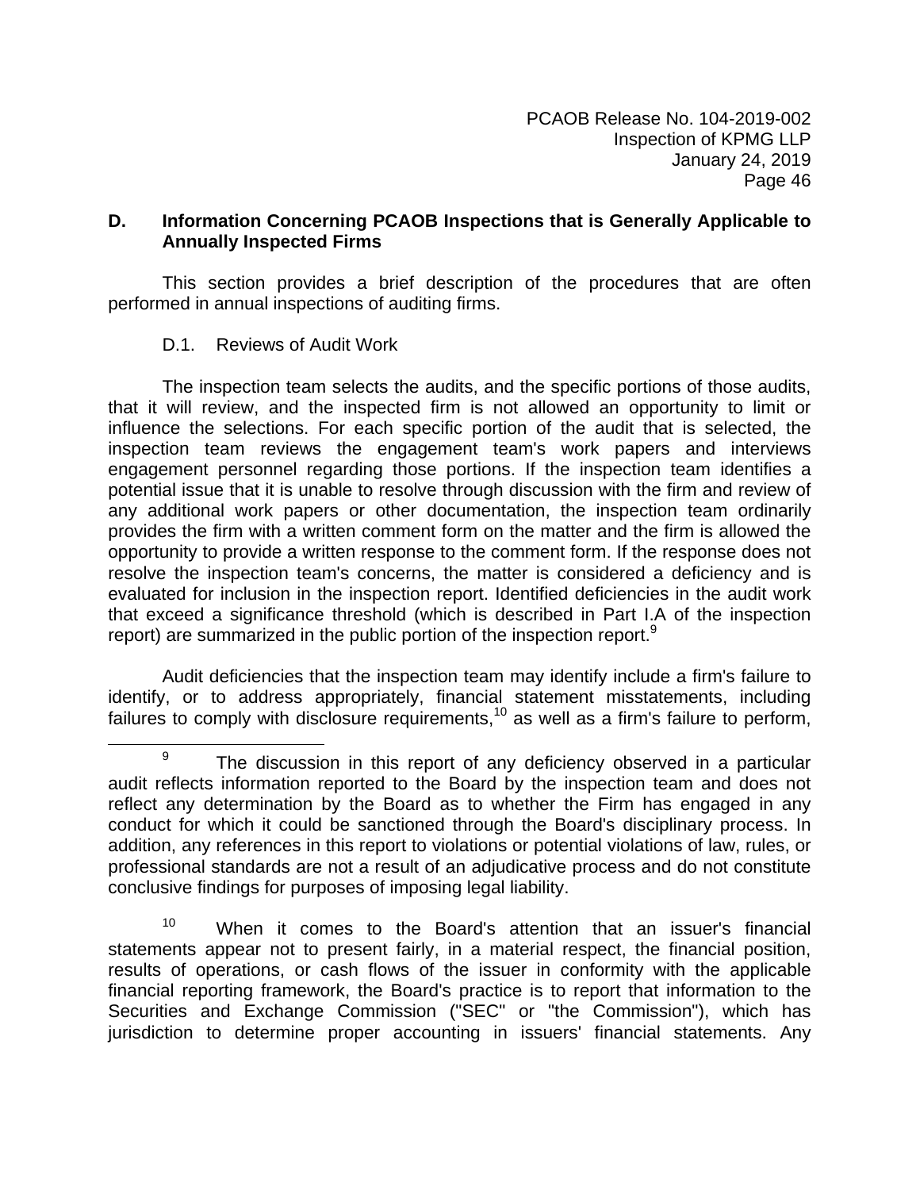## D. Information Concerning PCAOB Inspections that is Generally Applicable to Annually Inspected Firms

This section provides a brief description of the procedures that are often performed in annual inspections of auditing firms.

### D.1. Reviews of Audit Work

The inspection team selects the audits, and the specific portions of those audits, that it will review, and the inspected firm is not allowed an opportunity to limit or influence the selections. For each specific portion of the audit that is selected, the inspection team reviews the engagement team's work papers and interviews engagement personnel regarding those portions. If the inspection team identifies a potential issue that it is unable to resolve through discussion with the firm and review of any additional work papers or other documentation, the inspection team ordinarily provides the firm with a written comment form on the matter and the firm is allowed the opportunity to provide a written response to the comment form. If the response does not resolve the inspection team's concerns, the matter is considered a deficiency and is evaluated for inclusion in the inspection report. Identified deficiencies in the audit work that exceed a significance threshold (which is described in Part I.A of the inspection report) are summarized in the public portion of the inspection report.[9]

Audit deficiencies that the inspection team may identify include a firm's failure to identify, or to address appropriately, financial statement misstatements, including failures to comply with disclosure requirements,[10] as well as a firm's failure to perform,

---

[9] The discussion in this report of any deficiency observed in a particular audit reflects information reported to the Board by the inspection team and does not reflect any determination by the Board as to whether the Firm has engaged in any conduct for which it could be sanctioned through the Board's disciplinary process. In addition, any references in this report to violations or potential violations of law, rules, or professional standards are not a result of an adjudicative process and do not constitute conclusive findings for purposes of imposing legal liability.

[10] When it comes to the Board's attention that an issuer's financial statements appear not to present fairly, in a material respect, the financial position, results of operations, or cash flows of the issuer in conformity with the applicable financial reporting framework, the Board's practice is to report that information to the Securities and Exchange Commission ("SEC" or "the Commission"), which has jurisdiction to determine proper accounting in issuers' financial statements. Any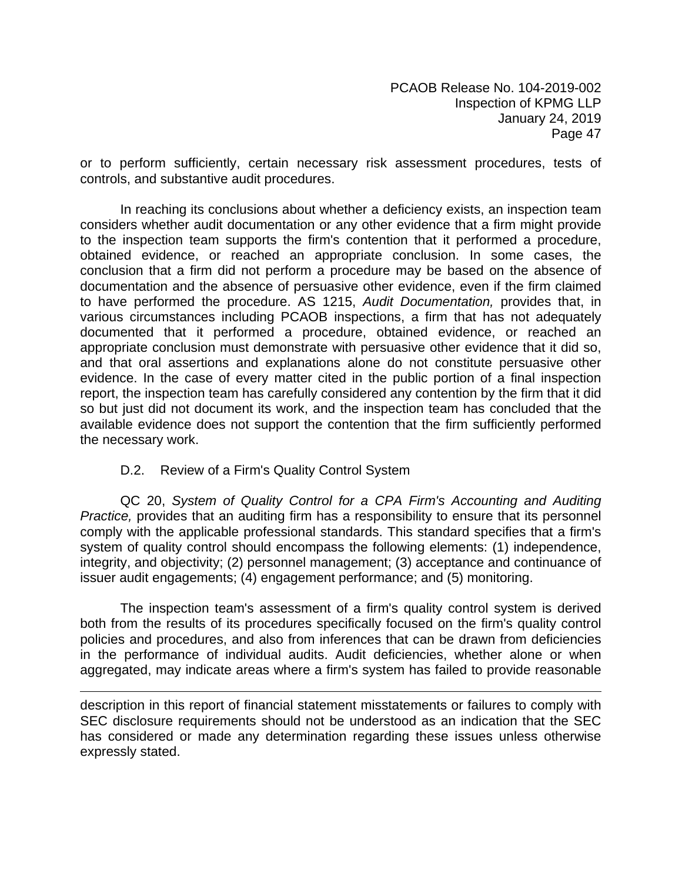or to perform sufficiently, certain necessary risk assessment procedures, tests of controls, and substantive audit procedures.

In reaching its conclusions about whether a deficiency exists, an inspection team considers whether audit documentation or any other evidence that a firm might provide to the inspection team supports the firm's contention that it performed a procedure, obtained evidence, or reached an appropriate conclusion. In some cases, the conclusion that a firm did not perform a procedure may be based on the absence of documentation and the absence of persuasive other evidence, even if the firm claimed to have performed the procedure. AS 1215, *Audit Documentation,* provides that, in various circumstances including PCAOB inspections, a firm that has not adequately documented that it performed a procedure, obtained evidence, or reached an appropriate conclusion must demonstrate with persuasive other evidence that it did so, and that oral assertions and explanations alone do not constitute persuasive other evidence. In the case of every matter cited in the public portion of a final inspection report, the inspection team has carefully considered any contention by the firm that it did so but just did not document its work, and the inspection team has concluded that the available evidence does not support the contention that the firm sufficiently performed the necessary work.

### D.2. Review of a Firm's Quality Control System

QC 20, *System of Quality Control for a CPA Firm's Accounting and Auditing Practice,* provides that an auditing firm has a responsibility to ensure that its personnel comply with the applicable professional standards. This standard specifies that a firm's system of quality control should encompass the following elements: (1) independence, integrity, and objectivity; (2) personnel management; (3) acceptance and continuance of issuer audit engagements; (4) engagement performance; and (5) monitoring.

The inspection team's assessment of a firm's quality control system is derived both from the results of its procedures specifically focused on the firm's quality control policies and procedures, and also from inferences that can be drawn from deficiencies in the performance of individual audits. Audit deficiencies, whether alone or when aggregated, may indicate areas where a firm's system has failed to provide reasonable

---

description in this report of financial statement misstatements or failures to comply with SEC disclosure requirements should not be understood as an indication that the SEC has considered or made any determination regarding these issues unless otherwise expressly stated.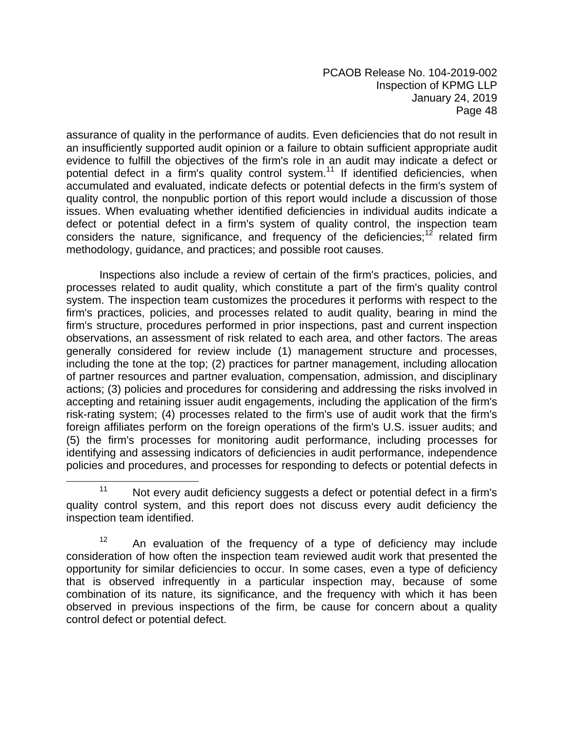assurance of quality in the performance of audits. Even deficiencies that do not result in an insufficiently supported audit opinion or a failure to obtain sufficient appropriate audit evidence to fulfill the objectives of the firm's role in an audit may indicate a defect or potential defect in a firm's quality control system.[11] If identified deficiencies, when accumulated and evaluated, indicate defects or potential defects in the firm's system of quality control, the nonpublic portion of this report would include a discussion of those issues. When evaluating whether identified deficiencies in individual audits indicate a defect or potential defect in a firm's system of quality control, the inspection team considers the nature, significance, and frequency of the deficiencies;[12] related firm methodology, guidance, and practices; and possible root causes.

Inspections also include a review of certain of the firm's practices, policies, and processes related to audit quality, which constitute a part of the firm's quality control system. The inspection team customizes the procedures it performs with respect to the firm's practices, policies, and processes related to audit quality, bearing in mind the firm's structure, procedures performed in prior inspections, past and current inspection observations, an assessment of risk related to each area, and other factors. The areas generally considered for review include (1) management structure and processes, including the tone at the top; (2) practices for partner management, including allocation of partner resources and partner evaluation, compensation, admission, and disciplinary actions; (3) policies and procedures for considering and addressing the risks involved in accepting and retaining issuer audit engagements, including the application of the firm's risk-rating system; (4) processes related to the firm's use of audit work that the firm's foreign affiliates perform on the foreign operations of the firm's U.S. issuer audits; and (5) the firm's processes for monitoring audit performance, including processes for identifying and assessing indicators of deficiencies in audit performance, independence policies and procedures, and processes for responding to defects or potential defects in

---

[11] Not every audit deficiency suggests a defect or potential defect in a firm's quality control system, and this report does not discuss every audit deficiency the inspection team identified.

[12] An evaluation of the frequency of a type of deficiency may include consideration of how often the inspection team reviewed audit work that presented the opportunity for similar deficiencies to occur. In some cases, even a type of deficiency that is observed infrequently in a particular inspection may, because of some combination of its nature, its significance, and the frequency with which it has been observed in previous inspections of the firm, be cause for concern about a quality control defect or potential defect.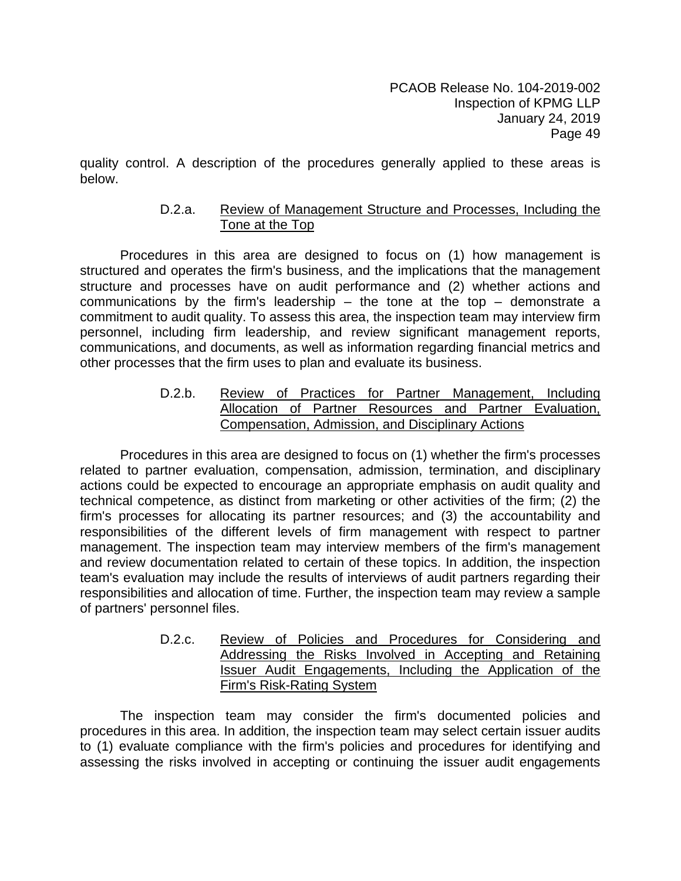quality control. A description of the procedures generally applied to these areas is below.

#### D.2.a. Review of Management Structure and Processes, Including the Tone at the Top

Procedures in this area are designed to focus on (1) how management is structured and operates the firm's business, and the implications that the management structure and processes have on audit performance and (2) whether actions and communications by the firm's leadership – the tone at the top – demonstrate a commitment to audit quality. To assess this area, the inspection team may interview firm personnel, including firm leadership, and review significant management reports, communications, and documents, as well as information regarding financial metrics and other processes that the firm uses to plan and evaluate its business.

#### D.2.b. Review of Practices for Partner Management, Including Allocation of Partner Resources and Partner Evaluation, Compensation, Admission, and Disciplinary Actions

Procedures in this area are designed to focus on (1) whether the firm's processes related to partner evaluation, compensation, admission, termination, and disciplinary actions could be expected to encourage an appropriate emphasis on audit quality and technical competence, as distinct from marketing or other activities of the firm; (2) the firm's processes for allocating its partner resources; and (3) the accountability and responsibilities of the different levels of firm management with respect to partner management. The inspection team may interview members of the firm's management and review documentation related to certain of these topics. In addition, the inspection team's evaluation may include the results of interviews of audit partners regarding their responsibilities and allocation of time. Further, the inspection team may review a sample of partners' personnel files.

#### D.2.c. Review of Policies and Procedures for Considering and Addressing the Risks Involved in Accepting and Retaining Issuer Audit Engagements, Including the Application of the Firm's Risk-Rating System

The inspection team may consider the firm's documented policies and procedures in this area. In addition, the inspection team may select certain issuer audits to (1) evaluate compliance with the firm's policies and procedures for identifying and assessing the risks involved in accepting or continuing the issuer audit engagements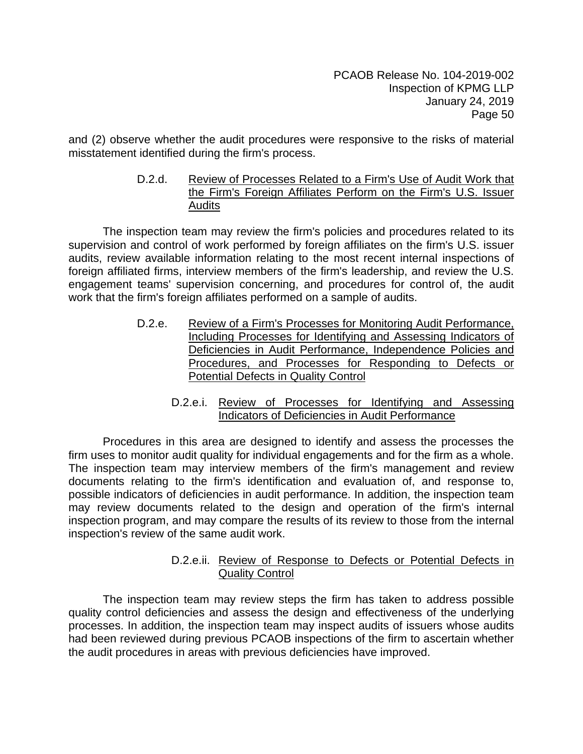and (2) observe whether the audit procedures were responsive to the risks of material misstatement identified during the firm's process.

#### D.2.d. Review of Processes Related to a Firm's Use of Audit Work that the Firm's Foreign Affiliates Perform on the Firm's U.S. Issuer Audits

The inspection team may review the firm's policies and procedures related to its supervision and control of work performed by foreign affiliates on the firm's U.S. issuer audits, review available information relating to the most recent internal inspections of foreign affiliated firms, interview members of the firm's leadership, and review the U.S. engagement teams' supervision concerning, and procedures for control of, the audit work that the firm's foreign affiliates performed on a sample of audits.

#### D.2.e. Review of a Firm's Processes for Monitoring Audit Performance, Including Processes for Identifying and Assessing Indicators of Deficiencies in Audit Performance, Independence Policies and Procedures, and Processes for Responding to Defects or Potential Defects in Quality Control

##### D.2.e.i. Review of Processes for Identifying and Assessing Indicators of Deficiencies in Audit Performance

Procedures in this area are designed to identify and assess the processes the firm uses to monitor audit quality for individual engagements and for the firm as a whole. The inspection team may interview members of the firm's management and review documents relating to the firm's identification and evaluation of, and response to, possible indicators of deficiencies in audit performance. In addition, the inspection team may review documents related to the design and operation of the firm's internal inspection program, and may compare the results of its review to those from the internal inspection's review of the same audit work.

##### D.2.e.ii. Review of Response to Defects or Potential Defects in Quality Control

The inspection team may review steps the firm has taken to address possible quality control deficiencies and assess the design and effectiveness of the underlying processes. In addition, the inspection team may inspect audits of issuers whose audits had been reviewed during previous PCAOB inspections of the firm to ascertain whether the audit procedures in areas with previous deficiencies have improved.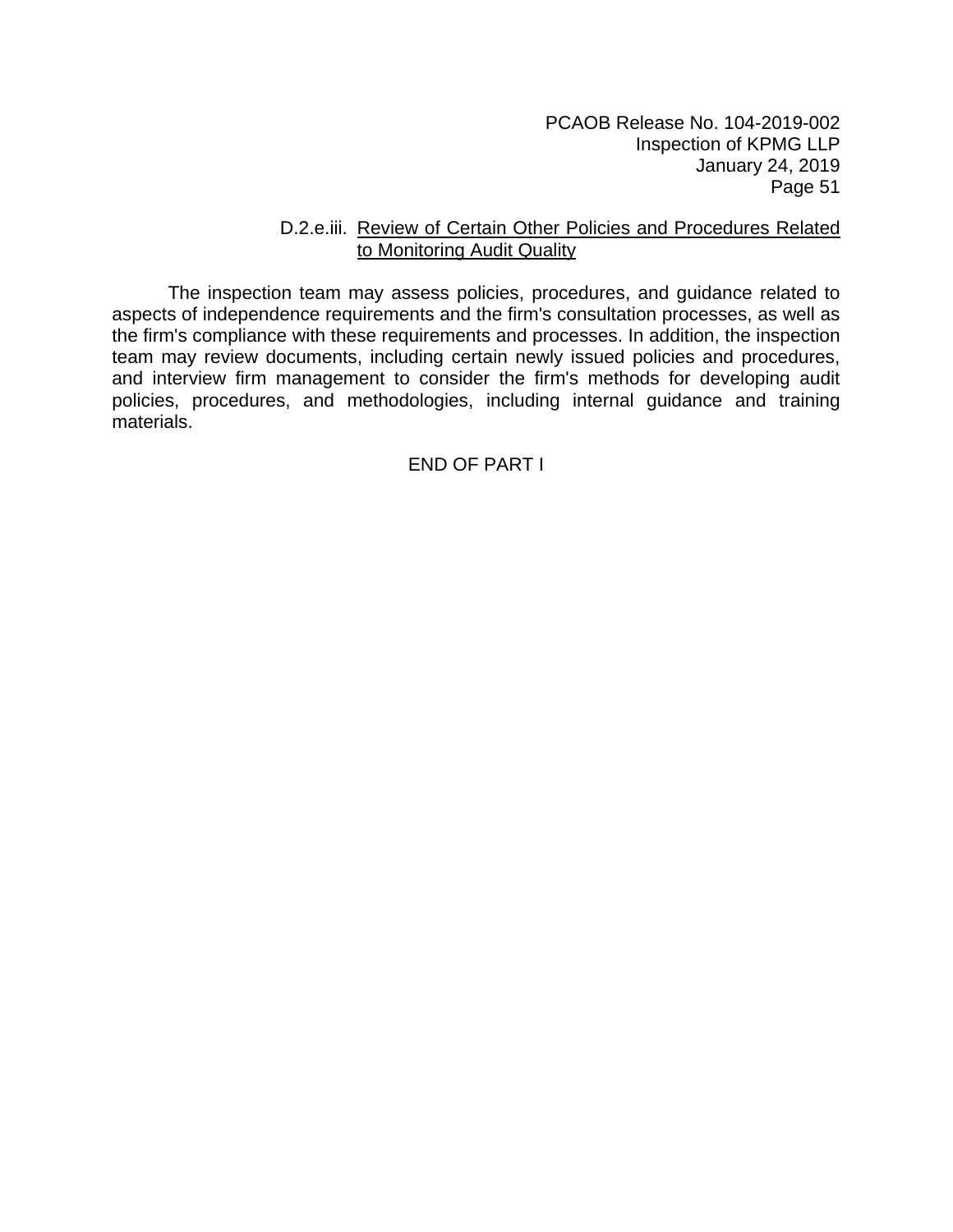D.2.e.iii. Review of Certain Other Policies and Procedures Related to Monitoring Audit Quality

The inspection team may assess policies, procedures, and guidance related to aspects of independence requirements and the firm's consultation processes, as well as the firm's compliance with these requirements and processes. In addition, the inspection team may review documents, including certain newly issued policies and procedures, and interview firm management to consider the firm's methods for developing audit policies, procedures, and methodologies, including internal guidance and training materials.

END OF PART I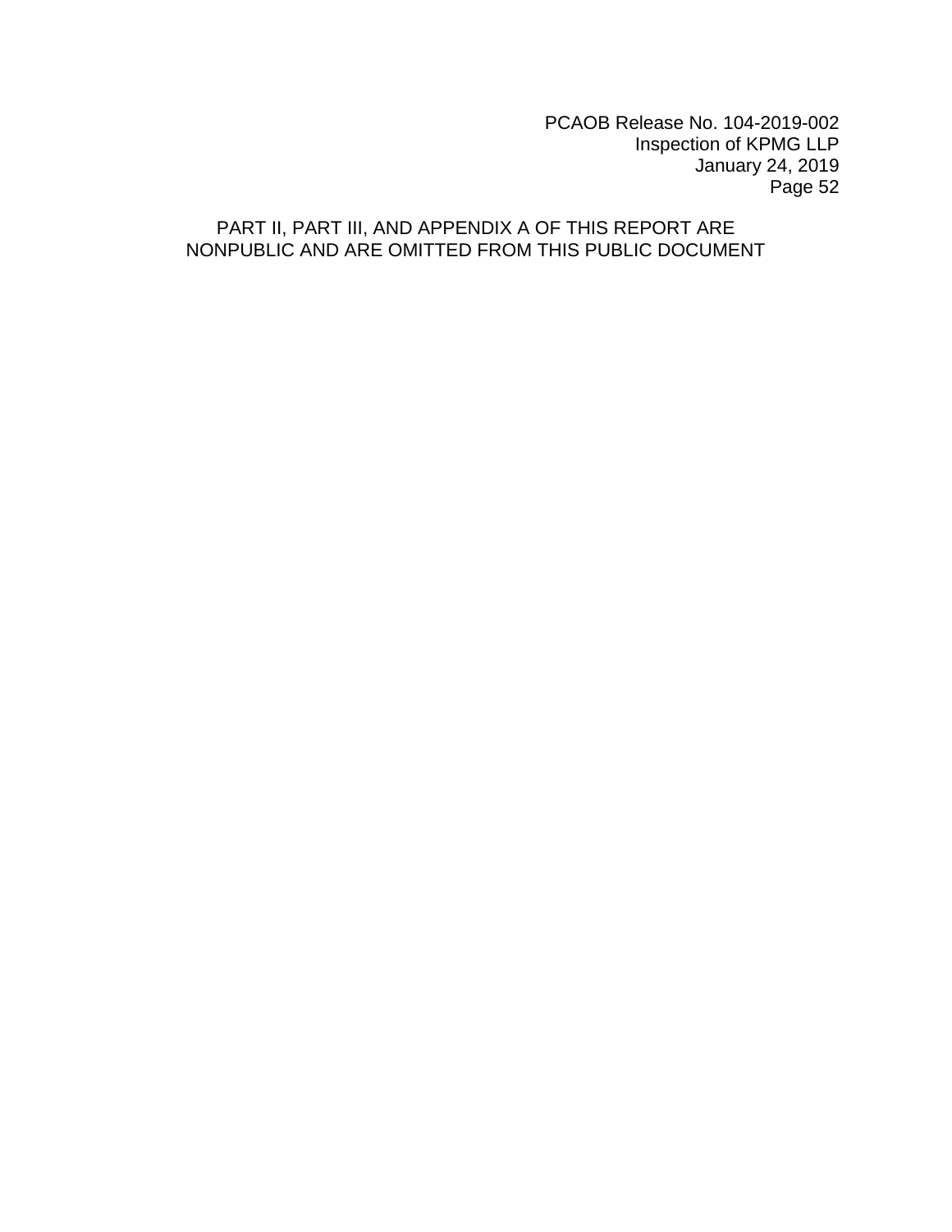PART II, PART III, AND APPENDIX A OF THIS REPORT ARE NONPUBLIC AND ARE OMITTED FROM THIS PUBLIC DOCUMENT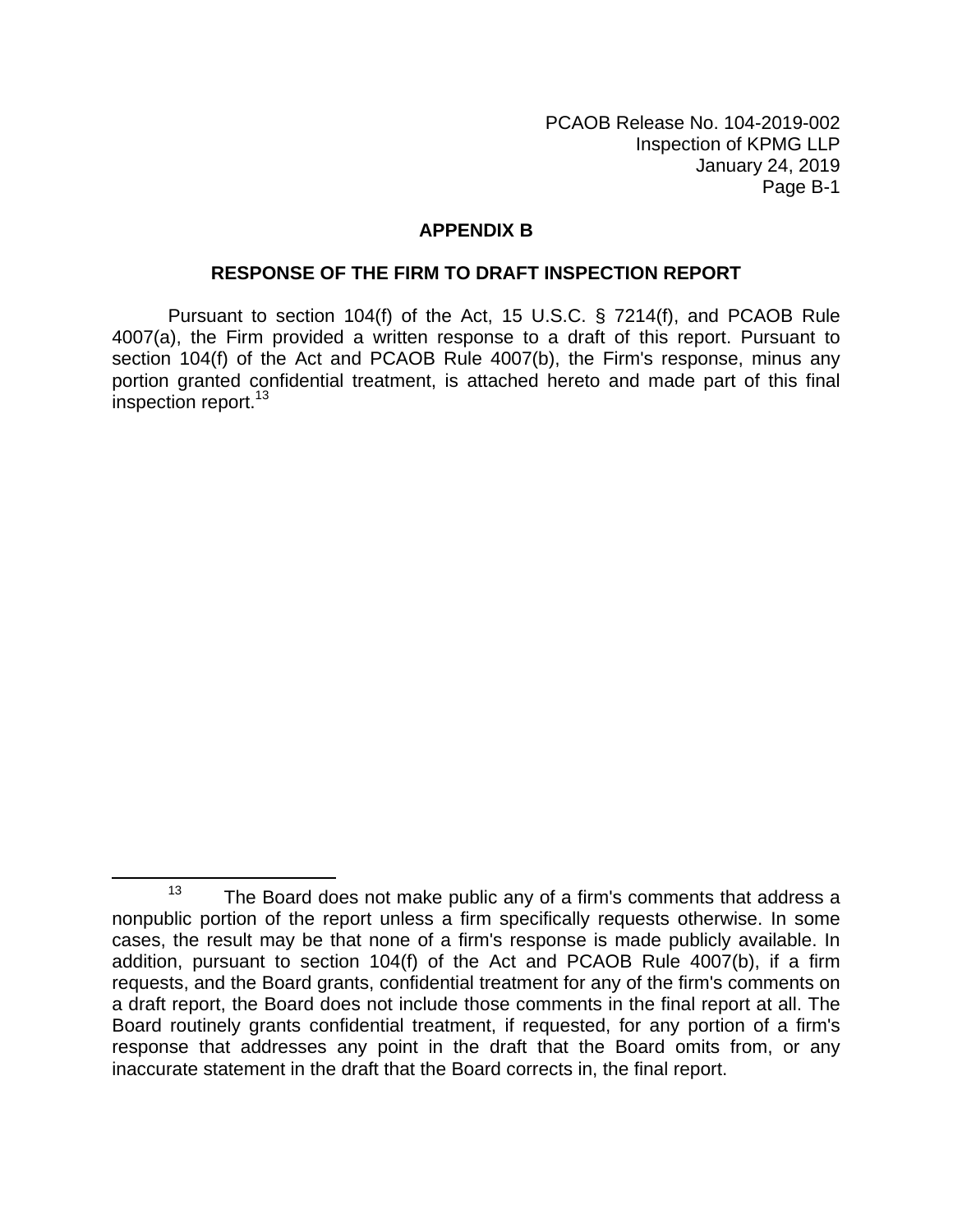## APPENDIX B

### RESPONSE OF THE FIRM TO DRAFT INSPECTION REPORT

Pursuant to section 104(f) of the Act, 15 U.S.C. § 7214(f), and PCAOB Rule 4007(a), the Firm provided a written response to a draft of this report. Pursuant to section 104(f) of the Act and PCAOB Rule 4007(b), the Firm's response, minus any portion granted confidential treatment, is attached hereto and made part of this final inspection report.[13]

---

[13] The Board does not make public any of a firm's comments that address a nonpublic portion of the report unless a firm specifically requests otherwise. In some cases, the result may be that none of a firm's response is made publicly available. In addition, pursuant to section 104(f) of the Act and PCAOB Rule 4007(b), if a firm requests, and the Board grants, confidential treatment for any of the firm's comments on a draft report, the Board does not include those comments in the final report at all. The Board routinely grants confidential treatment, if requested, for any portion of a firm's response that addresses any point in the draft that the Board omits from, or any inaccurate statement in the draft that the Board corrects in, the final report.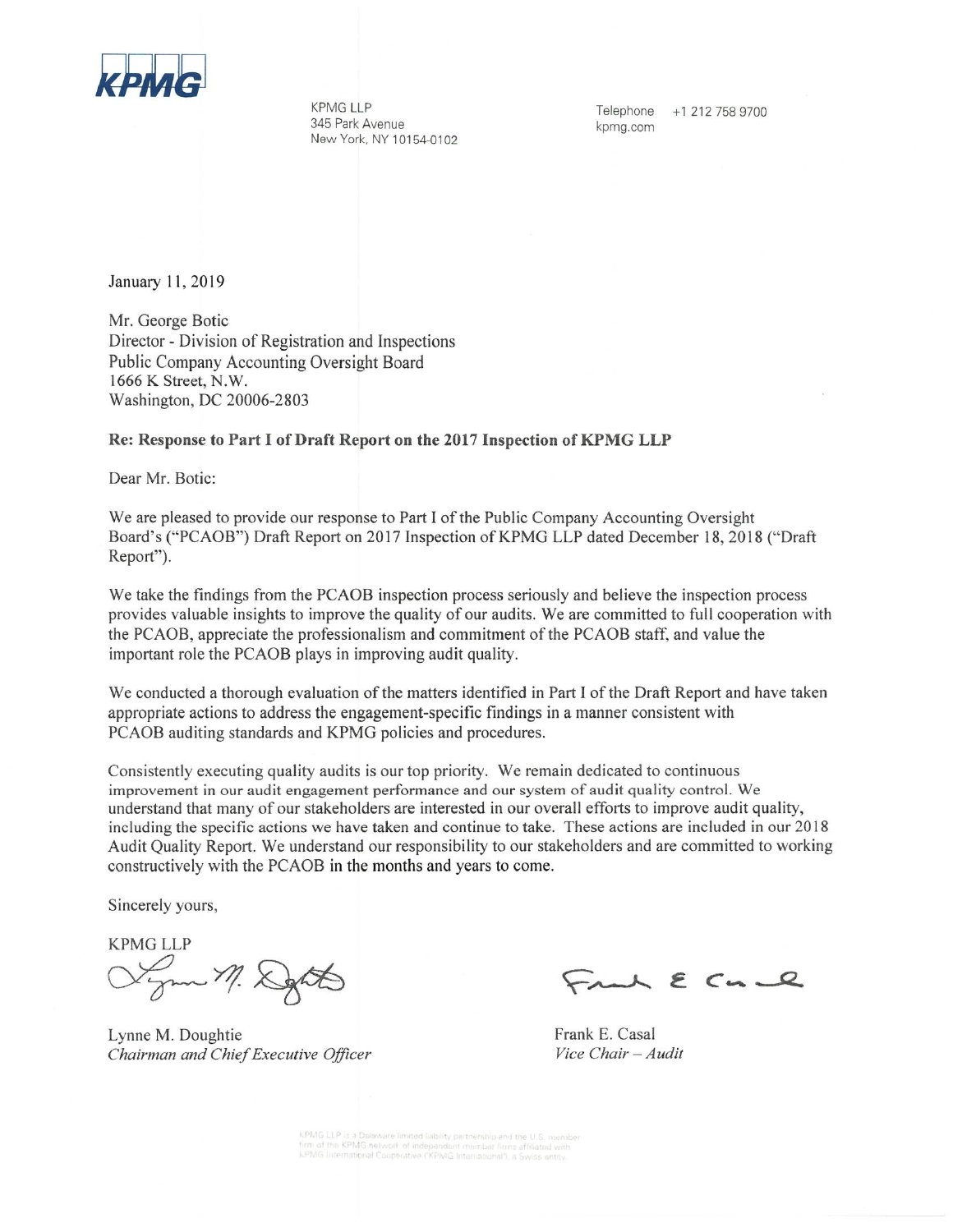KPMG

KPMG LLP
345 Park Avenue
New York, NY 10154-0102

Telephone +1 212 758 9700
kpmg.com

January 11, 2019

Mr. George Botic
Director - Division of Registration and Inspections
Public Company Accounting Oversight Board
1666 K Street, N.W.
Washington, DC 20006-2803

**Re: Response to Part I of Draft Report on the 2017 Inspection of KPMG LLP**

Dear Mr. Botic:

We are pleased to provide our response to Part I of the Public Company Accounting Oversight Board's ("PCAOB") Draft Report on 2017 Inspection of KPMG LLP dated December 18, 2018 ("Draft Report").

We take the findings from the PCAOB inspection process seriously and believe the inspection process provides valuable insights to improve the quality of our audits. We are committed to full cooperation with the PCAOB, appreciate the professionalism and commitment of the PCAOB staff, and value the important role the PCAOB plays in improving audit quality.

We conducted a thorough evaluation of the matters identified in Part I of the Draft Report and have taken appropriate actions to address the engagement-specific findings in a manner consistent with PCAOB auditing standards and KPMG policies and procedures.

Consistently executing quality audits is our top priority. We remain dedicated to continuous improvement in our audit engagement performance and our system of audit quality control. We understand that many of our stakeholders are interested in our overall efforts to improve audit quality, including the specific actions we have taken and continue to take. These actions are included in our 2018 Audit Quality Report. We understand our responsibility to our stakeholders and are committed to working constructively with the PCAOB in the months and years to come.

Sincerely yours,

KPMG LLP

Lynne M. Doughtie
*Chairman and Chief Executive Officer*

Frank E. Casal
*Vice Chair – Audit*

KPMG LLP is a Delaware limited liability partnership and the U.S. member firm of the KPMG network of independent member firms affiliated with KPMG International Cooperative ("KPMG International"), a Swiss entity.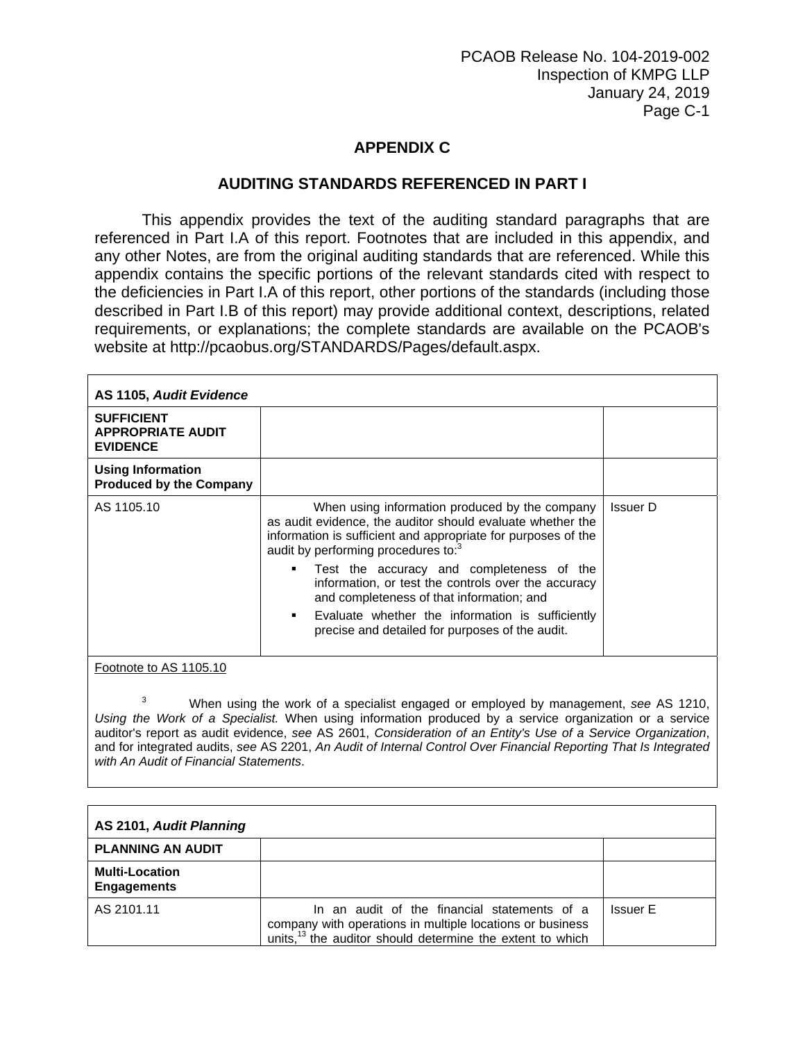# APPENDIX C

## AUDITING STANDARDS REFERENCED IN PART I

This appendix provides the text of the auditing standard paragraphs that are referenced in Part I.A of this report. Footnotes that are included in this appendix, and any other Notes, are from the original auditing standards that are referenced. While this appendix contains the specific portions of the relevant standards cited with respect to the deficiencies in Part I.A of this report, other portions of the standards (including those described in Part I.B of this report) may provide additional context, descriptions, related requirements, or explanations; the complete standards are available on the PCAOB's website at http://pcaobus.org/STANDARDS/Pages/default.aspx.

| **AS 1105, *Audit Evidence*** | | |
|---|---|---|
| **SUFFICIENT APPROPRIATE AUDIT EVIDENCE** | | |
| **Using Information Produced by the Company** | | |
| AS 1105.10 | When using information produced by the company as audit evidence, the auditor should evaluate whether the information is sufficient and appropriate for purposes of the audit by performing procedures to:[3]<br>▪ Test the accuracy and completeness of the information, or test the controls over the accuracy and completeness of that information; and<br>▪ Evaluate whether the information is sufficiently precise and detailed for purposes of the audit. | Issuer D |

Footnote to AS 1105.10

[3] When using the work of a specialist engaged or employed by management, *see* AS 1210, *Using the Work of a Specialist.* When using information produced by a service organization or a service auditor's report as audit evidence, *see* AS 2601, *Consideration of an Entity's Use of a Service Organization*, and for integrated audits, *see* AS 2201, *An Audit of Internal Control Over Financial Reporting That Is Integrated with An Audit of Financial Statements*.

| **AS 2101, *Audit Planning*** | | |
|---|---|---|
| **PLANNING AN AUDIT** | | |
| **Multi-Location Engagements** | | |
| AS 2101.11 | In an audit of the financial statements of a company with operations in multiple locations or business units,[13] the auditor should determine the extent to which | Issuer E |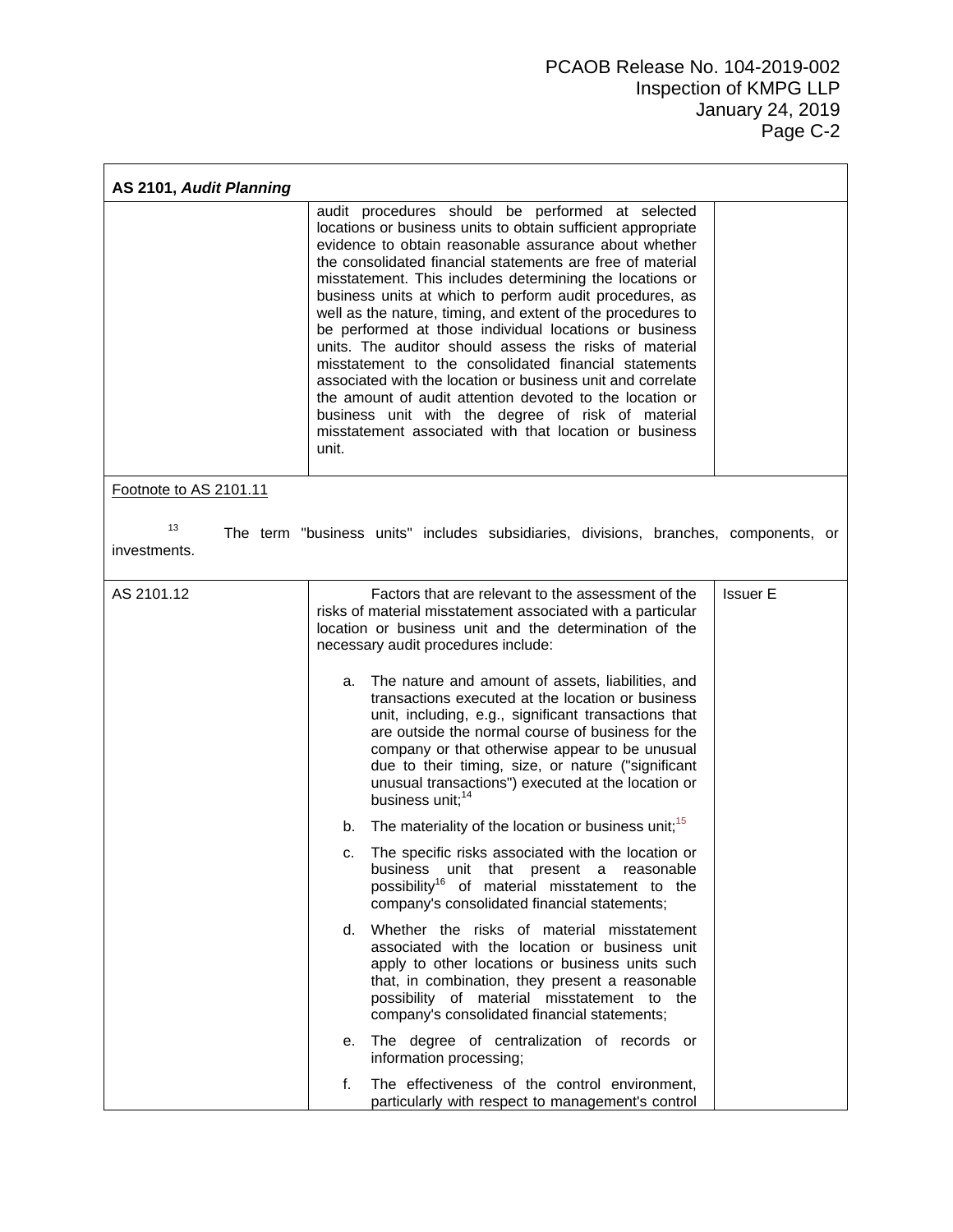| **AS 2101, *Audit Planning*** | | |
|---|---|---|
| | audit procedures should be performed at selected locations or business units to obtain sufficient appropriate evidence to obtain reasonable assurance about whether the consolidated financial statements are free of material misstatement. This includes determining the locations or business units at which to perform audit procedures, as well as the nature, timing, and extent of the procedures to be performed at those individual locations or business units. The auditor should assess the risks of material misstatement to the consolidated financial statements associated with the location or business unit and correlate the amount of audit attention devoted to the location or business unit with the degree of risk of material misstatement associated with that location or business unit. | |
| Footnote to AS 2101.11<br><br>[13] The term "business units" includes subsidiaries, divisions, branches, components, or investments. | | |
| AS 2101.12 | Factors that are relevant to the assessment of the risks of material misstatement associated with a particular location or business unit and the determination of the necessary audit procedures include:<br><br>a. The nature and amount of assets, liabilities, and transactions executed at the location or business unit, including, e.g., significant transactions that are outside the normal course of business for the company or that otherwise appear to be unusual due to their timing, size, or nature ("significant unusual transactions") executed at the location or business unit;[14]<br><br>b. The materiality of the location or business unit;[15]<br><br>c. The specific risks associated with the location or business unit that present a reasonable possibility[16] of material misstatement to the company's consolidated financial statements;<br><br>d. Whether the risks of material misstatement associated with the location or business unit apply to other locations or business units such that, in combination, they present a reasonable possibility of material misstatement to the company's consolidated financial statements;<br><br>e. The degree of centralization of records or information processing;<br><br>f. The effectiveness of the control environment, particularly with respect to management's control | Issuer E |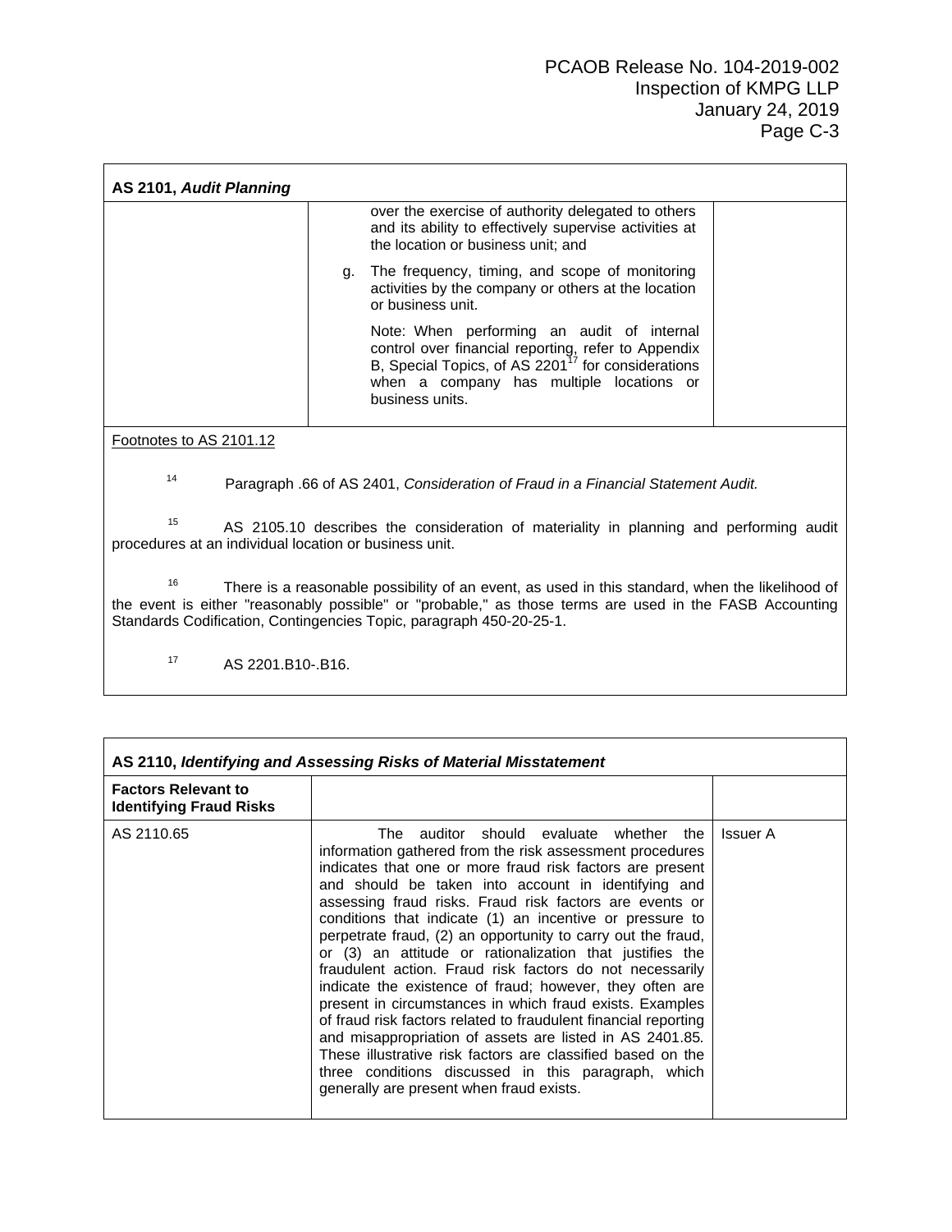| AS 2101, *Audit Planning* | | |
|---|---|---|
| | over the exercise of authority delegated to others and its ability to effectively supervise activities at the location or business unit; and<br><br>g. The frequency, timing, and scope of monitoring activities by the company or others at the location or business unit.<br><br>Note: When performing an audit of internal control over financial reporting, refer to Appendix B, Special Topics, of AS 2201[17] for considerations when a company has multiple locations or business units. | |

Footnotes to AS 2101.12

[14] Paragraph .66 of AS 2401, *Consideration of Fraud in a Financial Statement Audit.*

[15] AS 2105.10 describes the consideration of materiality in planning and performing audit procedures at an individual location or business unit.

[16] There is a reasonable possibility of an event, as used in this standard, when the likelihood of the event is either "reasonably possible" or "probable," as those terms are used in the FASB Accounting Standards Codification, Contingencies Topic, paragraph 450-20-25-1.

[17] AS 2201.B10-.B16.

| AS 2110, *Identifying and Assessing Risks of Material Misstatement* | | |
|---|---|---|
| **Factors Relevant to Identifying Fraud Risks** | | |
| AS 2110.65 | The auditor should evaluate whether the information gathered from the risk assessment procedures indicates that one or more fraud risk factors are present and should be taken into account in identifying and assessing fraud risks. Fraud risk factors are events or conditions that indicate (1) an incentive or pressure to perpetrate fraud, (2) an opportunity to carry out the fraud, or (3) an attitude or rationalization that justifies the fraudulent action. Fraud risk factors do not necessarily indicate the existence of fraud; however, they often are present in circumstances in which fraud exists. Examples of fraud risk factors related to fraudulent financial reporting and misappropriation of assets are listed in AS 2401.85. These illustrative risk factors are classified based on the three conditions discussed in this paragraph, which generally are present when fraud exists. | Issuer A |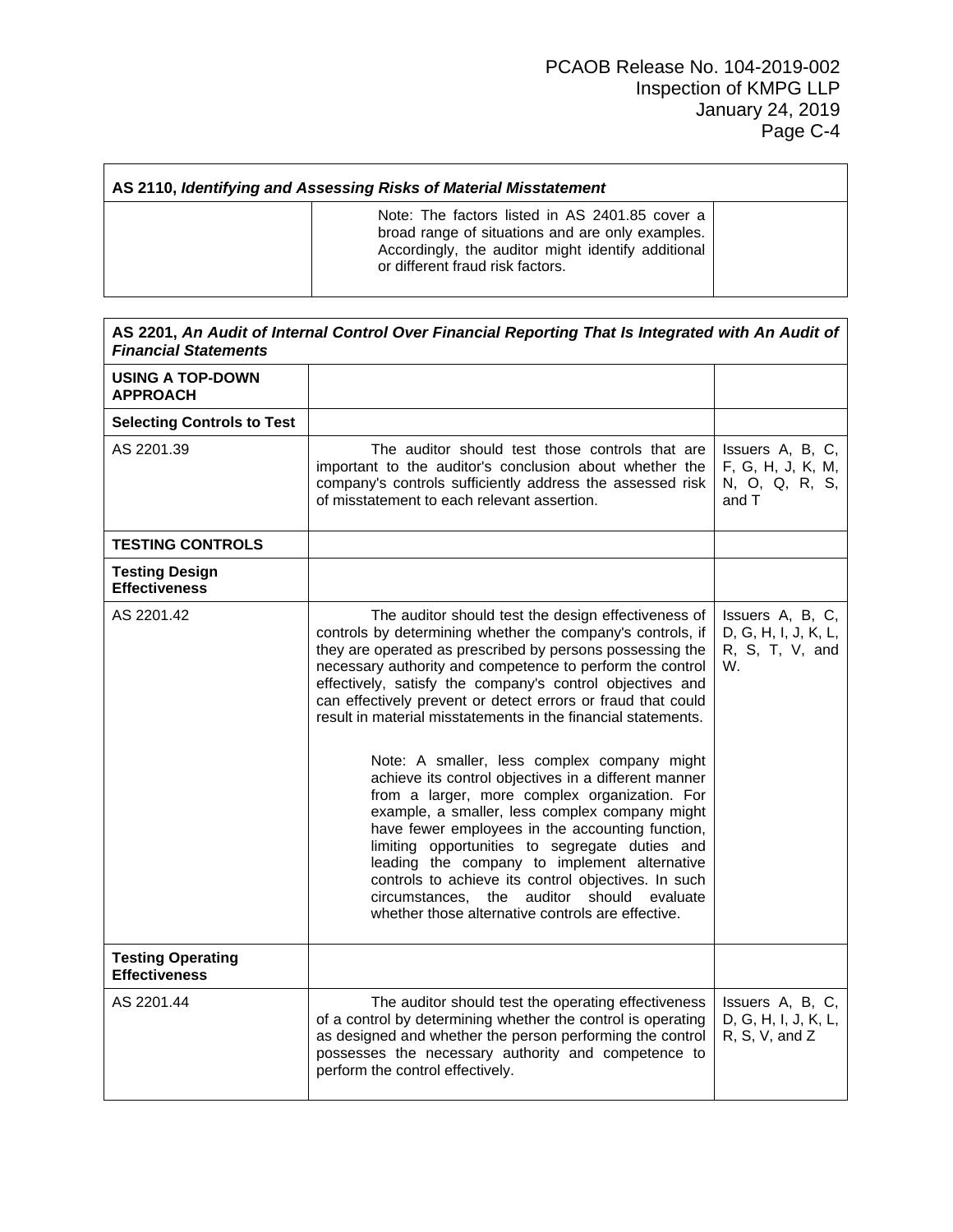| AS 2110, *Identifying and Assessing Risks of Material Misstatement* | | |
|---|---|---|
| | Note: The factors listed in AS 2401.85 cover a broad range of situations and are only examples. Accordingly, the auditor might identify additional or different fraud risk factors. | |

| AS 2201, *An Audit of Internal Control Over Financial Reporting That Is Integrated with An Audit of Financial Statements* | | |
|---|---|---|
| **USING A TOP-DOWN APPROACH** | | |
| **Selecting Controls to Test** | | |
| AS 2201.39 | The auditor should test those controls that are important to the auditor's conclusion about whether the company's controls sufficiently address the assessed risk of misstatement to each relevant assertion. | Issuers A, B, C, F, G, H, J, K, M, N, O, Q, R, S, and T |
| **TESTING CONTROLS** | | |
| **Testing Design Effectiveness** | | |
| AS 2201.42 | The auditor should test the design effectiveness of controls by determining whether the company's controls, if they are operated as prescribed by persons possessing the necessary authority and competence to perform the control effectively, satisfy the company's control objectives and can effectively prevent or detect errors or fraud that could result in material misstatements in the financial statements.<br><br>Note: A smaller, less complex company might achieve its control objectives in a different manner from a larger, more complex organization. For example, a smaller, less complex company might have fewer employees in the accounting function, limiting opportunities to segregate duties and leading the company to implement alternative controls to achieve its control objectives. In such circumstances, the auditor should evaluate whether those alternative controls are effective. | Issuers A, B, C, D, G, H, I, J, K, L, R, S, T, V, and W. |
| **Testing Operating Effectiveness** | | |
| AS 2201.44 | The auditor should test the operating effectiveness of a control by determining whether the control is operating as designed and whether the person performing the control possesses the necessary authority and competence to perform the control effectively. | Issuers A, B, C, D, G, H, I, J, K, L, R, S, V, and Z |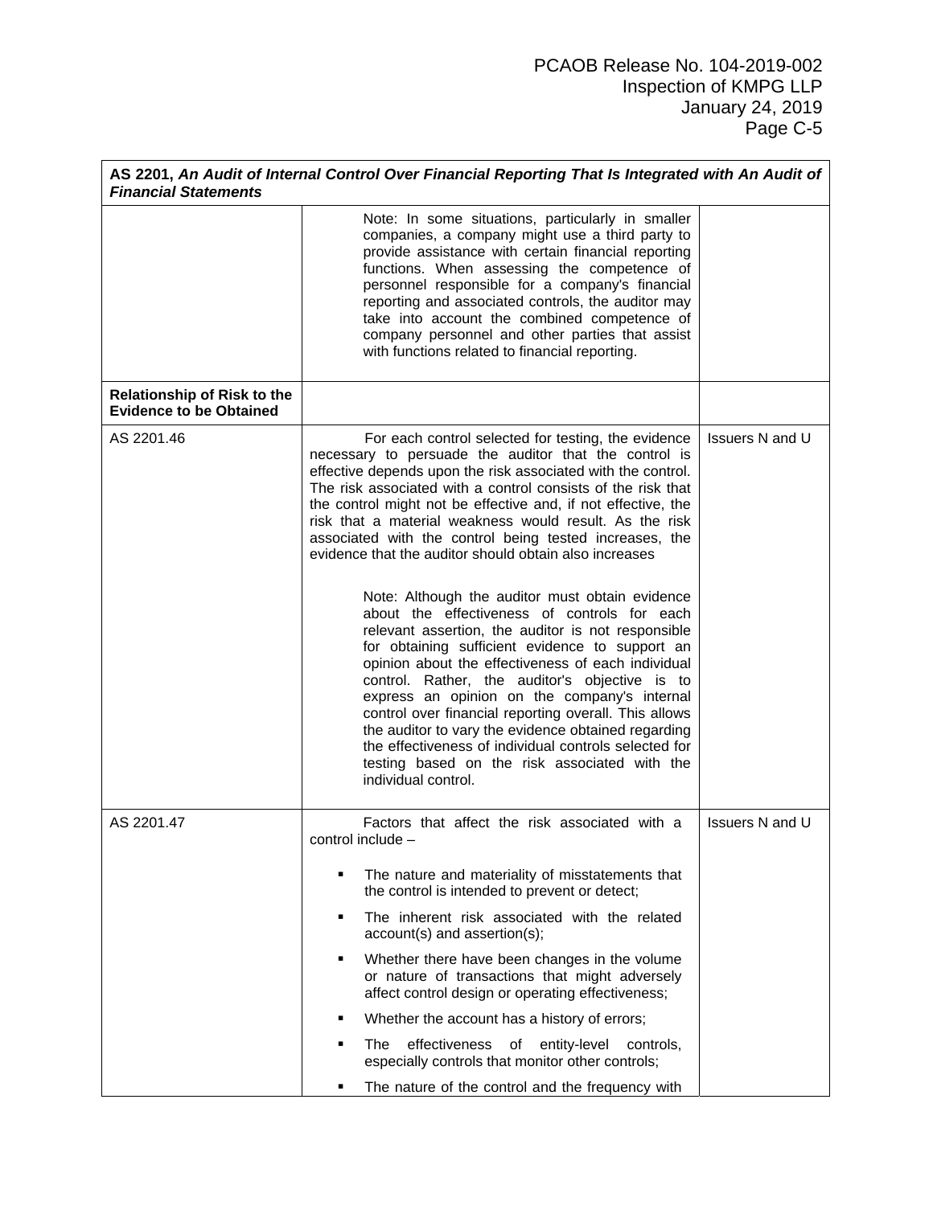| **AS 2201, *An Audit of Internal Control Over Financial Reporting That Is Integrated with An Audit of Financial Statements*** | | |
|---|---|---|
| | Note: In some situations, particularly in smaller companies, a company might use a third party to provide assistance with certain financial reporting functions. When assessing the competence of personnel responsible for a company's financial reporting and associated controls, the auditor may take into account the combined competence of company personnel and other parties that assist with functions related to financial reporting. | |
| **Relationship of Risk to the Evidence to be Obtained** | | |
| AS 2201.46 | For each control selected for testing, the evidence necessary to persuade the auditor that the control is effective depends upon the risk associated with the control. The risk associated with a control consists of the risk that the control might not be effective and, if not effective, the risk that a material weakness would result. As the risk associated with the control being tested increases, the evidence that the auditor should obtain also increases<br><br>Note: Although the auditor must obtain evidence about the effectiveness of controls for each relevant assertion, the auditor is not responsible for obtaining sufficient evidence to support an opinion about the effectiveness of each individual control. Rather, the auditor's objective is to express an opinion on the company's internal control over financial reporting overall. This allows the auditor to vary the evidence obtained regarding the effectiveness of individual controls selected for testing based on the risk associated with the individual control. | Issuers N and U |
| AS 2201.47 | Factors that affect the risk associated with a control include –<br><br>▪ The nature and materiality of misstatements that the control is intended to prevent or detect;<br>▪ The inherent risk associated with the related account(s) and assertion(s);<br>▪ Whether there have been changes in the volume or nature of transactions that might adversely affect control design or operating effectiveness;<br>▪ Whether the account has a history of errors;<br>▪ The effectiveness of entity-level controls, especially controls that monitor other controls;<br>▪ The nature of the control and the frequency with | Issuers N and U |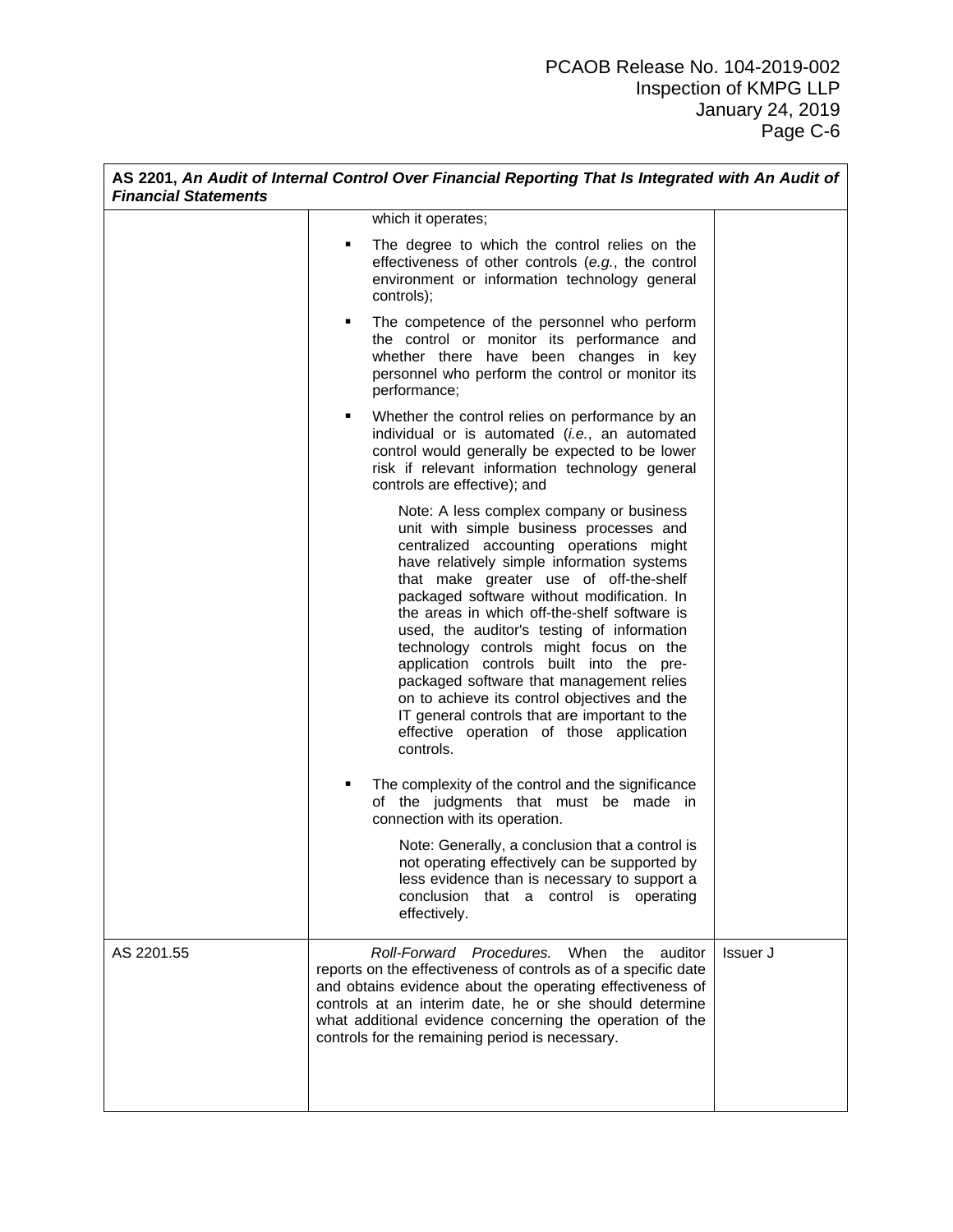| AS 2201, *An Audit of Internal Control Over Financial Reporting That Is Integrated with An Audit of Financial Statements* | | |
|---|---|---|
| | which it operates;<br><br>▪ The degree to which the control relies on the effectiveness of other controls (*e.g.*, the control environment or information technology general controls);<br><br>▪ The competence of the personnel who perform the control or monitor its performance and whether there have been changes in key personnel who perform the control or monitor its performance;<br><br>▪ Whether the control relies on performance by an individual or is automated (*i.e.*, an automated control would generally be expected to be lower risk if relevant information technology general controls are effective); and<br><br>Note: A less complex company or business unit with simple business processes and centralized accounting operations might have relatively simple information systems that make greater use of off-the-shelf packaged software without modification. In the areas in which off-the-shelf software is used, the auditor's testing of information technology controls might focus on the application controls built into the pre-packaged software that management relies on to achieve its control objectives and the IT general controls that are important to the effective operation of those application controls.<br><br>▪ The complexity of the control and the significance of the judgments that must be made in connection with its operation.<br><br>Note: Generally, a conclusion that a control is not operating effectively can be supported by less evidence than is necessary to support a conclusion that a control is operating effectively. | |
| AS 2201.55 | *Roll-Forward Procedures.* When the auditor reports on the effectiveness of controls as of a specific date and obtains evidence about the operating effectiveness of controls at an interim date, he or she should determine what additional evidence concerning the operation of the controls for the remaining period is necessary. | Issuer J |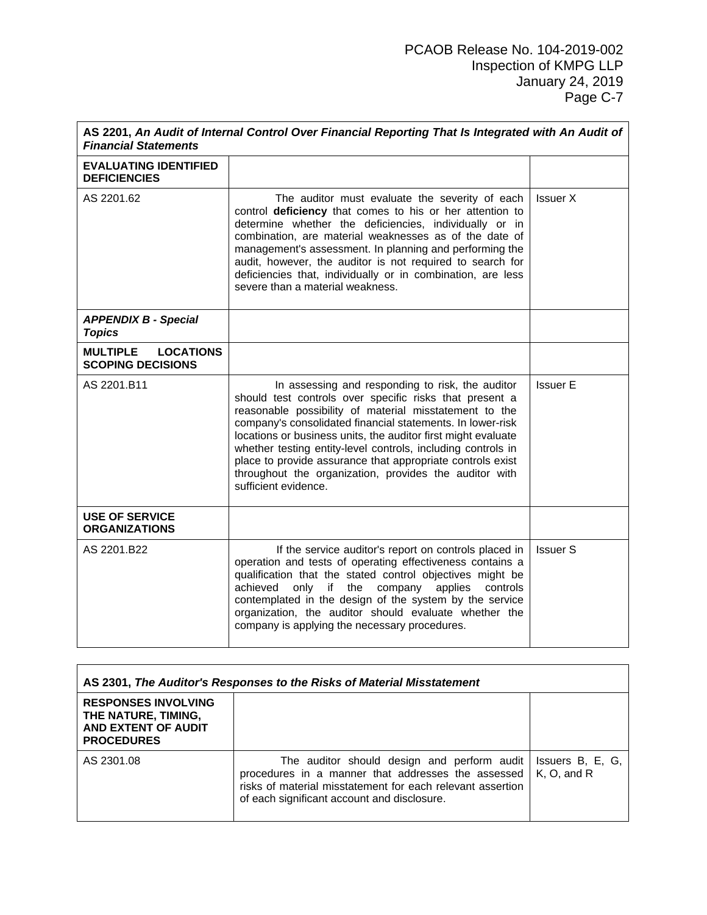| AS 2201, *An Audit of Internal Control Over Financial Reporting That Is Integrated with An Audit of Financial Statements* | | |
|---|---|---|
| **EVALUATING IDENTIFIED DEFICIENCIES** | | |
| AS 2201.62 | The auditor must evaluate the severity of each control **deficiency** that comes to his or her attention to determine whether the deficiencies, individually or in combination, are material weaknesses as of the date of management's assessment. In planning and performing the audit, however, the auditor is not required to search for deficiencies that, individually or in combination, are less severe than a material weakness. | Issuer X |
| ***APPENDIX B - Special Topics*** | | |
| **MULTIPLE LOCATIONS SCOPING DECISIONS** | | |
| AS 2201.B11 | In assessing and responding to risk, the auditor should test controls over specific risks that present a reasonable possibility of material misstatement to the company's consolidated financial statements. In lower-risk locations or business units, the auditor first might evaluate whether testing entity-level controls, including controls in place to provide assurance that appropriate controls exist throughout the organization, provides the auditor with sufficient evidence. | Issuer E |
| **USE OF SERVICE ORGANIZATIONS** | | |
| AS 2201.B22 | If the service auditor's report on controls placed in operation and tests of operating effectiveness contains a qualification that the stated control objectives might be achieved only if the company applies controls contemplated in the design of the system by the service organization, the auditor should evaluate whether the company is applying the necessary procedures. | Issuer S |

| AS 2301, *The Auditor's Responses to the Risks of Material Misstatement* | | |
|---|---|---|
| **RESPONSES INVOLVING THE NATURE, TIMING, AND EXTENT OF AUDIT PROCEDURES** | | |
| AS 2301.08 | The auditor should design and perform audit procedures in a manner that addresses the assessed risks of material misstatement for each relevant assertion of each significant account and disclosure. | Issuers B, E, G, K, O, and R |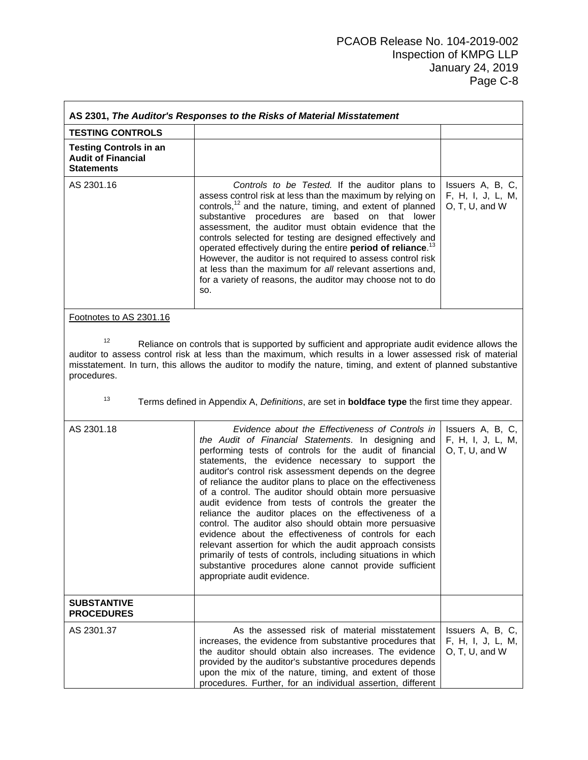| AS 2301, *The Auditor's Responses to the Risks of Material Misstatement* | | |
|---|---|---|
| **TESTING CONTROLS** | | |
| **Testing Controls in an Audit of Financial Statements** | | |
| AS 2301.16 | *Controls to be Tested.* If the auditor plans to assess control risk at less than the maximum by relying on controls,[12] and the nature, timing, and extent of planned substantive procedures are based on that lower assessment, the auditor must obtain evidence that the controls selected for testing are designed effectively and operated effectively during the entire **period of reliance**.[13] However, the auditor is not required to assess control risk at less than the maximum for *all* relevant assertions and, for a variety of reasons, the auditor may choose not to do so. | Issuers A, B, C, F, H, I, J, L, M, O, T, U, and W |

Footnotes to AS 2301.16

[12] Reliance on controls that is supported by sufficient and appropriate audit evidence allows the auditor to assess control risk at less than the maximum, which results in a lower assessed risk of material misstatement. In turn, this allows the auditor to modify the nature, timing, and extent of planned substantive procedures.

[13] Terms defined in Appendix A, *Definitions*, are set in **boldface type** the first time they appear.

| | | |
|---|---|---|
| AS 2301.18 | *Evidence about the Effectiveness of Controls in the Audit of Financial Statements*. In designing and performing tests of controls for the audit of financial statements, the evidence necessary to support the auditor's control risk assessment depends on the degree of reliance the auditor plans to place on the effectiveness of a control. The auditor should obtain more persuasive audit evidence from tests of controls the greater the reliance the auditor places on the effectiveness of a control. The auditor also should obtain more persuasive evidence about the effectiveness of controls for each relevant assertion for which the audit approach consists primarily of tests of controls, including situations in which substantive procedures alone cannot provide sufficient appropriate audit evidence. | Issuers A, B, C, F, H, I, J, L, M, O, T, U, and W |
| **SUBSTANTIVE PROCEDURES** | | |
| AS 2301.37 | As the assessed risk of material misstatement increases, the evidence from substantive procedures that the auditor should obtain also increases. The evidence provided by the auditor's substantive procedures depends upon the mix of the nature, timing, and extent of those procedures. Further, for an individual assertion, different | Issuers A, B, C, F, H, I, J, L, M, O, T, U, and W |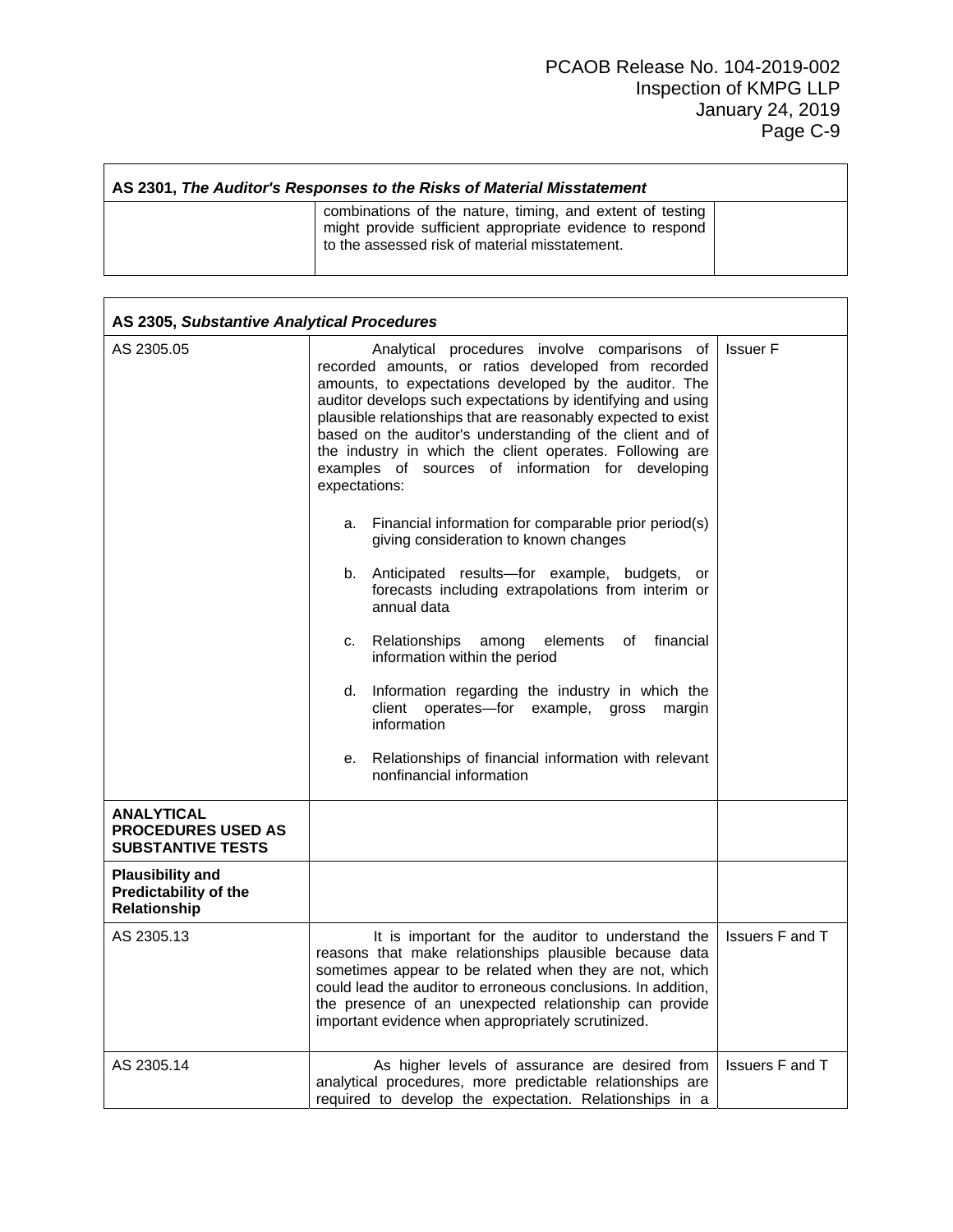| AS 2301, *The Auditor's Responses to the Risks of Material Misstatement* | | |
|---|---|---|
| | combinations of the nature, timing, and extent of testing might provide sufficient appropriate evidence to respond to the assessed risk of material misstatement. | |

| AS 2305, *Substantive Analytical Procedures* | | |
|---|---|---|
| AS 2305.05 | Analytical procedures involve comparisons of recorded amounts, or ratios developed from recorded amounts, to expectations developed by the auditor. The auditor develops such expectations by identifying and using plausible relationships that are reasonably expected to exist based on the auditor's understanding of the client and of the industry in which the client operates. Following are examples of sources of information for developing expectations:<br><br>a. Financial information for comparable prior period(s) giving consideration to known changes<br><br>b. Anticipated results—for example, budgets, or forecasts including extrapolations from interim or annual data<br><br>c. Relationships among elements of financial information within the period<br><br>d. Information regarding the industry in which the client operates—for example, gross margin information<br><br>e. Relationships of financial information with relevant nonfinancial information | Issuer F |
| **ANALYTICAL PROCEDURES USED AS SUBSTANTIVE TESTS** | | |
| **Plausibility and Predictability of the Relationship** | | |
| AS 2305.13 | It is important for the auditor to understand the reasons that make relationships plausible because data sometimes appear to be related when they are not, which could lead the auditor to erroneous conclusions. In addition, the presence of an unexpected relationship can provide important evidence when appropriately scrutinized. | Issuers F and T |
| AS 2305.14 | As higher levels of assurance are desired from analytical procedures, more predictable relationships are required to develop the expectation. Relationships in a | Issuers F and T |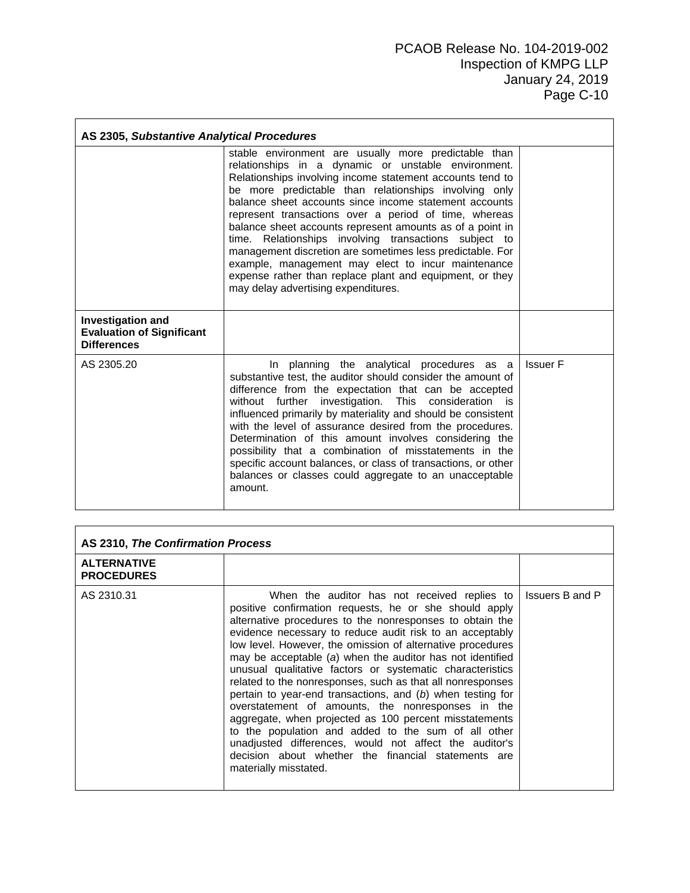| AS 2305, *Substantive Analytical Procedures* | | |
|---|---|---|
| | stable environment are usually more predictable than relationships in a dynamic or unstable environment. Relationships involving income statement accounts tend to be more predictable than relationships involving only balance sheet accounts since income statement accounts represent transactions over a period of time, whereas balance sheet accounts represent amounts as of a point in time. Relationships involving transactions subject to management discretion are sometimes less predictable. For example, management may elect to incur maintenance expense rather than replace plant and equipment, or they may delay advertising expenditures. | |
| **Investigation and Evaluation of Significant Differences** | | |
| AS 2305.20 | In planning the analytical procedures as a substantive test, the auditor should consider the amount of difference from the expectation that can be accepted without further investigation. This consideration is influenced primarily by materiality and should be consistent with the level of assurance desired from the procedures. Determination of this amount involves considering the possibility that a combination of misstatements in the specific account balances, or class of transactions, or other balances or classes could aggregate to an unacceptable amount. | Issuer F |

| AS 2310, *The Confirmation Process* | | |
|---|---|---|
| **ALTERNATIVE PROCEDURES** | | |
| AS 2310.31 | When the auditor has not received replies to positive confirmation requests, he or she should apply alternative procedures to the nonresponses to obtain the evidence necessary to reduce audit risk to an acceptably low level. However, the omission of alternative procedures may be acceptable (*a*) when the auditor has not identified unusual qualitative factors or systematic characteristics related to the nonresponses, such as that all nonresponses pertain to year-end transactions, and (*b*) when testing for overstatement of amounts, the nonresponses in the aggregate, when projected as 100 percent misstatements to the population and added to the sum of all other unadjusted differences, would not affect the auditor's decision about whether the financial statements are materially misstated. | Issuers B and P |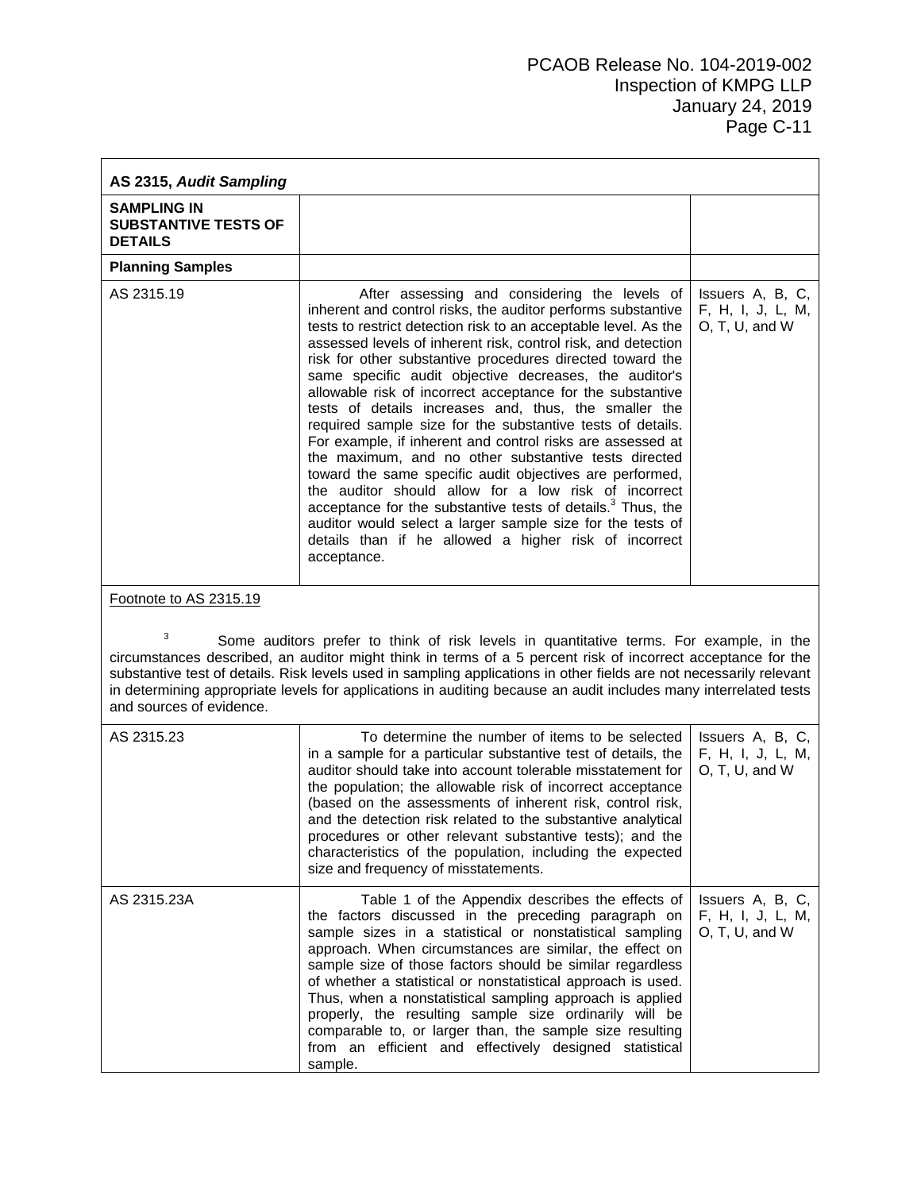| AS 2315, *Audit Sampling* | | |
|---|---|---|
| **SAMPLING IN SUBSTANTIVE TESTS OF DETAILS** | | |
| **Planning Samples** | | |
| AS 2315.19 | After assessing and considering the levels of inherent and control risks, the auditor performs substantive tests to restrict detection risk to an acceptable level. As the assessed levels of inherent risk, control risk, and detection risk for other substantive procedures directed toward the same specific audit objective decreases, the auditor's allowable risk of incorrect acceptance for the substantive tests of details increases and, thus, the smaller the required sample size for the substantive tests of details. For example, if inherent and control risks are assessed at the maximum, and no other substantive tests directed toward the same specific audit objectives are performed, the auditor should allow for a low risk of incorrect acceptance for the substantive tests of details.[3] Thus, the auditor would select a larger sample size for the tests of details than if he allowed a higher risk of incorrect acceptance. | Issuers A, B, C, F, H, I, J, L, M, O, T, U, and W |

Footnote to AS 2315.19

[3] Some auditors prefer to think of risk levels in quantitative terms. For example, in the circumstances described, an auditor might think in terms of a 5 percent risk of incorrect acceptance for the substantive test of details. Risk levels used in sampling applications in other fields are not necessarily relevant in determining appropriate levels for applications in auditing because an audit includes many interrelated tests and sources of evidence.

| | | |
|---|---|---|
| AS 2315.23 | To determine the number of items to be selected in a sample for a particular substantive test of details, the auditor should take into account tolerable misstatement for the population; the allowable risk of incorrect acceptance (based on the assessments of inherent risk, control risk, and the detection risk related to the substantive analytical procedures or other relevant substantive tests); and the characteristics of the population, including the expected size and frequency of misstatements. | Issuers A, B, C, F, H, I, J, L, M, O, T, U, and W |
| AS 2315.23A | Table 1 of the Appendix describes the effects of the factors discussed in the preceding paragraph on sample sizes in a statistical or nonstatistical sampling approach. When circumstances are similar, the effect on sample size of those factors should be similar regardless of whether a statistical or nonstatistical approach is used. Thus, when a nonstatistical sampling approach is applied properly, the resulting sample size ordinarily will be comparable to, or larger than, the sample size resulting from an efficient and effectively designed statistical sample. | Issuers A, B, C, F, H, I, J, L, M, O, T, U, and W |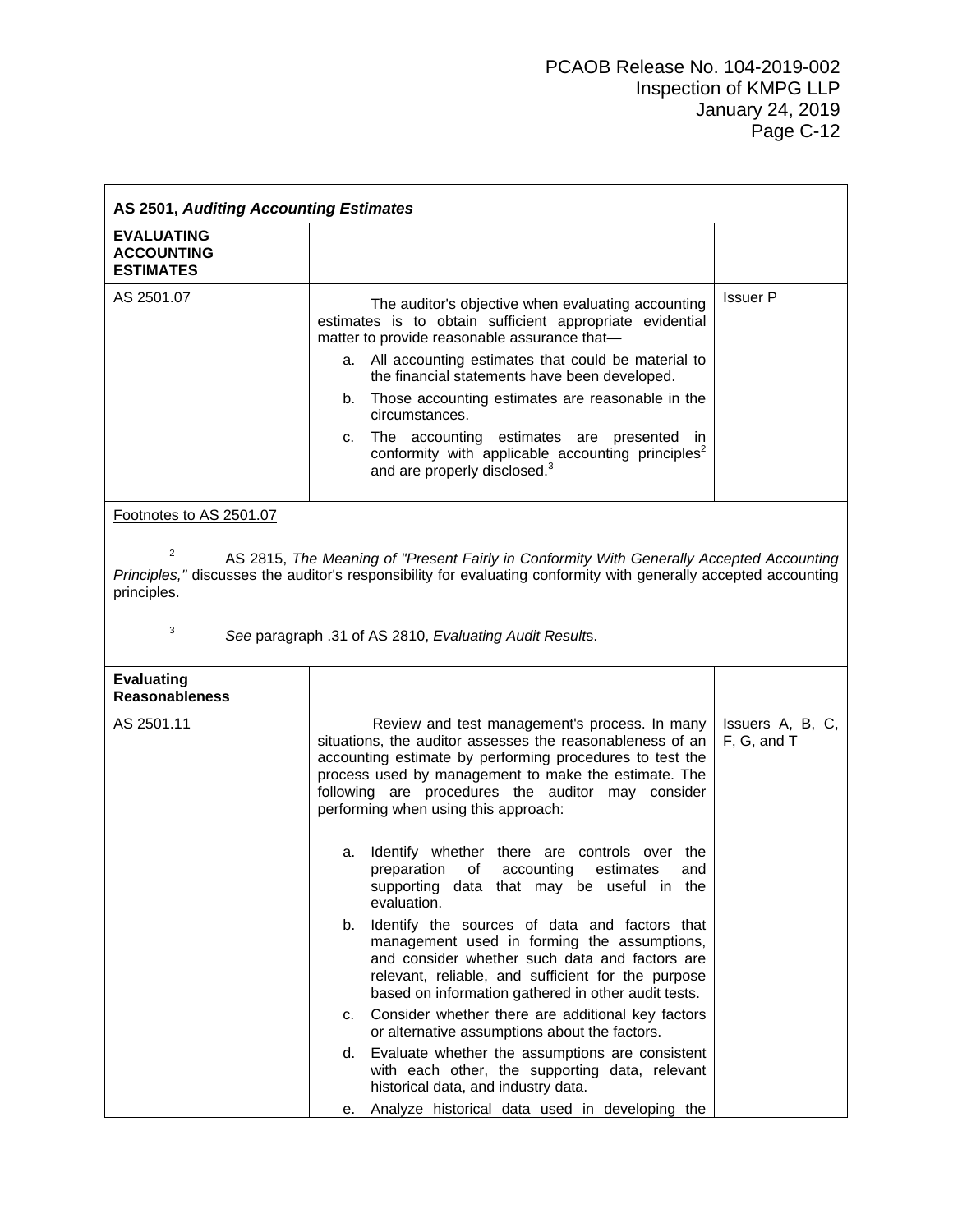| AS 2501, *Auditing Accounting Estimates* | | |
|---|---|---|
| **EVALUATING ACCOUNTING ESTIMATES** | | |
| AS 2501.07 | The auditor's objective when evaluating accounting estimates is to obtain sufficient appropriate evidential matter to provide reasonable assurance that—<br>a. All accounting estimates that could be material to the financial statements have been developed.<br>b. Those accounting estimates are reasonable in the circumstances.<br>c. The accounting estimates are presented in conformity with applicable accounting principles[2] and are properly disclosed.[3] | Issuer P |
| Footnotes to AS 2501.07<br><br>[2] AS 2815, *The Meaning of "Present Fairly in Conformity With Generally Accepted Accounting Principles,"* discusses the auditor's responsibility for evaluating conformity with generally accepted accounting principles.<br><br>[3] *See* paragraph .31 of AS 2810, *Evaluating Audit Results*. | | |
| **Evaluating Reasonableness** | | |
| AS 2501.11 | Review and test management's process. In many situations, the auditor assesses the reasonableness of an accounting estimate by performing procedures to test the process used by management to make the estimate. The following are procedures the auditor may consider performing when using this approach:<br>a. Identify whether there are controls over the preparation of accounting estimates and supporting data that may be useful in the evaluation.<br>b. Identify the sources of data and factors that management used in forming the assumptions, and consider whether such data and factors are relevant, reliable, and sufficient for the purpose based on information gathered in other audit tests.<br>c. Consider whether there are additional key factors or alternative assumptions about the factors.<br>d. Evaluate whether the assumptions are consistent with each other, the supporting data, relevant historical data, and industry data.<br>e. Analyze historical data used in developing the | Issuers A, B, C, F, G, and T |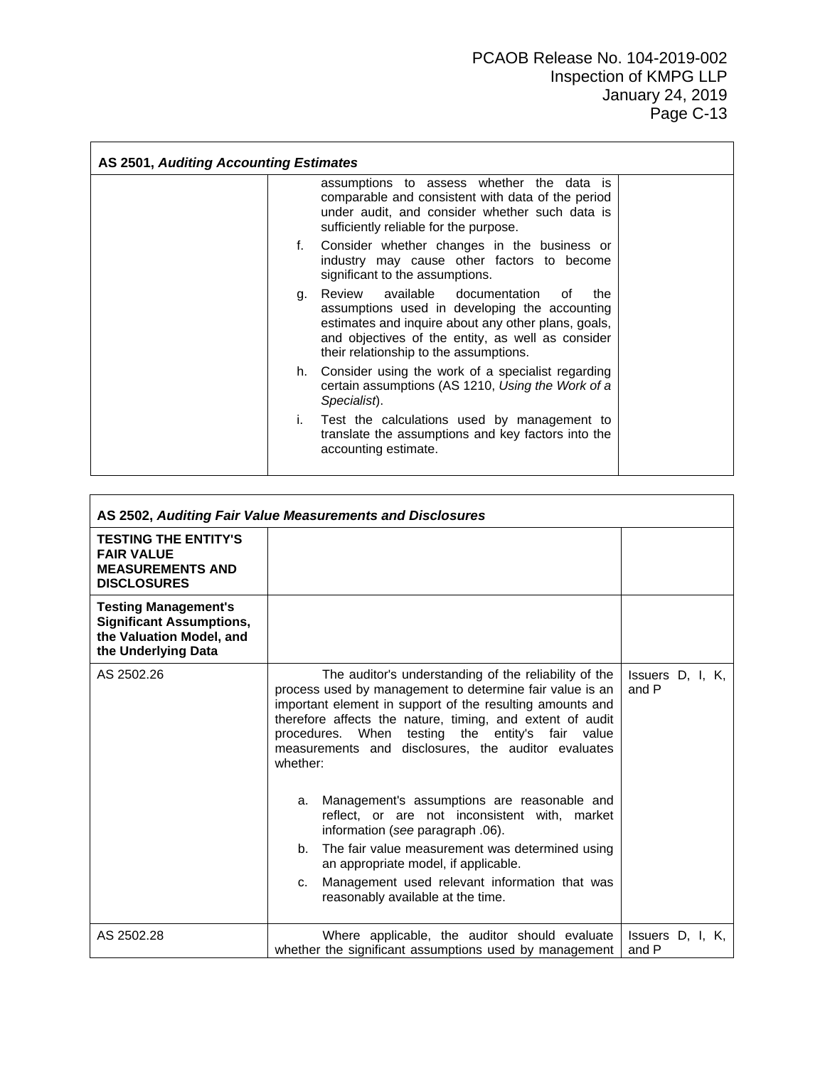| AS 2501, *Auditing Accounting Estimates* | | |
|---|---|---|
| | assumptions to assess whether the data is comparable and consistent with data of the period under audit, and consider whether such data is sufficiently reliable for the purpose.<br><br>f. Consider whether changes in the business or industry may cause other factors to become significant to the assumptions.<br><br>g. Review available documentation of the assumptions used in developing the accounting estimates and inquire about any other plans, goals, and objectives of the entity, as well as consider their relationship to the assumptions.<br><br>h. Consider using the work of a specialist regarding certain assumptions (AS 1210, *Using the Work of a Specialist*).<br><br>i. Test the calculations used by management to translate the assumptions and key factors into the accounting estimate. | |

| AS 2502, *Auditing Fair Value Measurements and Disclosures* | | |
|---|---|---|
| **TESTING THE ENTITY'S FAIR VALUE MEASUREMENTS AND DISCLOSURES** | | |
| **Testing Management's Significant Assumptions, the Valuation Model, and the Underlying Data** | | |
| AS 2502.26 | The auditor's understanding of the reliability of the process used by management to determine fair value is an important element in support of the resulting amounts and therefore affects the nature, timing, and extent of audit procedures. When testing the entity's fair value measurements and disclosures, the auditor evaluates whether:<br><br>a. Management's assumptions are reasonable and reflect, or are not inconsistent with, market information (*see* paragraph .06).<br><br>b. The fair value measurement was determined using an appropriate model, if applicable.<br><br>c. Management used relevant information that was reasonably available at the time. | Issuers D, I, K, and P |
| AS 2502.28 | Where applicable, the auditor should evaluate whether the significant assumptions used by management | Issuers D, I, K, and P |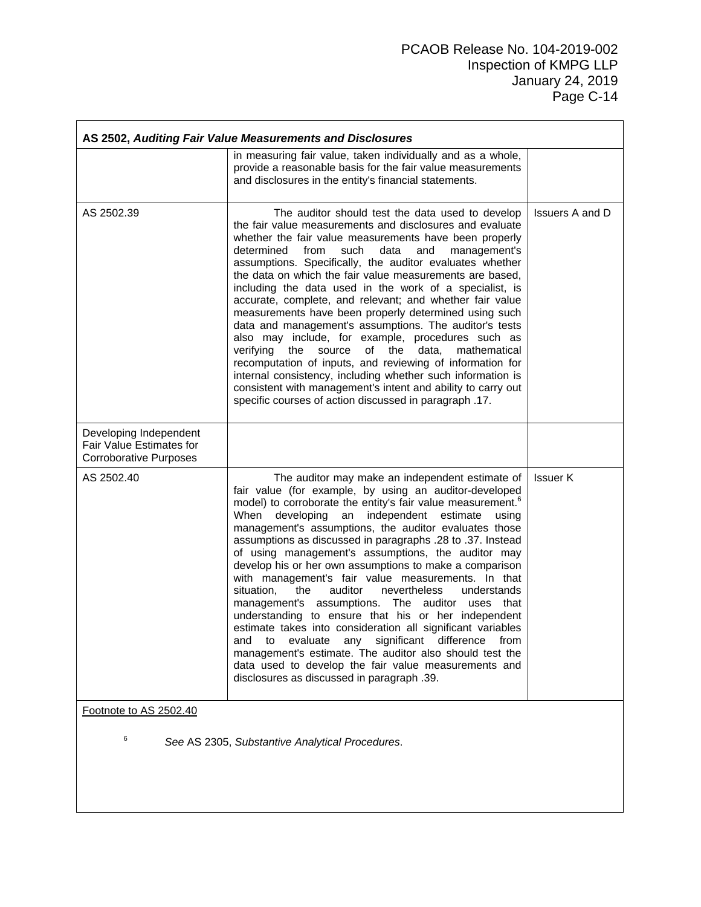| AS 2502, *Auditing Fair Value Measurements and Disclosures* | | |
|---|---|---|
| | in measuring fair value, taken individually and as a whole, provide a reasonable basis for the fair value measurements and disclosures in the entity's financial statements. | |
| AS 2502.39 | The auditor should test the data used to develop the fair value measurements and disclosures and evaluate whether the fair value measurements have been properly determined from such data and management's assumptions. Specifically, the auditor evaluates whether the data on which the fair value measurements are based, including the data used in the work of a specialist, is accurate, complete, and relevant; and whether fair value measurements have been properly determined using such data and management's assumptions. The auditor's tests also may include, for example, procedures such as verifying the source of the data, mathematical recomputation of inputs, and reviewing of information for internal consistency, including whether such information is consistent with management's intent and ability to carry out specific courses of action discussed in paragraph .17. | Issuers A and D |
| Developing Independent Fair Value Estimates for Corroborative Purposes | | |
| AS 2502.40 | The auditor may make an independent estimate of fair value (for example, by using an auditor-developed model) to corroborate the entity's fair value measurement.[6] When developing an independent estimate using management's assumptions, the auditor evaluates those assumptions as discussed in paragraphs .28 to .37. Instead of using management's assumptions, the auditor may develop his or her own assumptions to make a comparison with management's fair value measurements. In that situation, the auditor nevertheless understands management's assumptions. The auditor uses that understanding to ensure that his or her independent estimate takes into consideration all significant variables and to evaluate any significant difference from management's estimate. The auditor also should test the data used to develop the fair value measurements and disclosures as discussed in paragraph .39. | Issuer K |

Footnote to AS 2502.40

[6] *See* AS 2305, *Substantive Analytical Procedures*.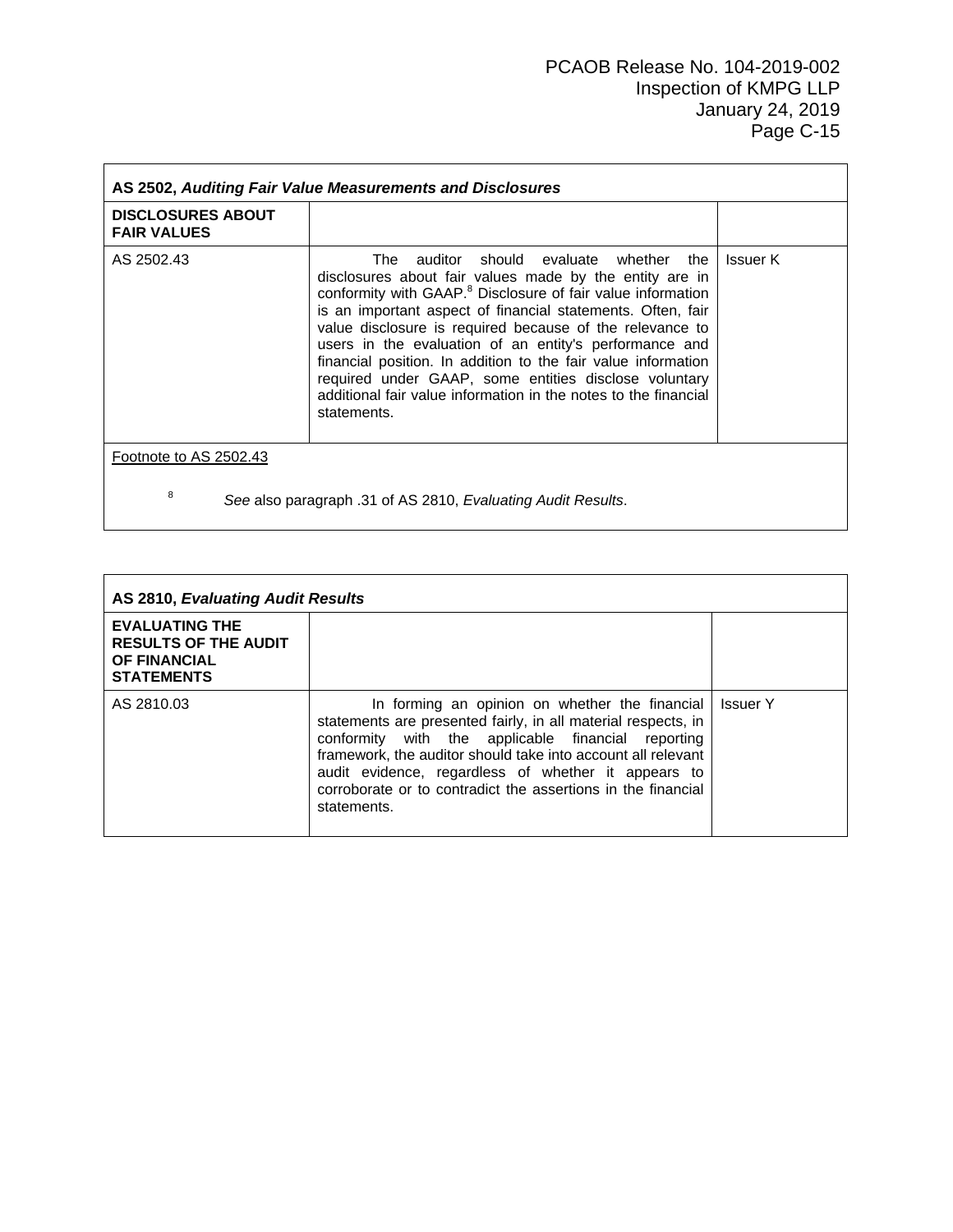| **AS 2502, *Auditing Fair Value Measurements and Disclosures*** | | |
|---|---|---|
| **DISCLOSURES ABOUT FAIR VALUES** | | |
| AS 2502.43 | The auditor should evaluate whether the disclosures about fair values made by the entity are in conformity with GAAP.[8] Disclosure of fair value information is an important aspect of financial statements. Often, fair value disclosure is required because of the relevance to users in the evaluation of an entity's performance and financial position. In addition to the fair value information required under GAAP, some entities disclose voluntary additional fair value information in the notes to the financial statements. | Issuer K |

Footnote to AS 2502.43

[8] *See* also paragraph .31 of AS 2810, *Evaluating Audit Results*.

| **AS 2810, *Evaluating Audit Results*** | | |
|---|---|---|
| **EVALUATING THE RESULTS OF THE AUDIT OF FINANCIAL STATEMENTS** | | |
| AS 2810.03 | In forming an opinion on whether the financial statements are presented fairly, in all material respects, in conformity with the applicable financial reporting framework, the auditor should take into account all relevant audit evidence, regardless of whether it appears to corroborate or to contradict the assertions in the financial statements. | Issuer Y |